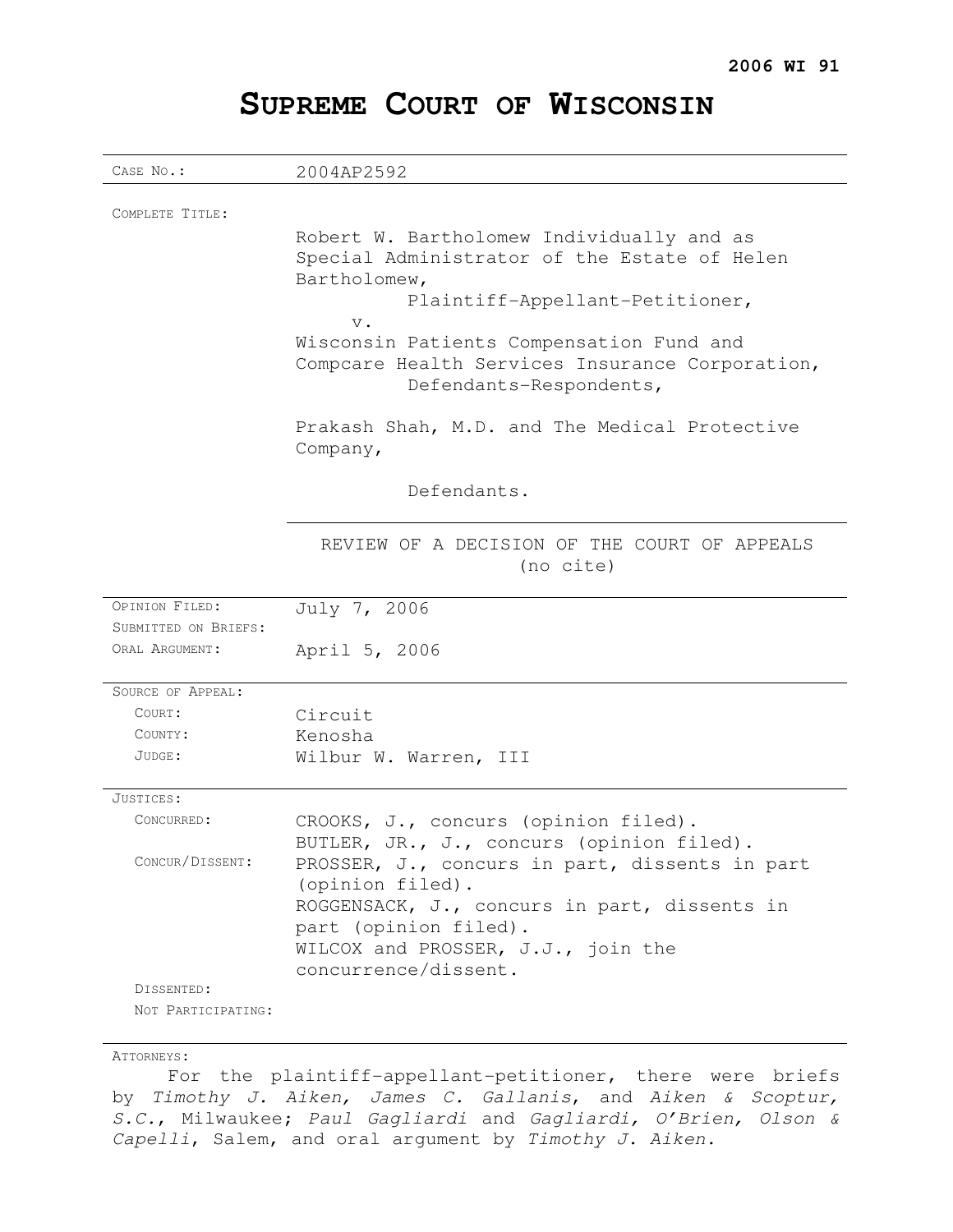**2006 WI 91**

# SUPREME COURT OF WISCONSIN

| | |
|---|---|
| CASE NO.: | 2004AP2592 |
| COMPLETE TITLE: | Robert W. Bartholomew Individually and as Special Administrator of the Estate of Helen Bartholomew,<br>Plaintiff-Appellant-Petitioner,<br>v.<br>Wisconsin Patients Compensation Fund and Compcare Health Services Insurance Corporation,<br>Defendants-Respondents,<br><br>Prakash Shah, M.D. and The Medical Protective Company,<br><br>Defendants. |
| | REVIEW OF A DECISION OF THE COURT OF APPEALS (no cite) |
| OPINION FILED: | July 7, 2006 |
| SUBMITTED ON BRIEFS: | |
| ORAL ARGUMENT: | April 5, 2006 |
| SOURCE OF APPEAL: | |
| COURT: | Circuit |
| COUNTY: | Kenosha |
| JUDGE: | Wilbur W. Warren, III |
| JUSTICES: | |
| CONCURRED: | CROOKS, J., concurs (opinion filed).<br>BUTLER, JR., J., concurs (opinion filed). |
| CONCUR/DISSENT: | PROSSER, J., concurs in part, dissents in part (opinion filed).<br>ROGGENSACK, J., concurs in part, dissents in part (opinion filed).<br>WILCOX and PROSSER, J.J., join the concurrence/dissent. |
| DISSENTED: | |
| NOT PARTICIPATING: | |

ATTORNEYS:

For the plaintiff-appellant-petitioner, there were briefs by *Timothy J. Aiken, James C. Gallanis*, and *Aiken & Scoptur, S.C.*, Milwaukee; *Paul Gagliardi* and *Gagliardi, O'Brien, Olson & Capelli*, Salem, and oral argument by *Timothy J. Aiken*.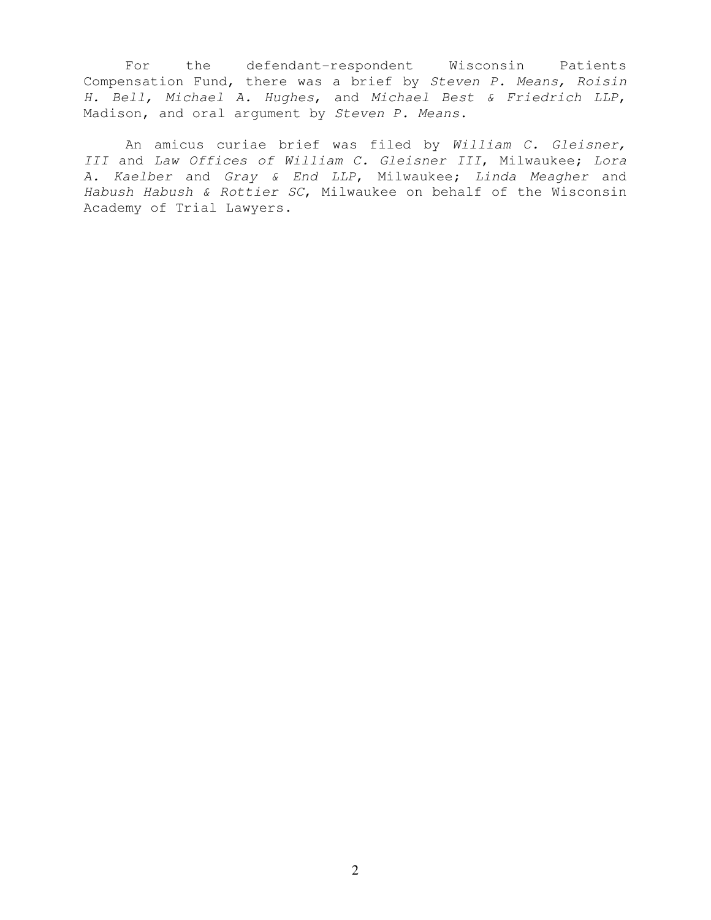For the defendant-respondent Wisconsin Patients Compensation Fund, there was a brief by *Steven P. Means, Roisin H. Bell, Michael A. Hughes*, and *Michael Best & Friedrich LLP*, Madison, and oral argument by *Steven P. Means*.

An amicus curiae brief was filed by *William C. Gleisner, III* and *Law Offices of William C. Gleisner III*, Milwaukee; *Lora A. Kaelber* and *Gray & End LLP*, Milwaukee; *Linda Meagher* and *Habush Habush & Rottier SC*, Milwaukee on behalf of the Wisconsin Academy of Trial Lawyers.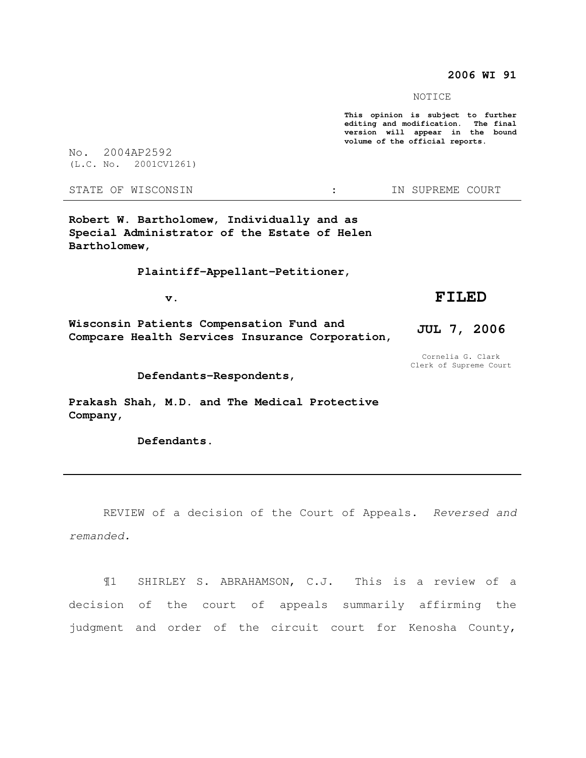**2006 WI 91**

NOTICE

**This opinion is subject to further editing and modification. The final version will appear in the bound volume of the official reports.**

No. 2004AP2592
(L.C. No. 2001CV1261)

STATE OF WISCONSIN : IN SUPREME COURT

---

**Robert W. Bartholomew, Individually and as Special Administrator of the Estate of Helen Bartholomew,**

**Plaintiff-Appellant-Petitioner,**

**v.**

**Wisconsin Patients Compensation Fund and Compcare Health Services Insurance Corporation,**

**Defendants-Respondents,**

**Prakash Shah, M.D. and The Medical Protective Company,**

**Defendants.**

**FILED**

**JUL 7, 2006**

Cornelia G. Clark
Clerk of Supreme Court

---

REVIEW of a decision of the Court of Appeals. *Reversed and remanded.*

¶1 SHIRLEY S. ABRAHAMSON, C.J. This is a review of a decision of the court of appeals summarily affirming the judgment and order of the circuit court for Kenosha County,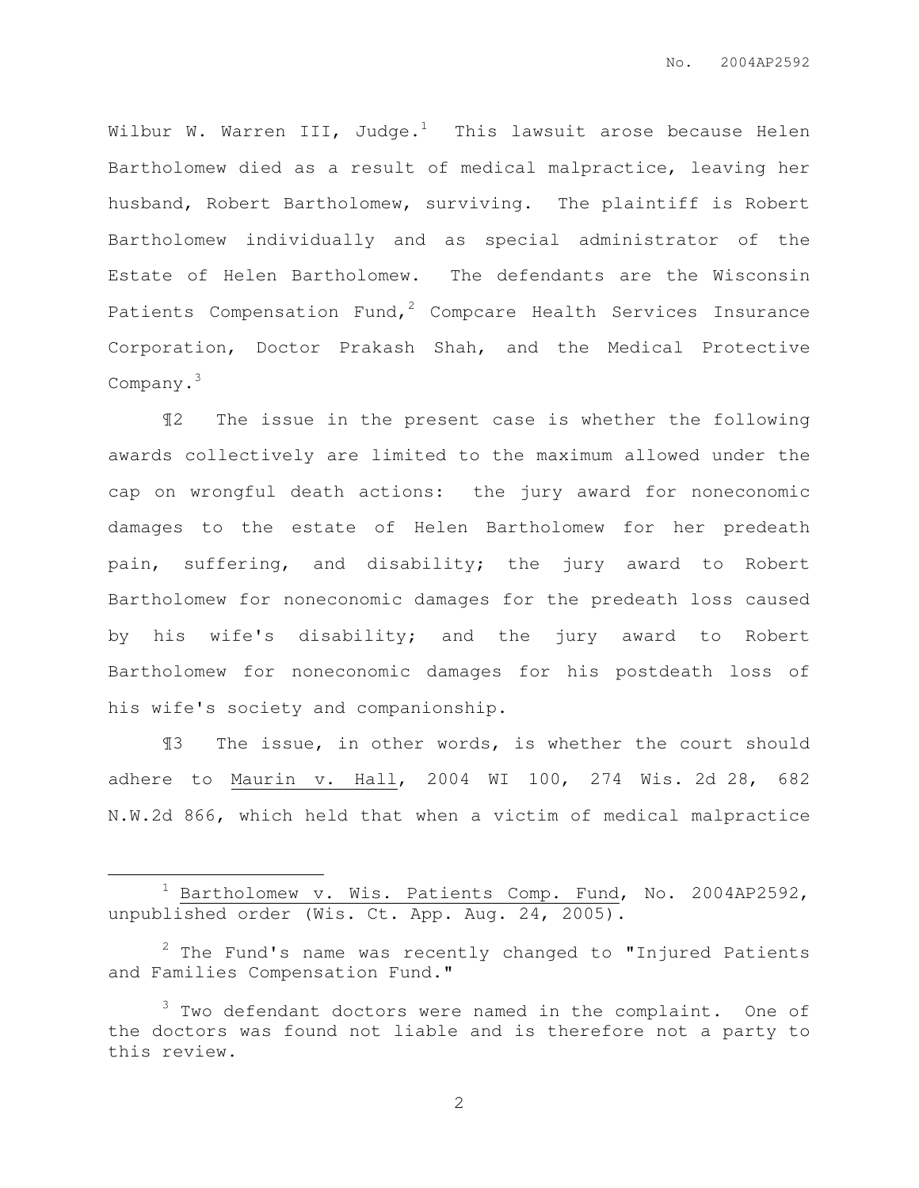Wilbur W. Warren III, Judge.[1] This lawsuit arose because Helen Bartholomew died as a result of medical malpractice, leaving her husband, Robert Bartholomew, surviving. The plaintiff is Robert Bartholomew individually and as special administrator of the Estate of Helen Bartholomew. The defendants are the Wisconsin Patients Compensation Fund,[2] Compcare Health Services Insurance Corporation, Doctor Prakash Shah, and the Medical Protective Company.[3]

¶2 The issue in the present case is whether the following awards collectively are limited to the maximum allowed under the cap on wrongful death actions: the jury award for noneconomic damages to the estate of Helen Bartholomew for her predeath pain, suffering, and disability; the jury award to Robert Bartholomew for noneconomic damages for the predeath loss caused by his wife's disability; and the jury award to Robert Bartholomew for noneconomic damages for his postdeath loss of his wife's society and companionship.

¶3 The issue, in other words, is whether the court should adhere to Maurin v. Hall, 2004 WI 100, 274 Wis. 2d 28, 682 N.W.2d 866, which held that when a victim of medical malpractice

---

[1] Bartholomew v. Wis. Patients Comp. Fund, No. 2004AP2592, unpublished order (Wis. Ct. App. Aug. 24, 2005).

[2] The Fund's name was recently changed to "Injured Patients and Families Compensation Fund."

[3] Two defendant doctors were named in the complaint. One of the doctors was found not liable and is therefore not a party to this review.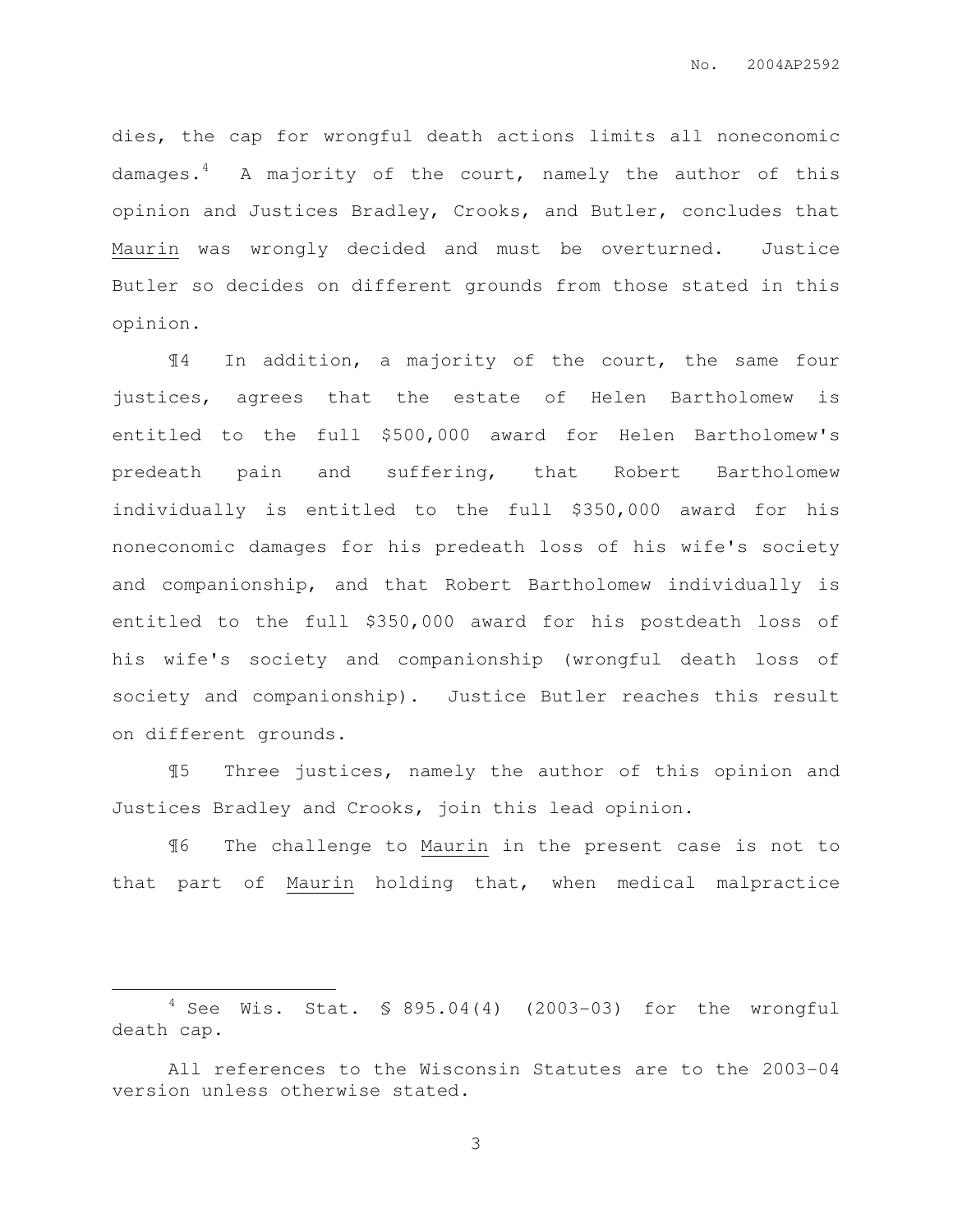dies, the cap for wrongful death actions limits all noneconomic damages.[4] A majority of the court, namely the author of this opinion and Justices Bradley, Crooks, and Butler, concludes that Maurin was wrongly decided and must be overturned. Justice Butler so decides on different grounds from those stated in this opinion.

¶4 In addition, a majority of the court, the same four justices, agrees that the estate of Helen Bartholomew is entitled to the full $500,000 award for Helen Bartholomew's predeath pain and suffering, that Robert Bartholomew individually is entitled to the full $350,000 award for his noneconomic damages for his predeath loss of his wife's society and companionship, and that Robert Bartholomew individually is entitled to the full $350,000 award for his postdeath loss of his wife's society and companionship (wrongful death loss of society and companionship). Justice Butler reaches this result on different grounds.

¶5 Three justices, namely the author of this opinion and Justices Bradley and Crooks, join this lead opinion.

¶6 The challenge to Maurin in the present case is not to that part of Maurin holding that, when medical malpractice

---

[4] See Wis. Stat. § 895.04(4) (2003-03) for the wrongful death cap.

All references to the Wisconsin Statutes are to the 2003-04 version unless otherwise stated.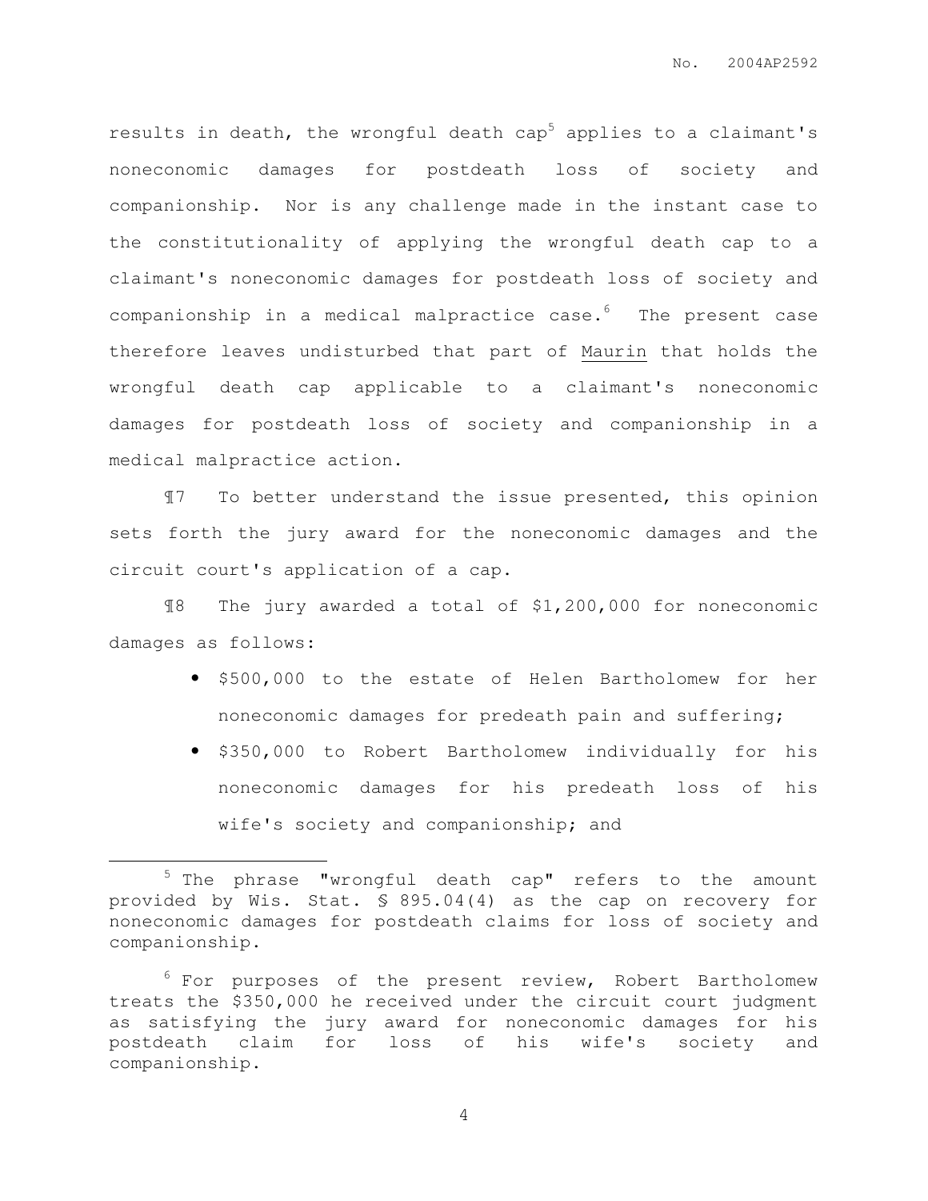results in death, the wrongful death cap[5] applies to a claimant's noneconomic damages for postdeath loss of society and companionship. Nor is any challenge made in the instant case to the constitutionality of applying the wrongful death cap to a claimant's noneconomic damages for postdeath loss of society and companionship in a medical malpractice case.[6] The present case therefore leaves undisturbed that part of Maurin that holds the wrongful death cap applicable to a claimant's noneconomic damages for postdeath loss of society and companionship in a medical malpractice action.

¶7 To better understand the issue presented, this opinion sets forth the jury award for the noneconomic damages and the circuit court's application of a cap.

¶8 The jury awarded a total of $1,200,000 for noneconomic damages as follows:

- $500,000 to the estate of Helen Bartholomew for her noneconomic damages for predeath pain and suffering;
- $350,000 to Robert Bartholomew individually for his noneconomic damages for his predeath loss of his wife's society and companionship; and

---

[5] The phrase "wrongful death cap" refers to the amount provided by Wis. Stat. § 895.04(4) as the cap on recovery for noneconomic damages for postdeath claims for loss of society and companionship.

[6] For purposes of the present review, Robert Bartholomew treats the $350,000 he received under the circuit court judgment as satisfying the jury award for noneconomic damages for his postdeath claim for loss of his wife's society and companionship.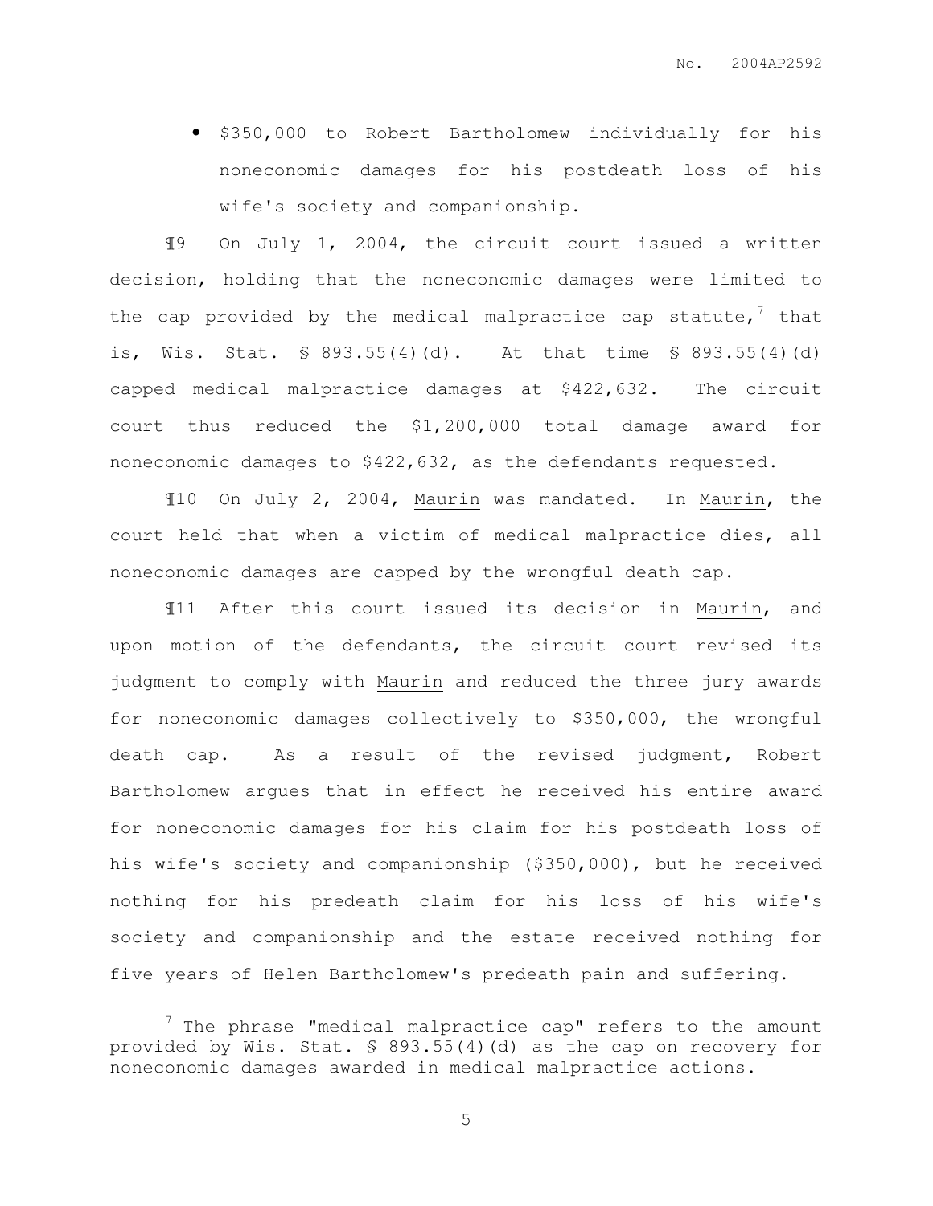- $350,000 to Robert Bartholomew individually for his noneconomic damages for his postdeath loss of his wife's society and companionship.

¶9 On July 1, 2004, the circuit court issued a written decision, holding that the noneconomic damages were limited to the cap provided by the medical malpractice cap statute,[7] that is, Wis. Stat. § 893.55(4)(d). At that time § 893.55(4)(d) capped medical malpractice damages at $422,632. The circuit court thus reduced the $1,200,000 total damage award for noneconomic damages to $422,632, as the defendants requested.

¶10 On July 2, 2004, Maurin was mandated. In Maurin, the court held that when a victim of medical malpractice dies, all noneconomic damages are capped by the wrongful death cap.

¶11 After this court issued its decision in Maurin, and upon motion of the defendants, the circuit court revised its judgment to comply with Maurin and reduced the three jury awards for noneconomic damages collectively to $350,000, the wrongful death cap. As a result of the revised judgment, Robert Bartholomew argues that in effect he received his entire award for noneconomic damages for his claim for his postdeath loss of his wife's society and companionship ($350,000), but he received nothing for his predeath claim for his loss of his wife's society and companionship and the estate received nothing for five years of Helen Bartholomew's predeath pain and suffering.

[7] The phrase "medical malpractice cap" refers to the amount provided by Wis. Stat. § 893.55(4)(d) as the cap on recovery for noneconomic damages awarded in medical malpractice actions.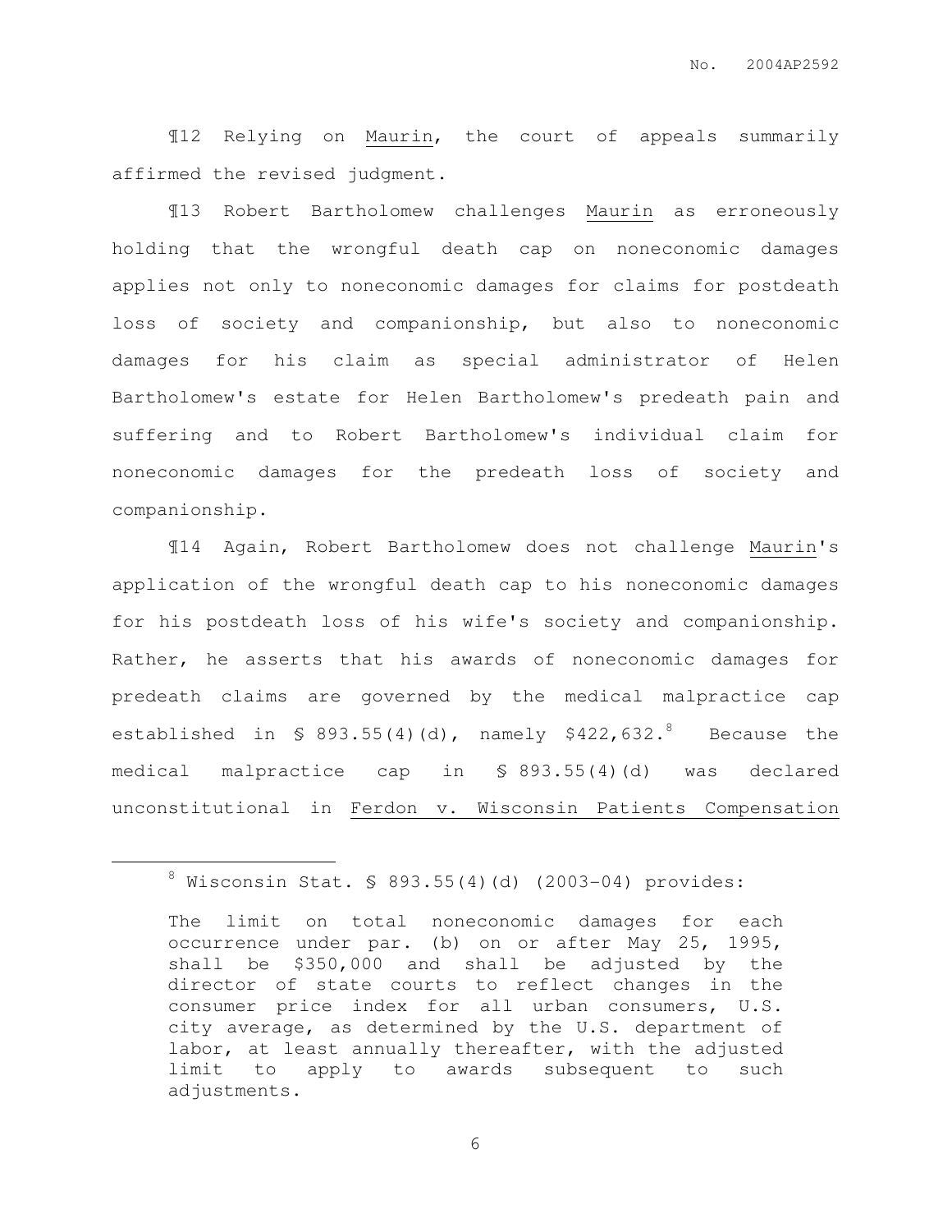¶12 Relying on Maurin, the court of appeals summarily affirmed the revised judgment.

¶13 Robert Bartholomew challenges Maurin as erroneously holding that the wrongful death cap on noneconomic damages applies not only to noneconomic damages for claims for postdeath loss of society and companionship, but also to noneconomic damages for his claim as special administrator of Helen Bartholomew's estate for Helen Bartholomew's predeath pain and suffering and to Robert Bartholomew's individual claim for noneconomic damages for the predeath loss of society and companionship.

¶14 Again, Robert Bartholomew does not challenge Maurin's application of the wrongful death cap to his noneconomic damages for his postdeath loss of his wife's society and companionship. Rather, he asserts that his awards of noneconomic damages for predeath claims are governed by the medical malpractice cap established in § 893.55(4)(d), namely $422,632.[8] Because the medical malpractice cap in § 893.55(4)(d) was declared unconstitutional in Ferdon v. Wisconsin Patients Compensation

---

[8] Wisconsin Stat. § 893.55(4)(d) (2003-04) provides:

> The limit on total noneconomic damages for each occurrence under par. (b) on or after May 25, 1995, shall be $350,000 and shall be adjusted by the director of state courts to reflect changes in the consumer price index for all urban consumers, U.S. city average, as determined by the U.S. department of labor, at least annually thereafter, with the adjusted limit to apply to awards subsequent to such adjustments.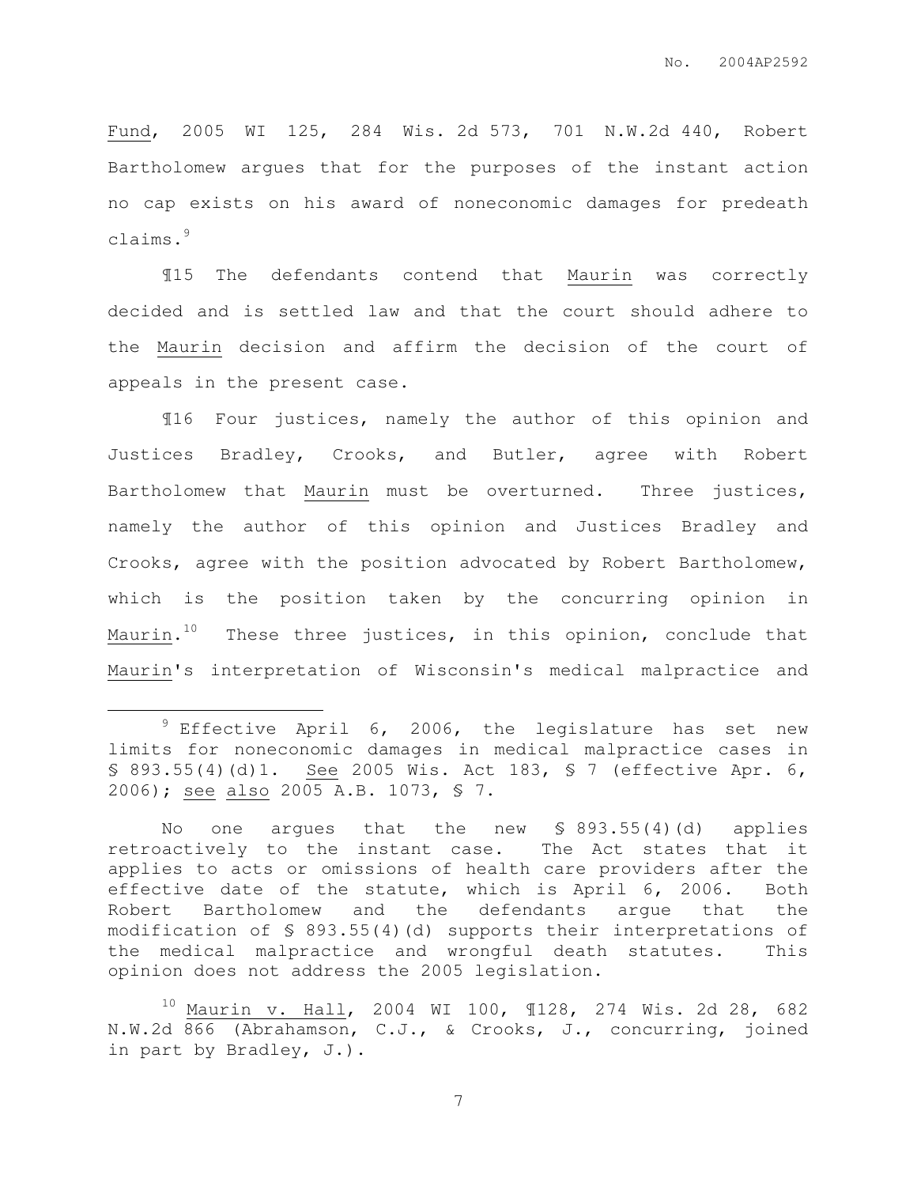Fund, 2005 WI 125, 284 Wis. 2d 573, 701 N.W.2d 440, Robert Bartholomew argues that for the purposes of the instant action no cap exists on his award of noneconomic damages for predeath claims.[9]

¶15 The defendants contend that Maurin was correctly decided and is settled law and that the court should adhere to the Maurin decision and affirm the decision of the court of appeals in the present case.

¶16 Four justices, namely the author of this opinion and Justices Bradley, Crooks, and Butler, agree with Robert Bartholomew that Maurin must be overturned. Three justices, namely the author of this opinion and Justices Bradley and Crooks, agree with the position advocated by Robert Bartholomew, which is the position taken by the concurring opinion in Maurin.[10] These three justices, in this opinion, conclude that Maurin's interpretation of Wisconsin's medical malpractice and

---

[9] Effective April 6, 2006, the legislature has set new limits for noneconomic damages in medical malpractice cases in § 893.55(4)(d)1. See 2005 Wis. Act 183, § 7 (effective Apr. 6, 2006); see also 2005 A.B. 1073, § 7.

No one argues that the new § 893.55(4)(d) applies retroactively to the instant case. The Act states that it applies to acts or omissions of health care providers after the effective date of the statute, which is April 6, 2006. Both Robert Bartholomew and the defendants argue that the modification of § 893.55(4)(d) supports their interpretations of the medical malpractice and wrongful death statutes. This opinion does not address the 2005 legislation.

[10] Maurin v. Hall, 2004 WI 100, ¶128, 274 Wis. 2d 28, 682 N.W.2d 866 (Abrahamson, C.J., & Crooks, J., concurring, joined in part by Bradley, J.).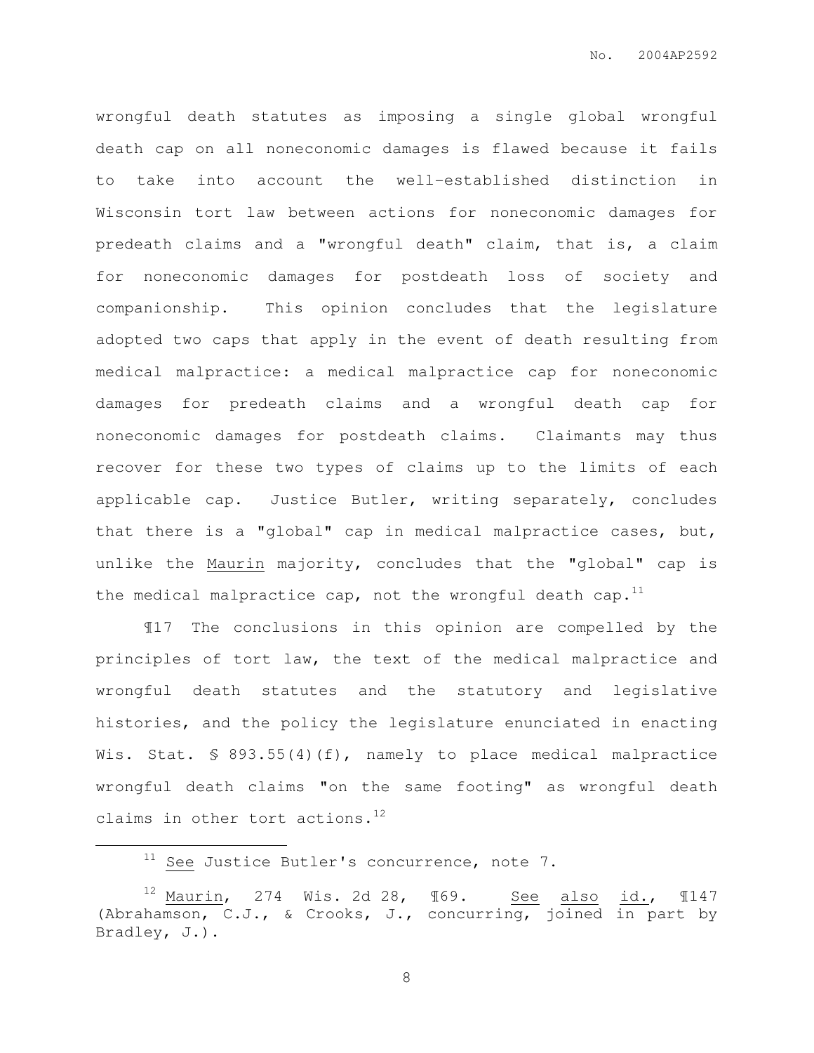wrongful death statutes as imposing a single global wrongful death cap on all noneconomic damages is flawed because it fails to take into account the well-established distinction in Wisconsin tort law between actions for noneconomic damages for predeath claims and a "wrongful death" claim, that is, a claim for noneconomic damages for postdeath loss of society and companionship. This opinion concludes that the legislature adopted two caps that apply in the event of death resulting from medical malpractice: a medical malpractice cap for noneconomic damages for predeath claims and a wrongful death cap for noneconomic damages for postdeath claims. Claimants may thus recover for these two types of claims up to the limits of each applicable cap. Justice Butler, writing separately, concludes that there is a "global" cap in medical malpractice cases, but, unlike the Maurin majority, concludes that the "global" cap is the medical malpractice cap, not the wrongful death cap.[11]

¶17 The conclusions in this opinion are compelled by the principles of tort law, the text of the medical malpractice and wrongful death statutes and the statutory and legislative histories, and the policy the legislature enunciated in enacting Wis. Stat. § 893.55(4)(f), namely to place medical malpractice wrongful death claims "on the same footing" as wrongful death claims in other tort actions.[12]

---

[11] See Justice Butler's concurrence, note 7.

[12] Maurin, 274 Wis. 2d 28, ¶69. See also id., ¶147 (Abrahamson, C.J., & Crooks, J., concurring, joined in part by Bradley, J.).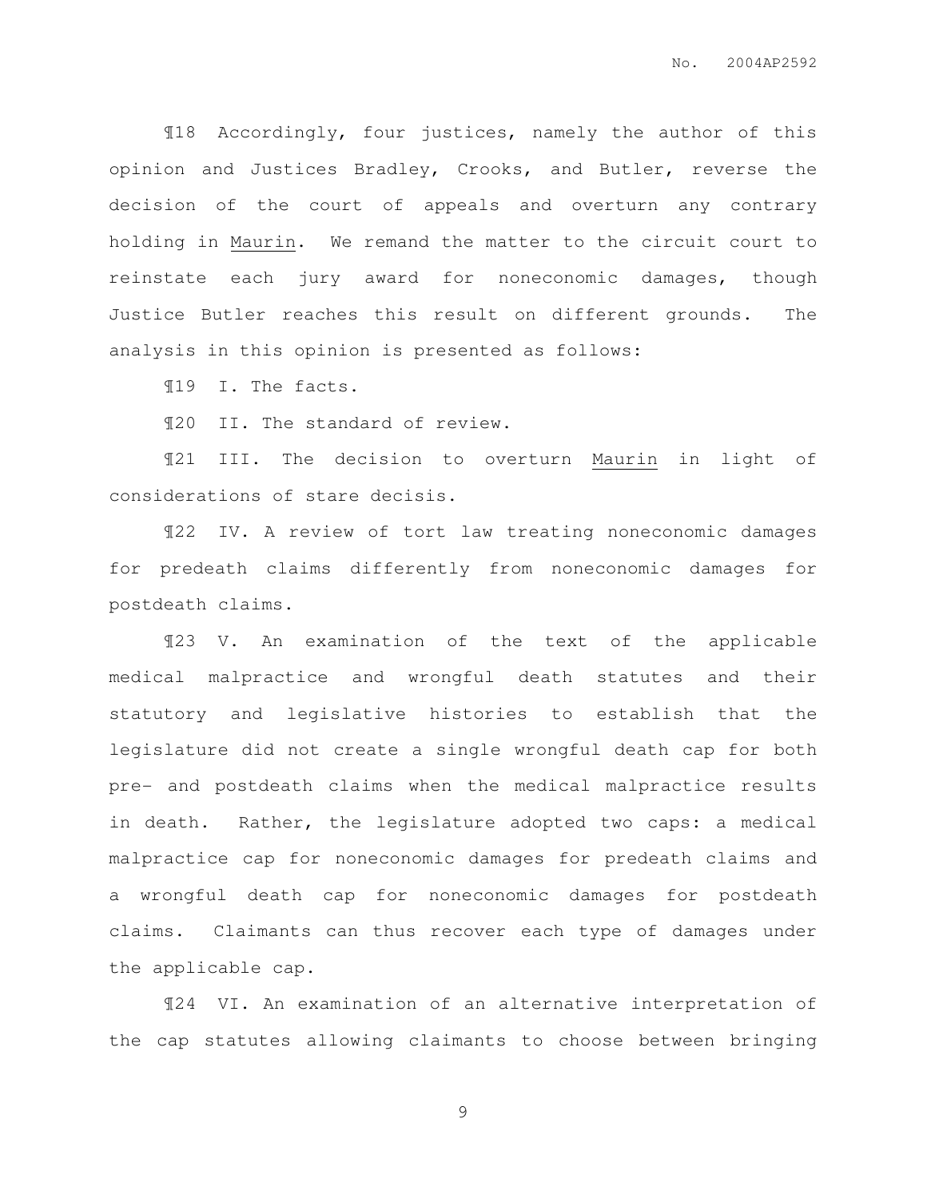¶18 Accordingly, four justices, namely the author of this opinion and Justices Bradley, Crooks, and Butler, reverse the decision of the court of appeals and overturn any contrary holding in Maurin. We remand the matter to the circuit court to reinstate each jury award for noneconomic damages, though Justice Butler reaches this result on different grounds. The analysis in this opinion is presented as follows:

¶19 I. The facts.

¶20 II. The standard of review.

¶21 III. The decision to overturn Maurin in light of considerations of stare decisis.

¶22 IV. A review of tort law treating noneconomic damages for predeath claims differently from noneconomic damages for postdeath claims.

¶23 V. An examination of the text of the applicable medical malpractice and wrongful death statutes and their statutory and legislative histories to establish that the legislature did not create a single wrongful death cap for both pre- and postdeath claims when the medical malpractice results in death. Rather, the legislature adopted two caps: a medical malpractice cap for noneconomic damages for predeath claims and a wrongful death cap for noneconomic damages for postdeath claims. Claimants can thus recover each type of damages under the applicable cap.

¶24 VI. An examination of an alternative interpretation of the cap statutes allowing claimants to choose between bringing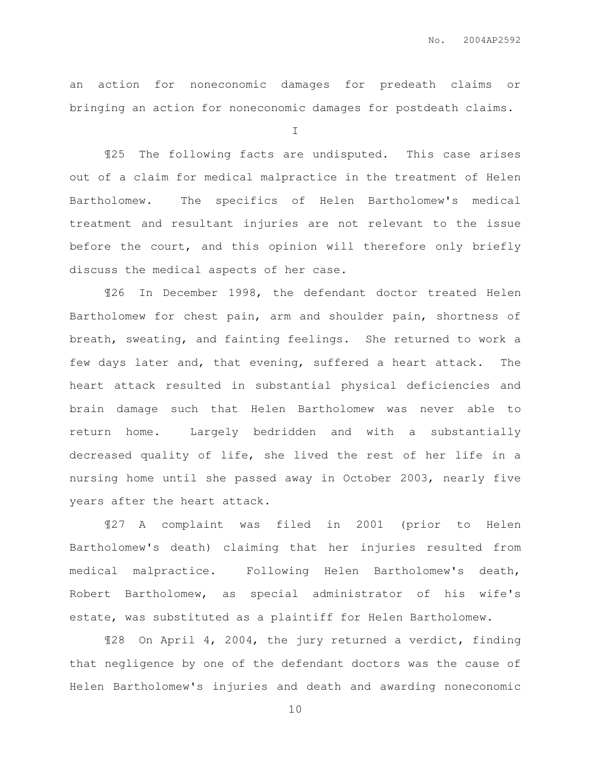an action for noneconomic damages for predeath claims or bringing an action for noneconomic damages for postdeath claims.

I

¶25 The following facts are undisputed. This case arises out of a claim for medical malpractice in the treatment of Helen Bartholomew. The specifics of Helen Bartholomew's medical treatment and resultant injuries are not relevant to the issue before the court, and this opinion will therefore only briefly discuss the medical aspects of her case.

¶26 In December 1998, the defendant doctor treated Helen Bartholomew for chest pain, arm and shoulder pain, shortness of breath, sweating, and fainting feelings. She returned to work a few days later and, that evening, suffered a heart attack. The heart attack resulted in substantial physical deficiencies and brain damage such that Helen Bartholomew was never able to return home. Largely bedridden and with a substantially decreased quality of life, she lived the rest of her life in a nursing home until she passed away in October 2003, nearly five years after the heart attack.

¶27 A complaint was filed in 2001 (prior to Helen Bartholomew's death) claiming that her injuries resulted from medical malpractice. Following Helen Bartholomew's death, Robert Bartholomew, as special administrator of his wife's estate, was substituted as a plaintiff for Helen Bartholomew.

¶28 On April 4, 2004, the jury returned a verdict, finding that negligence by one of the defendant doctors was the cause of Helen Bartholomew's injuries and death and awarding noneconomic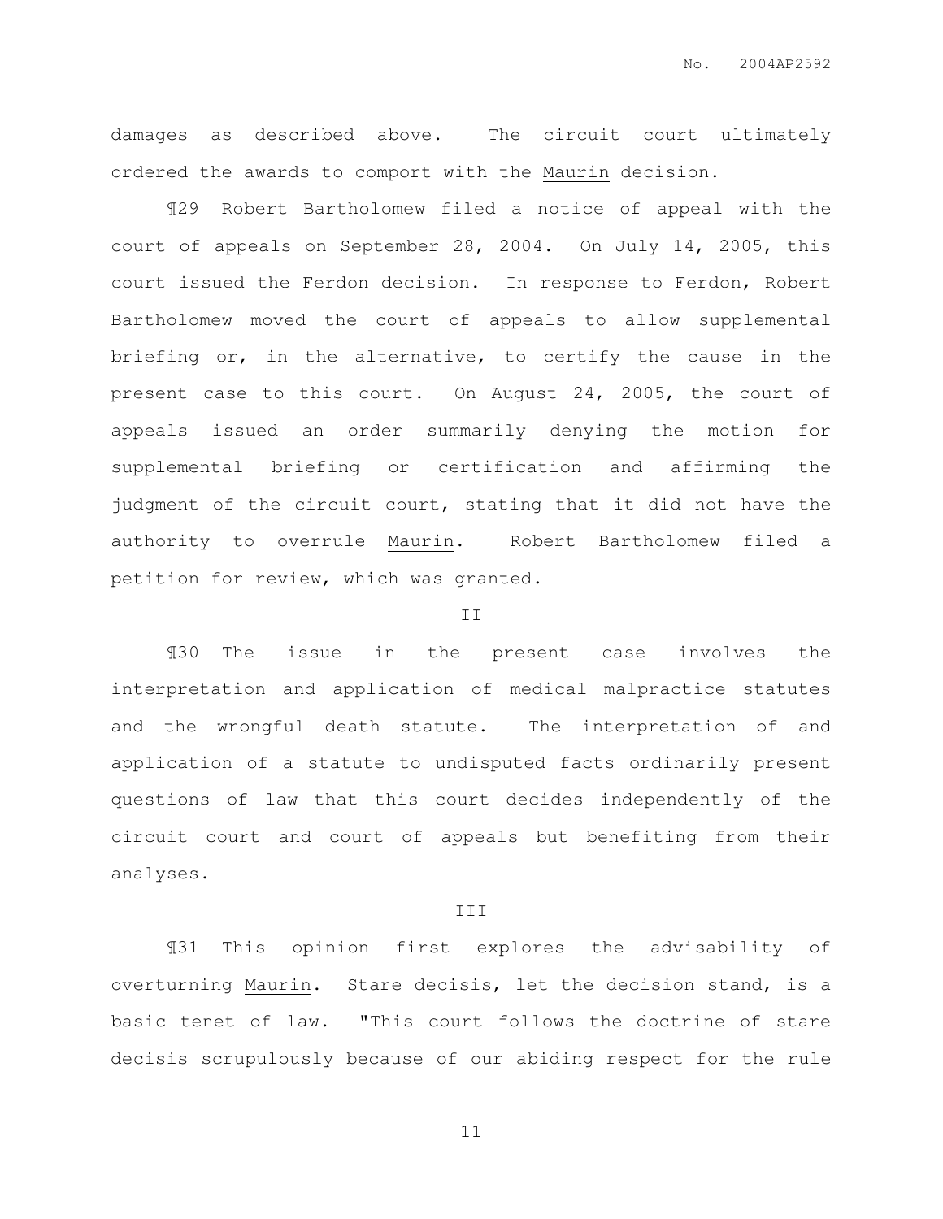damages as described above. The circuit court ultimately ordered the awards to comport with the Maurin decision.

¶29 Robert Bartholomew filed a notice of appeal with the court of appeals on September 28, 2004. On July 14, 2005, this court issued the Ferdon decision. In response to Ferdon, Robert Bartholomew moved the court of appeals to allow supplemental briefing or, in the alternative, to certify the cause in the present case to this court. On August 24, 2005, the court of appeals issued an order summarily denying the motion for supplemental briefing or certification and affirming the judgment of the circuit court, stating that it did not have the authority to overrule Maurin. Robert Bartholomew filed a petition for review, which was granted.

## II

¶30 The issue in the present case involves the interpretation and application of medical malpractice statutes and the wrongful death statute. The interpretation of and application of a statute to undisputed facts ordinarily present questions of law that this court decides independently of the circuit court and court of appeals but benefiting from their analyses.

## III

¶31 This opinion first explores the advisability of overturning Maurin. Stare decisis, let the decision stand, is a basic tenet of law. "This court follows the doctrine of stare decisis scrupulously because of our abiding respect for the rule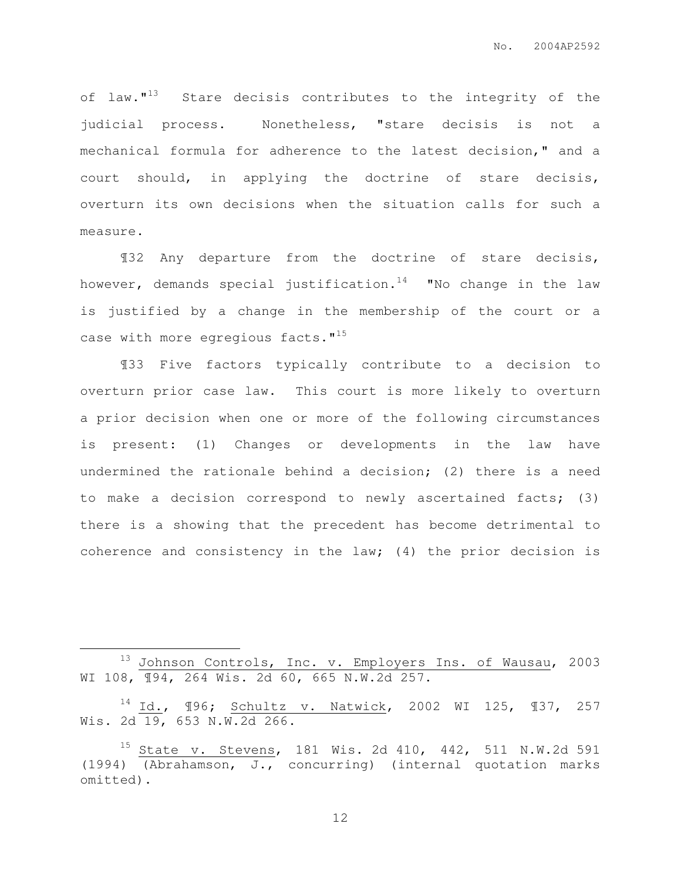of law."[13] Stare decisis contributes to the integrity of the judicial process. Nonetheless, "stare decisis is not a mechanical formula for adherence to the latest decision," and a court should, in applying the doctrine of stare decisis, overturn its own decisions when the situation calls for such a measure.

¶32 Any departure from the doctrine of stare decisis, however, demands special justification.[14] "No change in the law is justified by a change in the membership of the court or a case with more egregious facts."[15]

¶33 Five factors typically contribute to a decision to overturn prior case law. This court is more likely to overturn a prior decision when one or more of the following circumstances is present: (1) Changes or developments in the law have undermined the rationale behind a decision; (2) there is a need to make a decision correspond to newly ascertained facts; (3) there is a showing that the precedent has become detrimental to coherence and consistency in the law; (4) the prior decision is

---

[13] Johnson Controls, Inc. v. Employers Ins. of Wausau, 2003 WI 108, ¶94, 264 Wis. 2d 60, 665 N.W.2d 257.

[14] Id., ¶96; Schultz v. Natwick, 2002 WI 125, ¶37, 257 Wis. 2d 19, 653 N.W.2d 266.

[15] State v. Stevens, 181 Wis. 2d 410, 442, 511 N.W.2d 591 (1994) (Abrahamson, J., concurring) (internal quotation marks omitted).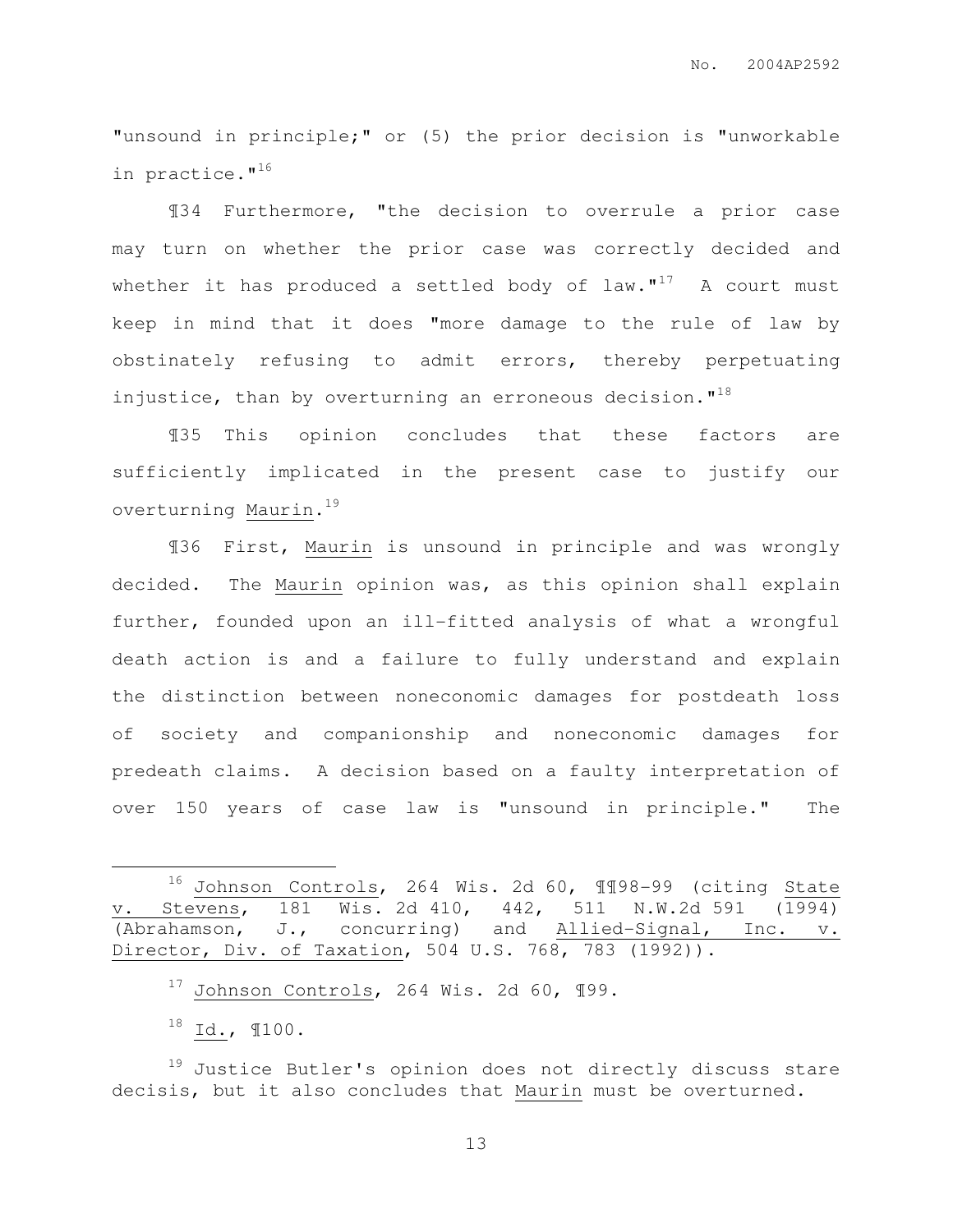"unsound in principle;" or (5) the prior decision is "unworkable in practice."[16]

¶34 Furthermore, "the decision to overrule a prior case may turn on whether the prior case was correctly decided and whether it has produced a settled body of law."[17] A court must keep in mind that it does "more damage to the rule of law by obstinately refusing to admit errors, thereby perpetuating injustice, than by overturning an erroneous decision."[18]

¶35 This opinion concludes that these factors are sufficiently implicated in the present case to justify our overturning Maurin.[19]

¶36 First, Maurin is unsound in principle and was wrongly decided. The Maurin opinion was, as this opinion shall explain further, founded upon an ill-fitted analysis of what a wrongful death action is and a failure to fully understand and explain the distinction between noneconomic damages for postdeath loss of society and companionship and noneconomic damages for predeath claims. A decision based on a faulty interpretation of over 150 years of case law is "unsound in principle." The

---

[16] Johnson Controls, 264 Wis. 2d 60, ¶¶98-99 (citing State v. Stevens, 181 Wis. 2d 410, 442, 511 N.W.2d 591 (1994) (Abrahamson, J., concurring) and Allied-Signal, Inc. v. Director, Div. of Taxation, 504 U.S. 768, 783 (1992)).

[17] Johnson Controls, 264 Wis. 2d 60, ¶99.

[18] Id., ¶100.

[19] Justice Butler's opinion does not directly discuss stare decisis, but it also concludes that Maurin must be overturned.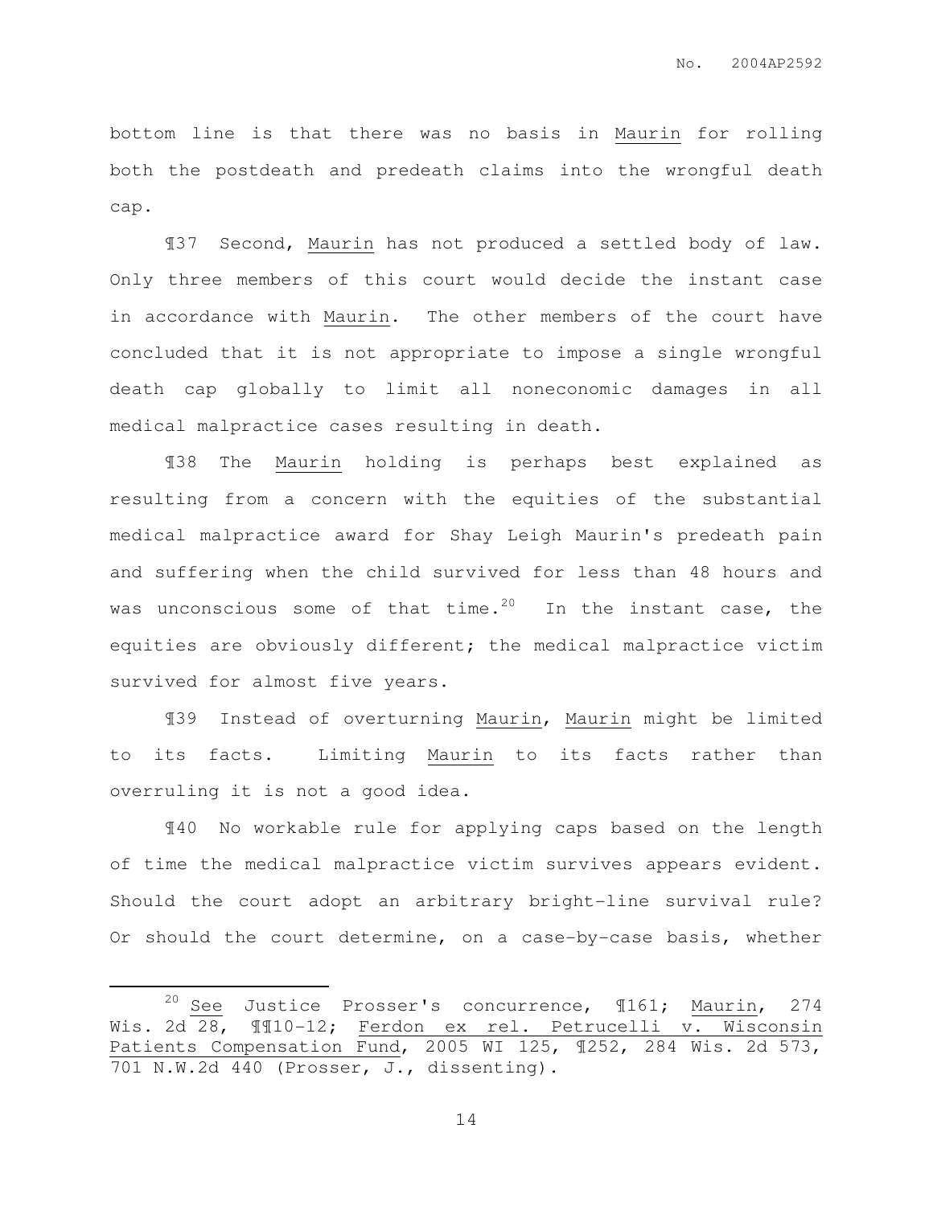bottom line is that there was no basis in Maurin for rolling both the postdeath and predeath claims into the wrongful death cap.

¶37 Second, Maurin has not produced a settled body of law. Only three members of this court would decide the instant case in accordance with Maurin. The other members of the court have concluded that it is not appropriate to impose a single wrongful death cap globally to limit all noneconomic damages in all medical malpractice cases resulting in death.

¶38 The Maurin holding is perhaps best explained as resulting from a concern with the equities of the substantial medical malpractice award for Shay Leigh Maurin's predeath pain and suffering when the child survived for less than 48 hours and was unconscious some of that time.[20] In the instant case, the equities are obviously different; the medical malpractice victim survived for almost five years.

¶39 Instead of overturning Maurin, Maurin might be limited to its facts. Limiting Maurin to its facts rather than overruling it is not a good idea.

¶40 No workable rule for applying caps based on the length of time the medical malpractice victim survives appears evident. Should the court adopt an arbitrary bright-line survival rule? Or should the court determine, on a case-by-case basis, whether

---

[20] See Justice Prosser's concurrence, ¶161; Maurin, 274 Wis. 2d 28, ¶¶10-12; Ferdon ex rel. Petrucelli v. Wisconsin Patients Compensation Fund, 2005 WI 125, ¶252, 284 Wis. 2d 573, 701 N.W.2d 440 (Prosser, J., dissenting).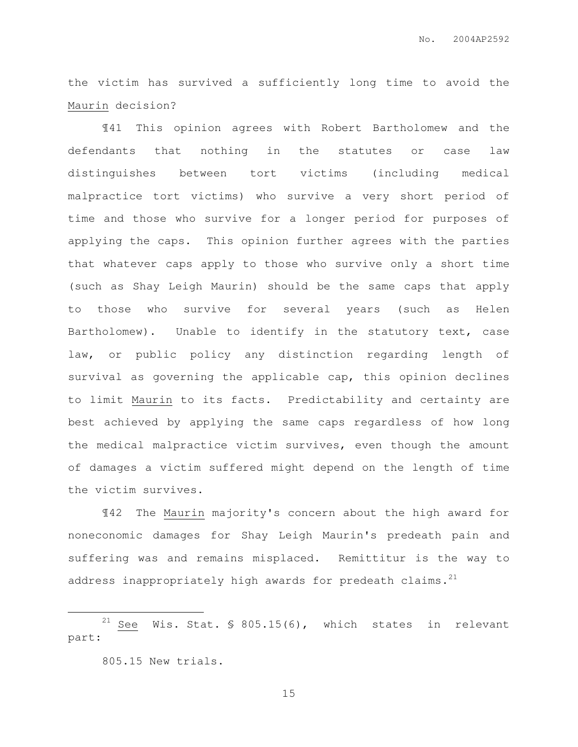the victim has survived a sufficiently long time to avoid the Maurin decision?

¶41 This opinion agrees with Robert Bartholomew and the defendants that nothing in the statutes or case law distinguishes between tort victims (including medical malpractice tort victims) who survive a very short period of time and those who survive for a longer period for purposes of applying the caps. This opinion further agrees with the parties that whatever caps apply to those who survive only a short time (such as Shay Leigh Maurin) should be the same caps that apply to those who survive for several years (such as Helen Bartholomew). Unable to identify in the statutory text, case law, or public policy any distinction regarding length of survival as governing the applicable cap, this opinion declines to limit Maurin to its facts. Predictability and certainty are best achieved by applying the same caps regardless of how long the medical malpractice victim survives, even though the amount of damages a victim suffered might depend on the length of time the victim survives.

¶42 The Maurin majority's concern about the high award for noneconomic damages for Shay Leigh Maurin's predeath pain and suffering was and remains misplaced. Remittitur is the way to address inappropriately high awards for predeath claims.[21]

---

[21] See Wis. Stat. § 805.15(6), which states in relevant part:

805.15 New trials.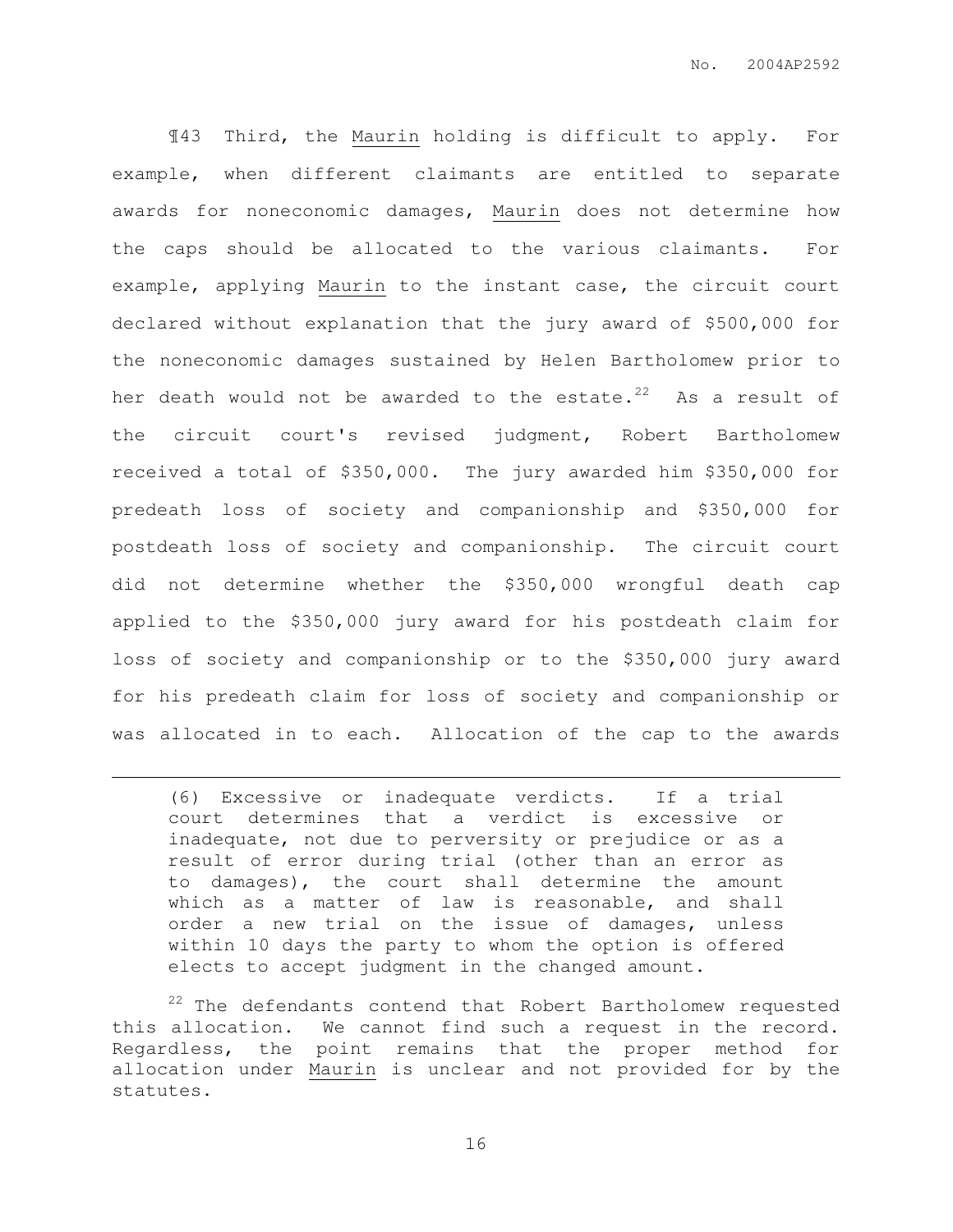¶43 Third, the Maurin holding is difficult to apply. For example, when different claimants are entitled to separate awards for noneconomic damages, Maurin does not determine how the caps should be allocated to the various claimants. For example, applying Maurin to the instant case, the circuit court declared without explanation that the jury award of $500,000 for the noneconomic damages sustained by Helen Bartholomew prior to her death would not be awarded to the estate.[22] As a result of the circuit court's revised judgment, Robert Bartholomew received a total of $350,000. The jury awarded him $350,000 for predeath loss of society and companionship and $350,000 for postdeath loss of society and companionship. The circuit court did not determine whether the $350,000 wrongful death cap applied to the $350,000 jury award for his postdeath claim for loss of society and companionship or to the $350,000 jury award for his predeath claim for loss of society and companionship or was allocated in to each. Allocation of the cap to the awards

---

> (6) Excessive or inadequate verdicts. If a trial court determines that a verdict is excessive or inadequate, not due to perversity or prejudice or as a result of error during trial (other than an error as to damages), the court shall determine the amount which as a matter of law is reasonable, and shall order a new trial on the issue of damages, unless within 10 days the party to whom the option is offered elects to accept judgment in the changed amount.

[22] The defendants contend that Robert Bartholomew requested this allocation. We cannot find such a request in the record. Regardless, the point remains that the proper method for allocation under Maurin is unclear and not provided for by the statutes.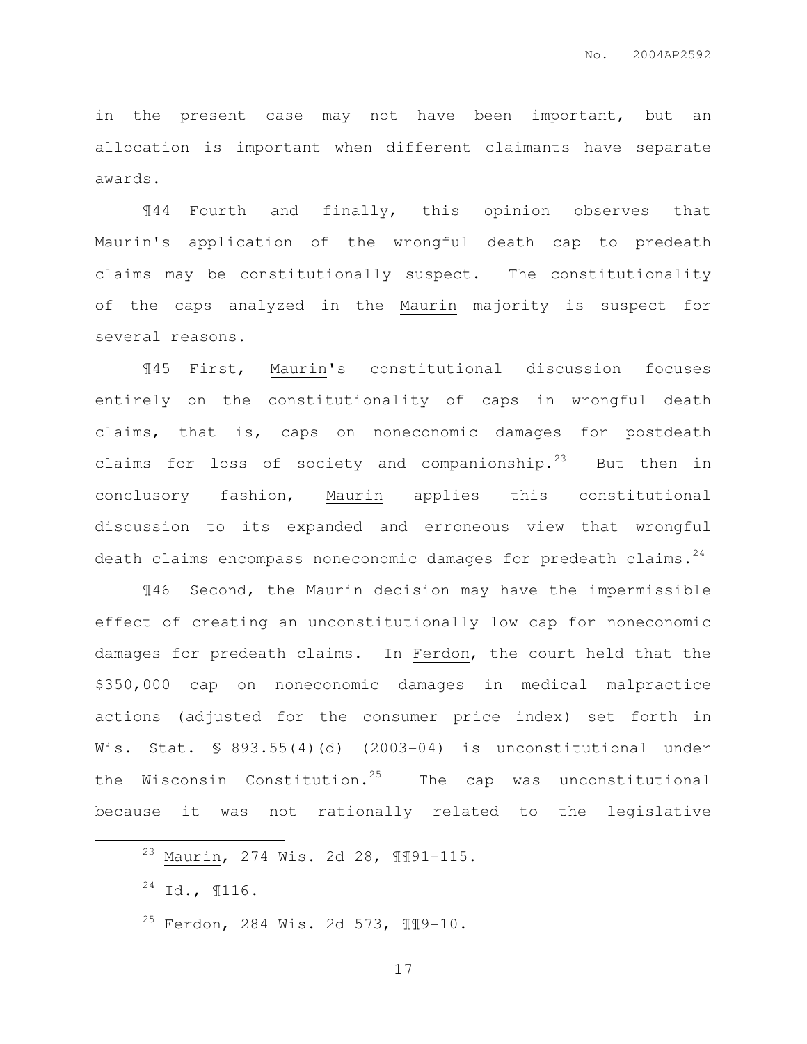in the present case may not have been important, but an allocation is important when different claimants have separate awards.

¶44 Fourth and finally, this opinion observes that Maurin's application of the wrongful death cap to predeath claims may be constitutionally suspect. The constitutionality of the caps analyzed in the Maurin majority is suspect for several reasons.

¶45 First, Maurin's constitutional discussion focuses entirely on the constitutionality of caps in wrongful death claims, that is, caps on noneconomic damages for postdeath claims for loss of society and companionship.[23] But then in conclusory fashion, Maurin applies this constitutional discussion to its expanded and erroneous view that wrongful death claims encompass noneconomic damages for predeath claims.[24]

¶46 Second, the Maurin decision may have the impermissible effect of creating an unconstitutionally low cap for noneconomic damages for predeath claims. In Ferdon, the court held that the $350,000 cap on noneconomic damages in medical malpractice actions (adjusted for the consumer price index) set forth in Wis. Stat. § 893.55(4)(d) (2003-04) is unconstitutional under the Wisconsin Constitution.[25] The cap was unconstitutional because it was not rationally related to the legislative

---

[23] Maurin, 274 Wis. 2d 28, ¶¶91-115.

[24] Id., ¶116.

[25] Ferdon, 284 Wis. 2d 573, ¶¶9-10.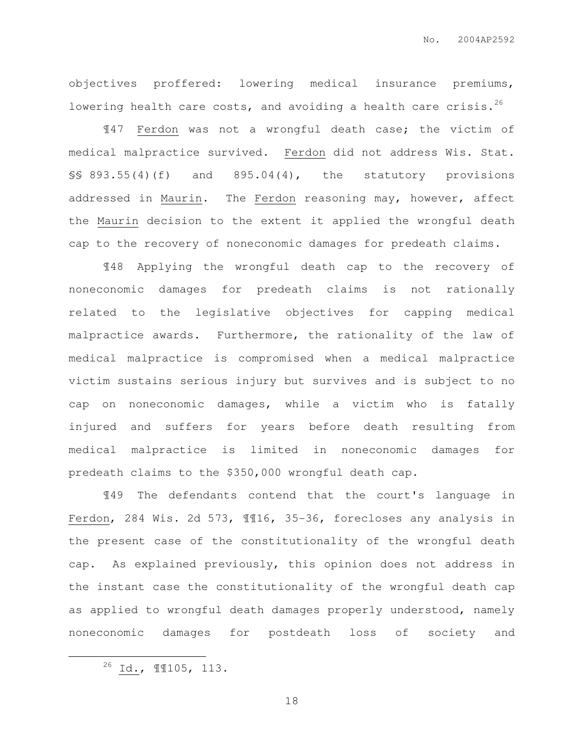objectives proffered: lowering medical insurance premiums, lowering health care costs, and avoiding a health care crisis.[26]

¶47 Ferdon was not a wrongful death case; the victim of medical malpractice survived. Ferdon did not address Wis. Stat. §§ 893.55(4)(f) and 895.04(4), the statutory provisions addressed in Maurin. The Ferdon reasoning may, however, affect the Maurin decision to the extent it applied the wrongful death cap to the recovery of noneconomic damages for predeath claims.

¶48 Applying the wrongful death cap to the recovery of noneconomic damages for predeath claims is not rationally related to the legislative objectives for capping medical malpractice awards. Furthermore, the rationality of the law of medical malpractice is compromised when a medical malpractice victim sustains serious injury but survives and is subject to no cap on noneconomic damages, while a victim who is fatally injured and suffers for years before death resulting from medical malpractice is limited in noneconomic damages for predeath claims to the $350,000 wrongful death cap.

¶49 The defendants contend that the court's language in Ferdon, 284 Wis. 2d 573, ¶¶16, 35-36, forecloses any analysis in the present case of the constitutionality of the wrongful death cap. As explained previously, this opinion does not address in the instant case the constitutionality of the wrongful death cap as applied to wrongful death damages properly understood, namely noneconomic damages for postdeath loss of society and

---

[26] Id., ¶¶105, 113.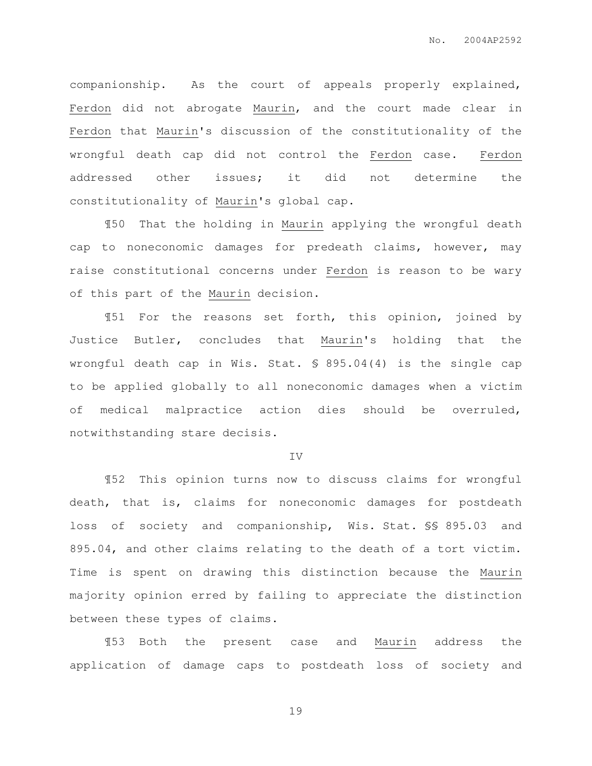companionship. As the court of appeals properly explained, _Ferdon_ did not abrogate _Maurin_, and the court made clear in _Ferdon_ that _Maurin_'s discussion of the constitutionality of the wrongful death cap did not control the _Ferdon_ case. _Ferdon_ addressed other issues; it did not determine the constitutionality of _Maurin_'s global cap.

¶50 That the holding in _Maurin_ applying the wrongful death cap to noneconomic damages for predeath claims, however, may raise constitutional concerns under _Ferdon_ is reason to be wary of this part of the _Maurin_ decision.

¶51 For the reasons set forth, this opinion, joined by Justice Butler, concludes that _Maurin_'s holding that the wrongful death cap in Wis. Stat. § 895.04(4) is the single cap to be applied globally to all noneconomic damages when a victim of medical malpractice action dies should be overruled, notwithstanding stare decisis.

## IV

¶52 This opinion turns now to discuss claims for wrongful death, that is, claims for noneconomic damages for postdeath loss of society and companionship, Wis. Stat. §§ 895.03 and 895.04, and other claims relating to the death of a tort victim. Time is spent on drawing this distinction because the _Maurin_ majority opinion erred by failing to appreciate the distinction between these types of claims.

¶53 Both the present case and _Maurin_ address the application of damage caps to postdeath loss of society and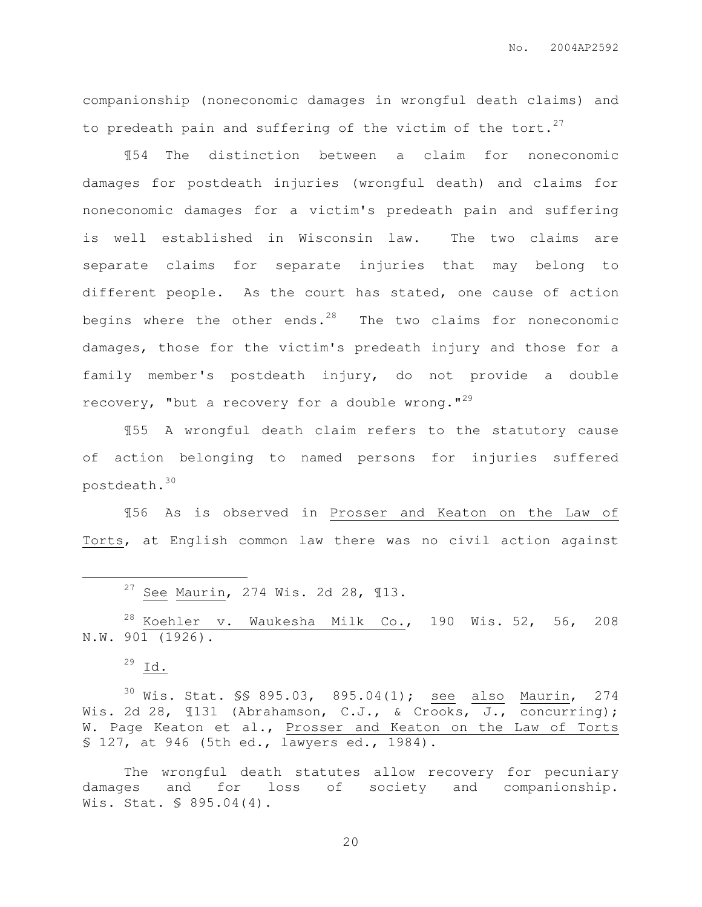companionship (noneconomic damages in wrongful death claims) and to predeath pain and suffering of the victim of the tort.[27]

¶54 The distinction between a claim for noneconomic damages for postdeath injuries (wrongful death) and claims for noneconomic damages for a victim's predeath pain and suffering is well established in Wisconsin law. The two claims are separate claims for separate injuries that may belong to different people. As the court has stated, one cause of action begins where the other ends.[28] The two claims for noneconomic damages, those for the victim's predeath injury and those for a family member's postdeath injury, do not provide a double recovery, "but a recovery for a double wrong."[29]

¶55 A wrongful death claim refers to the statutory cause of action belonging to named persons for injuries suffered postdeath.[30]

¶56 As is observed in Prosser and Keaton on the Law of Torts, at English common law there was no civil action against

---

[27] See Maurin, 274 Wis. 2d 28, ¶13.

[28] Koehler v. Waukesha Milk Co., 190 Wis. 52, 56, 208 N.W. 901 (1926).

[29] Id.

[30] Wis. Stat. §§ 895.03, 895.04(1); see also Maurin, 274 Wis. 2d 28, ¶131 (Abrahamson, C.J., & Crooks, J., concurring); W. Page Keaton et al., Prosser and Keaton on the Law of Torts § 127, at 946 (5th ed., lawyers ed., 1984).

The wrongful death statutes allow recovery for pecuniary damages and for loss of society and companionship. Wis. Stat. § 895.04(4).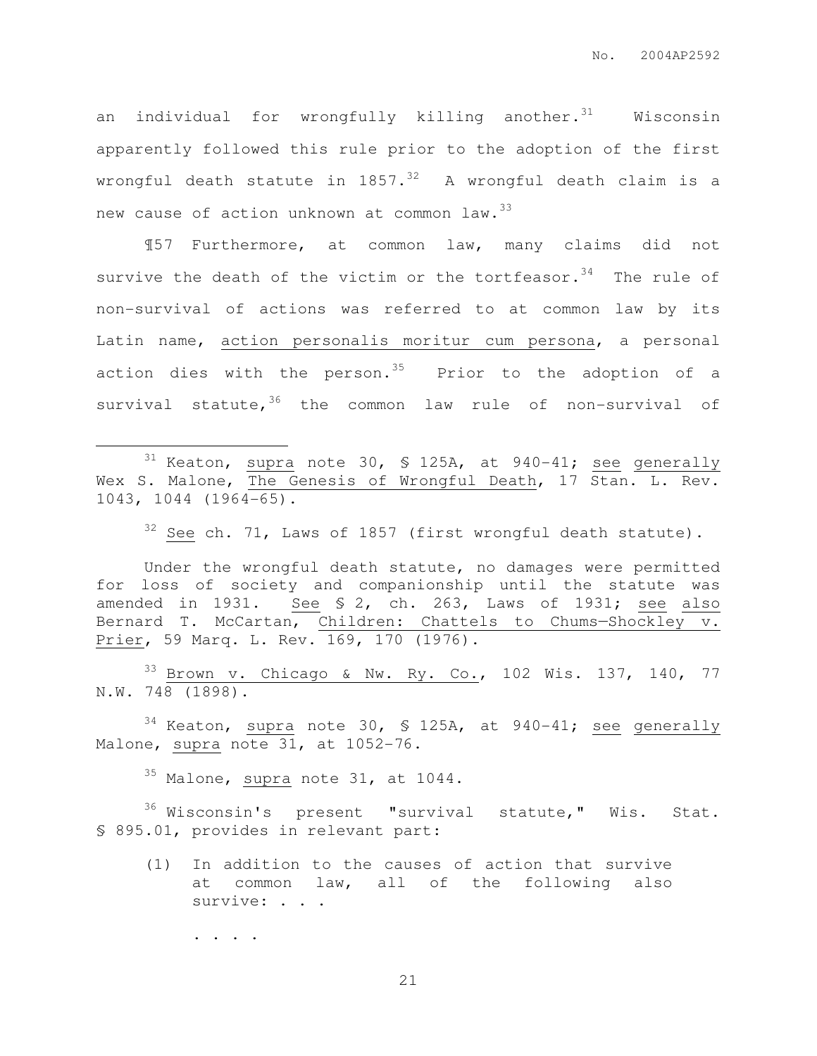an individual for wrongfully killing another.[31] Wisconsin apparently followed this rule prior to the adoption of the first wrongful death statute in 1857.[32] A wrongful death claim is a new cause of action unknown at common law.[33]

¶57 Furthermore, at common law, many claims did not survive the death of the victim or the tortfeasor.[34] The rule of non-survival of actions was referred to at common law by its Latin name, action personalis moritur cum persona, a personal action dies with the person.[35] Prior to the adoption of a survival statute,[36] the common law rule of non-survival of

---

[31] Keaton, supra note 30, § 125A, at 940-41; see generally Wex S. Malone, The Genesis of Wrongful Death, 17 Stan. L. Rev. 1043, 1044 (1964-65).

[32] See ch. 71, Laws of 1857 (first wrongful death statute).

Under the wrongful death statute, no damages were permitted for loss of society and companionship until the statute was amended in 1931. See § 2, ch. 263, Laws of 1931; see also Bernard T. McCartan, Children: Chattels to Chums—Shockley v. Prier, 59 Marq. L. Rev. 169, 170 (1976).

[33] Brown v. Chicago & Nw. Ry. Co., 102 Wis. 137, 140, 77 N.W. 748 (1898).

[34] Keaton, supra note 30, § 125A, at 940-41; see generally Malone, supra note 31, at 1052-76.

[35] Malone, supra note 31, at 1044.

[36] Wisconsin's present "survival statute," Wis. Stat. § 895.01, provides in relevant part:

> (1) In addition to the causes of action that survive at common law, all of the following also survive: . . .
>
> . . . .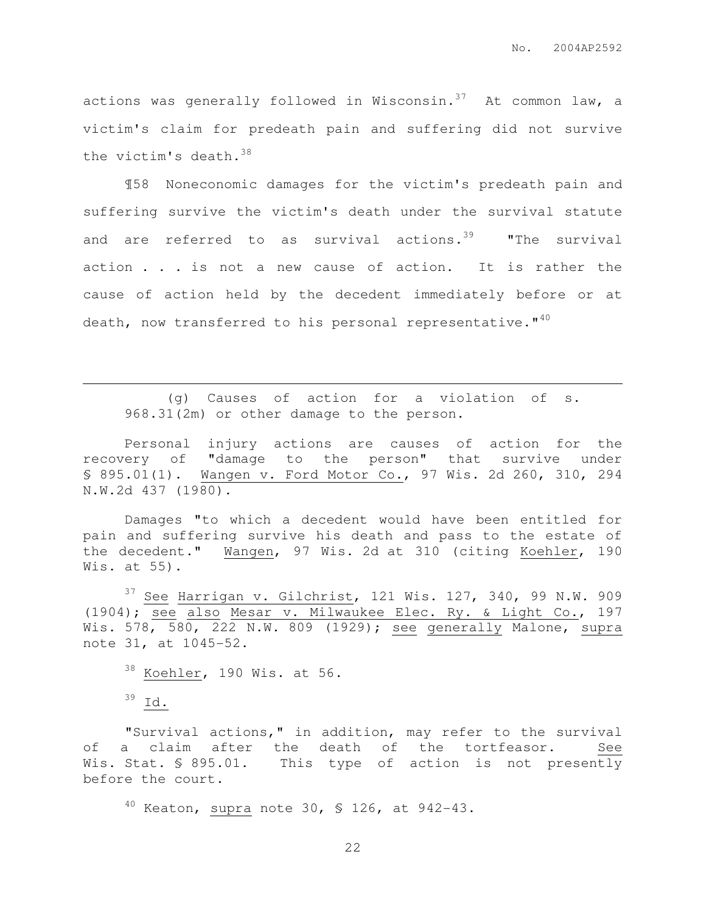actions was generally followed in Wisconsin.[37] At common law, a victim's claim for predeath pain and suffering did not survive the victim's death.[38]

¶58 Noneconomic damages for the victim's predeath pain and suffering survive the victim's death under the survival statute and are referred to as survival actions.[39] "The survival action . . . is not a new cause of action. It is rather the cause of action held by the decedent immediately before or at death, now transferred to his personal representative."[40]

---

> (g) Causes of action for a violation of s. 968.31(2m) or other damage to the person.

Personal injury actions are causes of action for the recovery of "damage to the person" that survive under § 895.01(1). Wangen v. Ford Motor Co., 97 Wis. 2d 260, 310, 294 N.W.2d 437 (1980).

Damages "to which a decedent would have been entitled for pain and suffering survive his death and pass to the estate of the decedent." Wangen, 97 Wis. 2d at 310 (citing Koehler, 190 Wis. at 55).

[37] See Harrigan v. Gilchrist, 121 Wis. 127, 340, 99 N.W. 909 (1904); see also Mesar v. Milwaukee Elec. Ry. & Light Co., 197 Wis. 578, 580, 222 N.W. 809 (1929); see generally Malone, supra note 31, at 1045-52.

[38] Koehler, 190 Wis. at 56.

[39] Id.

"Survival actions," in addition, may refer to the survival of a claim after the death of the tortfeasor. See Wis. Stat. § 895.01. This type of action is not presently before the court.

[40] Keaton, supra note 30, § 126, at 942-43.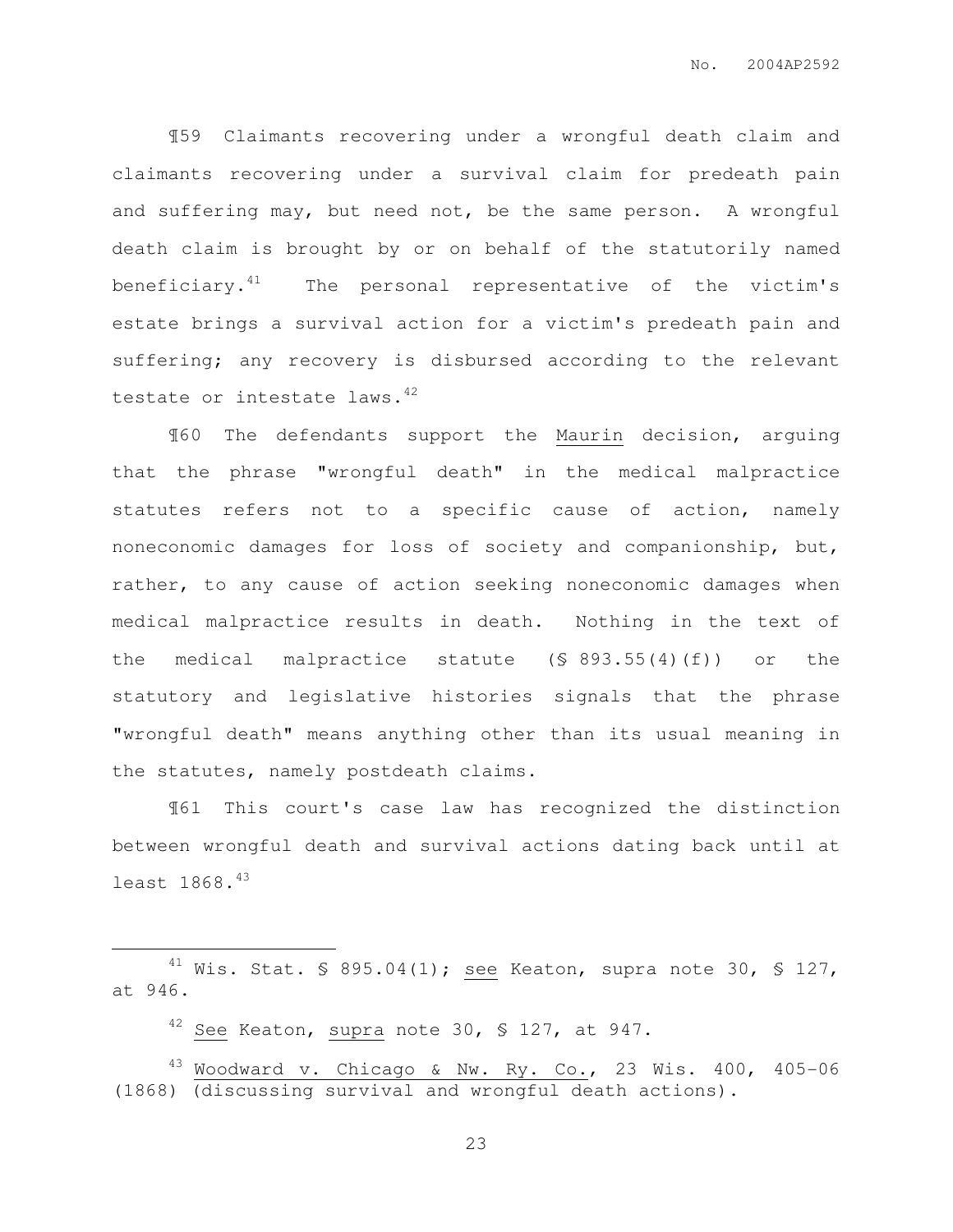¶59 Claimants recovering under a wrongful death claim and claimants recovering under a survival claim for predeath pain and suffering may, but need not, be the same person. A wrongful death claim is brought by or on behalf of the statutorily named beneficiary.[41] The personal representative of the victim's estate brings a survival action for a victim's predeath pain and suffering; any recovery is disbursed according to the relevant testate or intestate laws.[42]

¶60 The defendants support the Maurin decision, arguing that the phrase "wrongful death" in the medical malpractice statutes refers not to a specific cause of action, namely noneconomic damages for loss of society and companionship, but, rather, to any cause of action seeking noneconomic damages when medical malpractice results in death. Nothing in the text of the medical malpractice statute (§ 893.55(4)(f)) or the statutory and legislative histories signals that the phrase "wrongful death" means anything other than its usual meaning in the statutes, namely postdeath claims.

¶61 This court's case law has recognized the distinction between wrongful death and survival actions dating back until at least 1868.[43]

---

[41] Wis. Stat. § 895.04(1); see Keaton, supra note 30, § 127, at 946.

[42] See Keaton, supra note 30, § 127, at 947.

[43] Woodward v. Chicago & Nw. Ry. Co., 23 Wis. 400, 405-06 (1868) (discussing survival and wrongful death actions).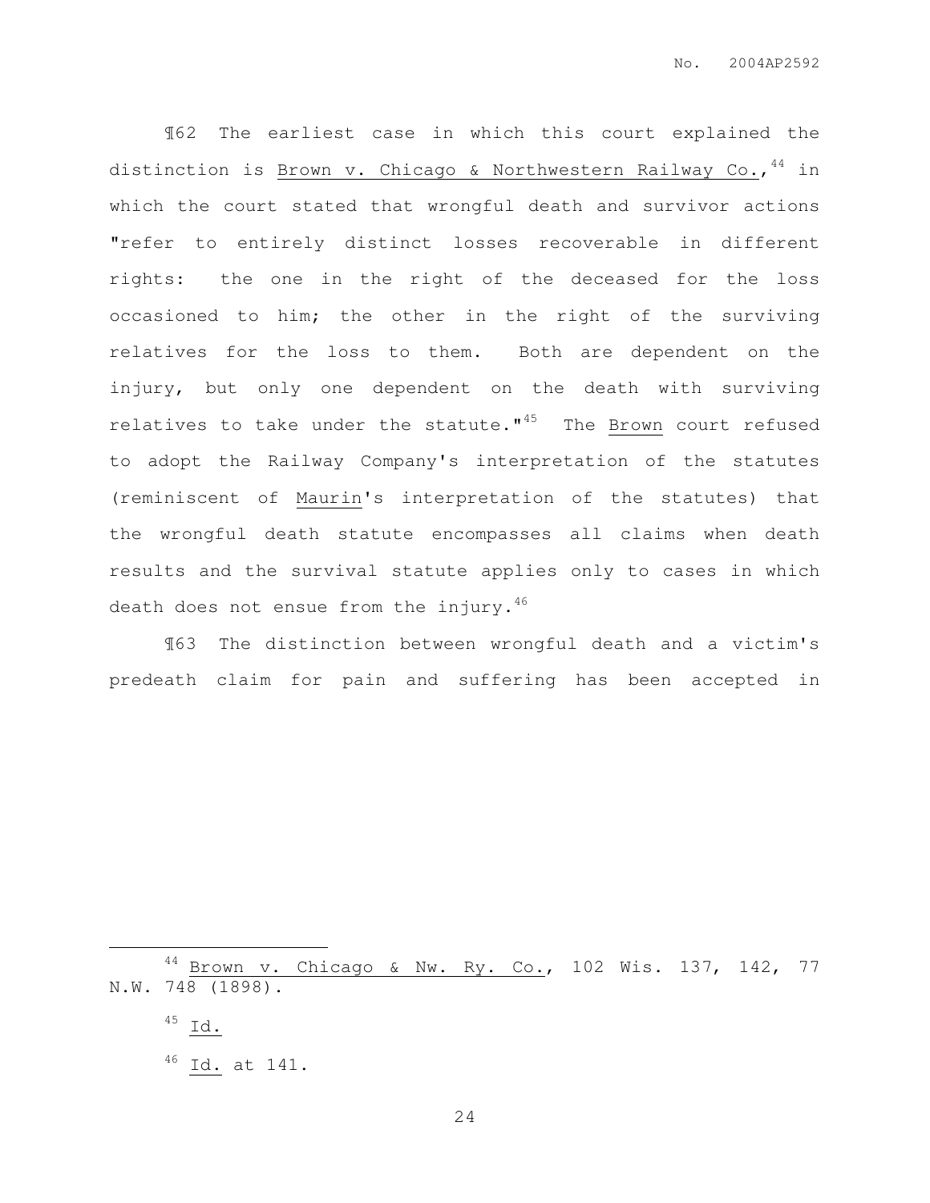¶62 The earliest case in which this court explained the distinction is Brown v. Chicago & Northwestern Railway Co.,[44] in which the court stated that wrongful death and survivor actions "refer to entirely distinct losses recoverable in different rights: the one in the right of the deceased for the loss occasioned to him; the other in the right of the surviving relatives for the loss to them. Both are dependent on the injury, but only one dependent on the death with surviving relatives to take under the statute."[45] The Brown court refused to adopt the Railway Company's interpretation of the statutes (reminiscent of Maurin's interpretation of the statutes) that the wrongful death statute encompasses all claims when death results and the survival statute applies only to cases in which death does not ensue from the injury.[46]

¶63 The distinction between wrongful death and a victim's predeath claim for pain and suffering has been accepted in

---

[44] Brown v. Chicago & Nw. Ry. Co., 102 Wis. 137, 142, 77 N.W. 748 (1898).

[45] Id.

[46] Id. at 141.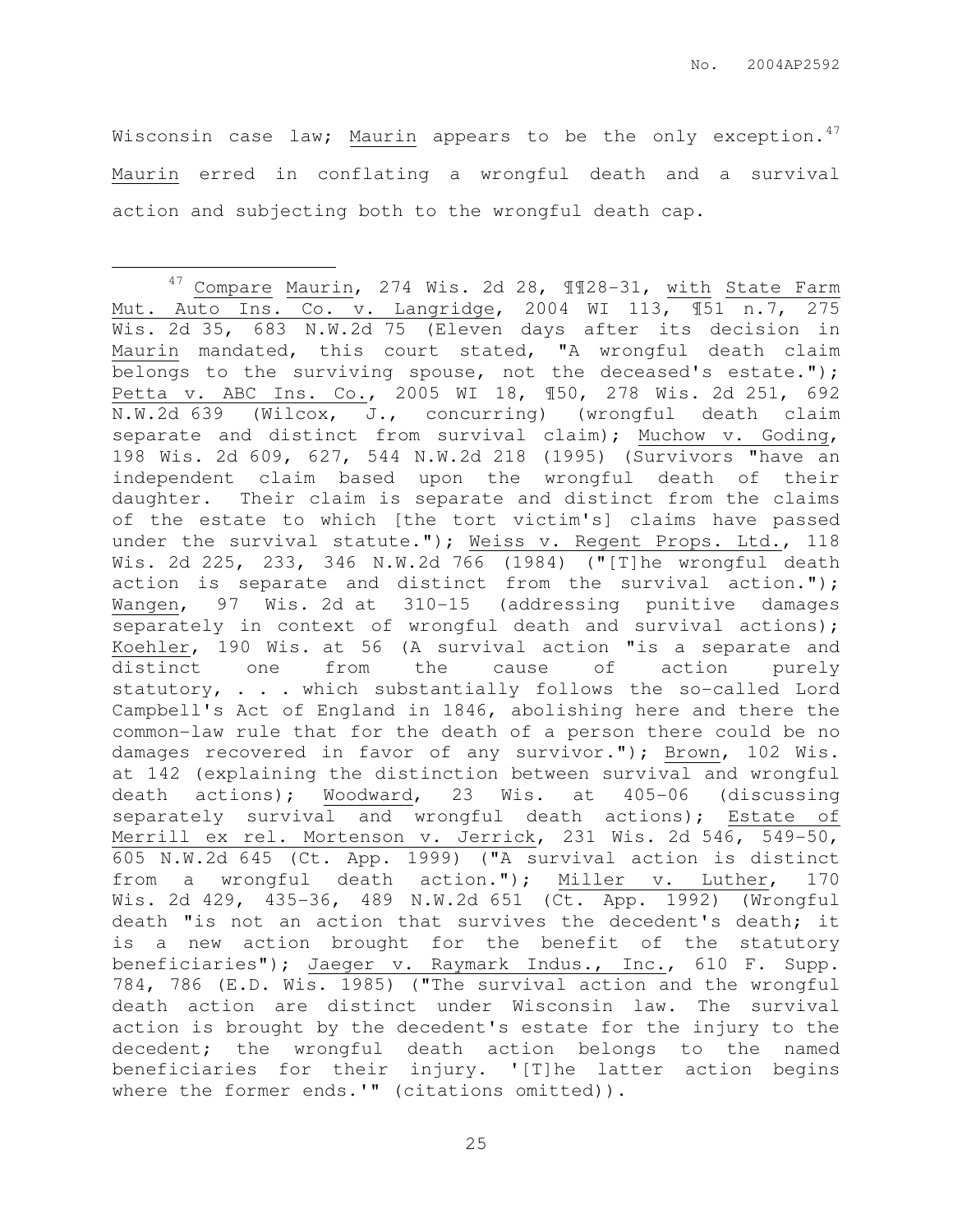Wisconsin case law; Maurin appears to be the only exception.[47] Maurin erred in conflating a wrongful death and a survival action and subjecting both to the wrongful death cap.

---

[47] Compare Maurin, 274 Wis. 2d 28, ¶¶28-31, with State Farm Mut. Auto Ins. Co. v. Langridge, 2004 WI 113, ¶51 n.7, 275 Wis. 2d 35, 683 N.W.2d 75 (Eleven days after its decision in Maurin mandated, this court stated, "A wrongful death claim belongs to the surviving spouse, not the deceased's estate."); Petta v. ABC Ins. Co., 2005 WI 18, ¶50, 278 Wis. 2d 251, 692 N.W.2d 639 (Wilcox, J., concurring) (wrongful death claim separate and distinct from survival claim); Muchow v. Goding, 198 Wis. 2d 609, 627, 544 N.W.2d 218 (1995) (Survivors "have an independent claim based upon the wrongful death of their daughter. Their claim is separate and distinct from the claims of the estate to which [the tort victim's] claims have passed under the survival statute."); Weiss v. Regent Props. Ltd., 118 Wis. 2d 225, 233, 346 N.W.2d 766 (1984) ("[T]he wrongful death action is separate and distinct from the survival action."); Wangen, 97 Wis. 2d at 310-15 (addressing punitive damages separately in context of wrongful death and survival actions); Koehler, 190 Wis. at 56 (A survival action "is a separate and distinct one from the cause of action purely statutory, . . . which substantially follows the so-called Lord Campbell's Act of England in 1846, abolishing here and there the common-law rule that for the death of a person there could be no damages recovered in favor of any survivor."); Brown, 102 Wis. at 142 (explaining the distinction between survival and wrongful death actions); Woodward, 23 Wis. at 405-06 (discussing separately survival and wrongful death actions); Estate of Merrill ex rel. Mortenson v. Jerrick, 231 Wis. 2d 546, 549-50, 605 N.W.2d 645 (Ct. App. 1999) ("A survival action is distinct from a wrongful death action."); Miller v. Luther, 170 Wis. 2d 429, 435-36, 489 N.W.2d 651 (Ct. App. 1992) (Wrongful death "is not an action that survives the decedent's death; it is a new action brought for the benefit of the statutory beneficiaries"); Jaeger v. Raymark Indus., Inc., 610 F. Supp. 784, 786 (E.D. Wis. 1985) ("The survival action and the wrongful death action are distinct under Wisconsin law. The survival action is brought by the decedent's estate for the injury to the decedent; the wrongful death action belongs to the named beneficiaries for their injury. '[T]he latter action begins where the former ends.'" (citations omitted)).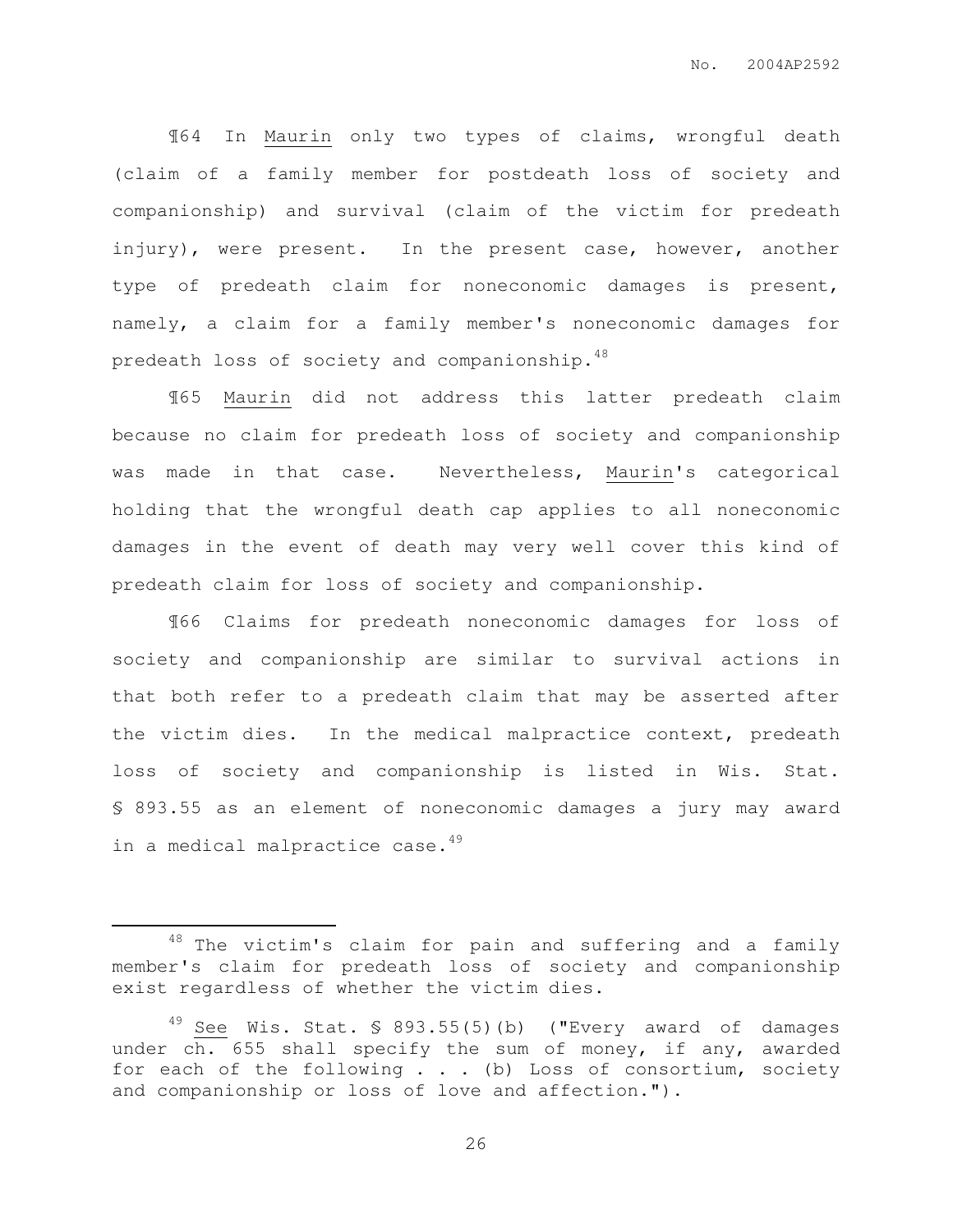¶64 In Maurin only two types of claims, wrongful death (claim of a family member for postdeath loss of society and companionship) and survival (claim of the victim for predeath injury), were present. In the present case, however, another type of predeath claim for noneconomic damages is present, namely, a claim for a family member's noneconomic damages for predeath loss of society and companionship.[48]

¶65 Maurin did not address this latter predeath claim because no claim for predeath loss of society and companionship was made in that case. Nevertheless, Maurin's categorical holding that the wrongful death cap applies to all noneconomic damages in the event of death may very well cover this kind of predeath claim for loss of society and companionship.

¶66 Claims for predeath noneconomic damages for loss of society and companionship are similar to survival actions in that both refer to a predeath claim that may be asserted after the victim dies. In the medical malpractice context, predeath loss of society and companionship is listed in Wis. Stat. § 893.55 as an element of noneconomic damages a jury may award in a medical malpractice case.[49]

---

[48] The victim's claim for pain and suffering and a family member's claim for predeath loss of society and companionship exist regardless of whether the victim dies.

[49] See Wis. Stat. § 893.55(5)(b) ("Every award of damages under ch. 655 shall specify the sum of money, if any, awarded for each of the following . . . (b) Loss of consortium, society and companionship or loss of love and affection.").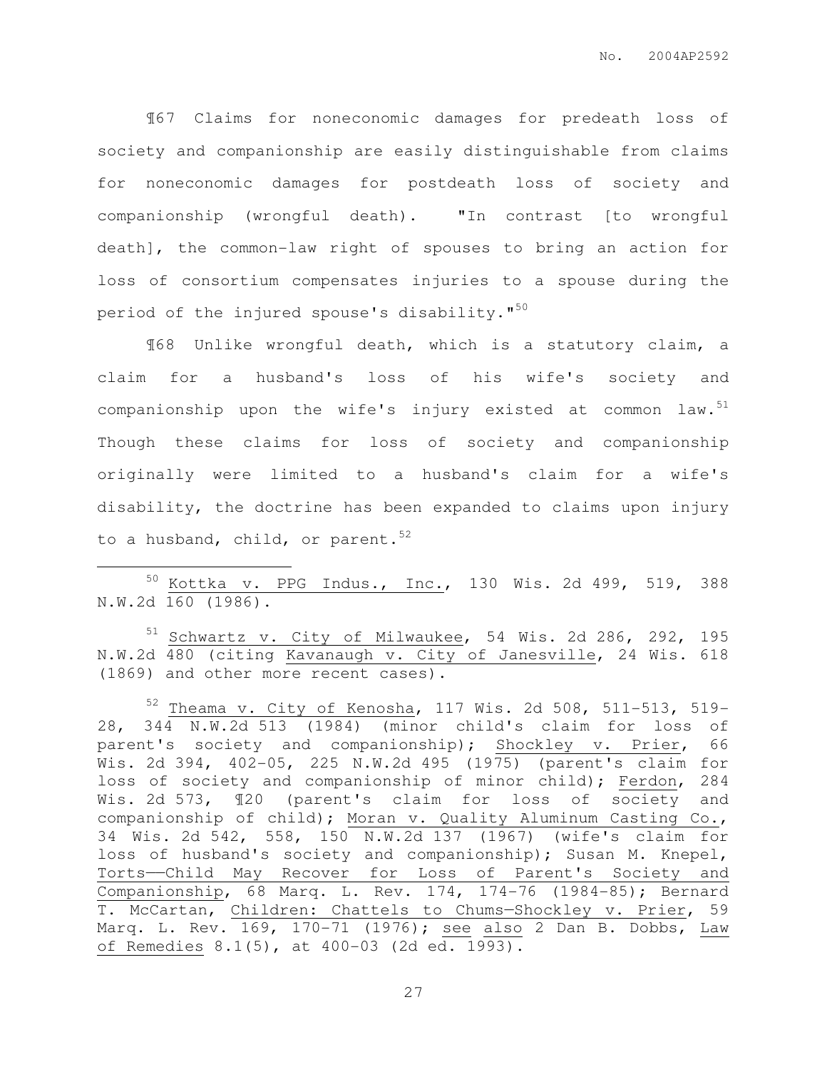¶67 Claims for noneconomic damages for predeath loss of society and companionship are easily distinguishable from claims for noneconomic damages for postdeath loss of society and companionship (wrongful death). "In contrast [to wrongful death], the common-law right of spouses to bring an action for loss of consortium compensates injuries to a spouse during the period of the injured spouse's disability."[50]

¶68 Unlike wrongful death, which is a statutory claim, a claim for a husband's loss of his wife's society and companionship upon the wife's injury existed at common law.[51] Though these claims for loss of society and companionship originally were limited to a husband's claim for a wife's disability, the doctrine has been expanded to claims upon injury to a husband, child, or parent.[52]

---

[50] Kottka v. PPG Indus., Inc., 130 Wis. 2d 499, 519, 388 N.W.2d 160 (1986).

[51] Schwartz v. City of Milwaukee, 54 Wis. 2d 286, 292, 195 N.W.2d 480 (citing Kavanaugh v. City of Janesville, 24 Wis. 618 (1869) and other more recent cases).

[52] Theama v. City of Kenosha, 117 Wis. 2d 508, 511-513, 519-28, 344 N.W.2d 513 (1984) (minor child's claim for loss of parent's society and companionship); Shockley v. Prier, 66 Wis. 2d 394, 402-05, 225 N.W.2d 495 (1975) (parent's claim for loss of society and companionship of minor child); Ferdon, 284 Wis. 2d 573, ¶20 (parent's claim for loss of society and companionship of child); Moran v. Quality Aluminum Casting Co., 34 Wis. 2d 542, 558, 150 N.W.2d 137 (1967) (wife's claim for loss of husband's society and companionship); Susan M. Knepel, Torts——Child May Recover for Loss of Parent's Society and Companionship, 68 Marq. L. Rev. 174, 174-76 (1984-85); Bernard T. McCartan, Children: Chattels to Chums—Shockley v. Prier, 59 Marq. L. Rev. 169, 170-71 (1976); see also 2 Dan B. Dobbs, Law of Remedies 8.1(5), at 400-03 (2d ed. 1993).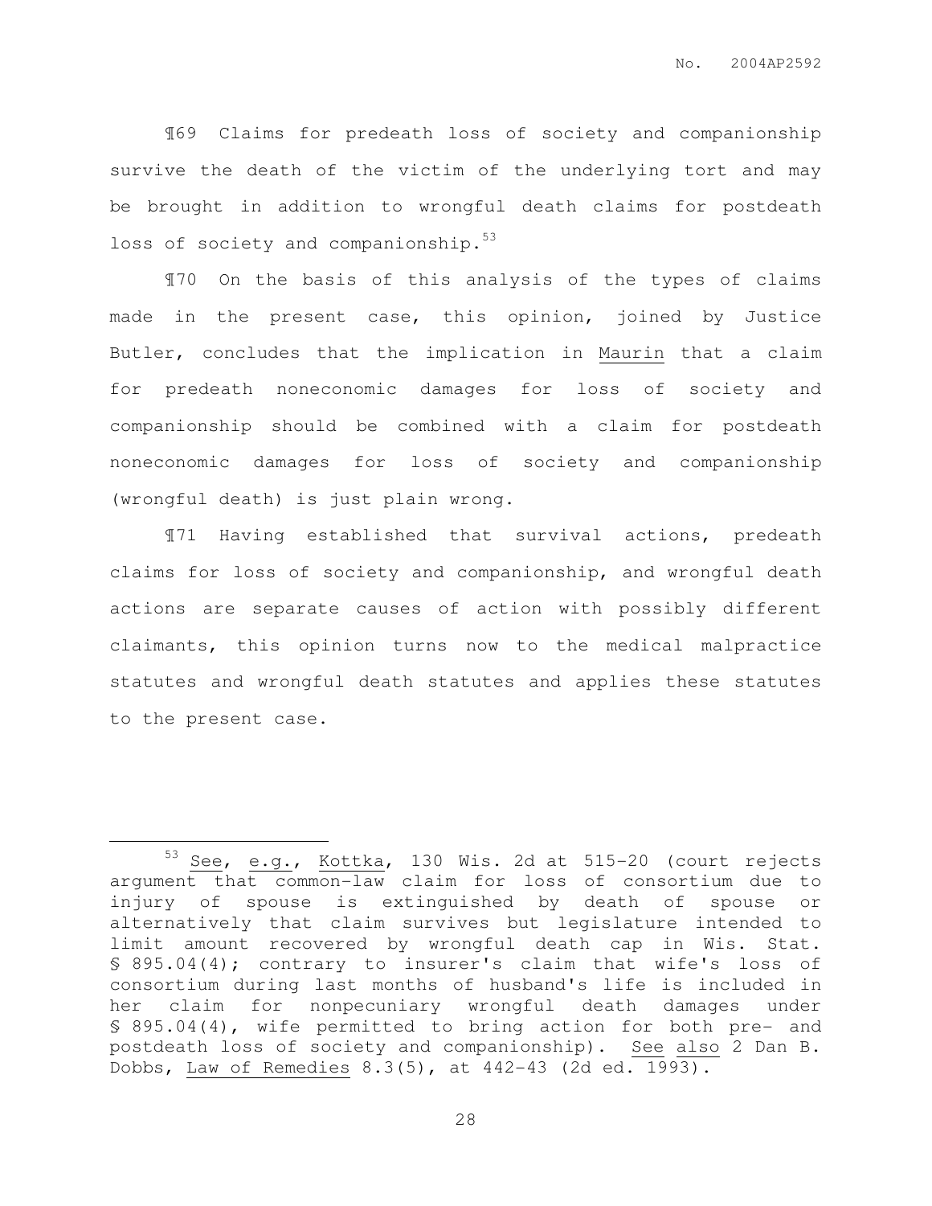¶69 Claims for predeath loss of society and companionship survive the death of the victim of the underlying tort and may be brought in addition to wrongful death claims for postdeath loss of society and companionship.[53]

¶70 On the basis of this analysis of the types of claims made in the present case, this opinion, joined by Justice Butler, concludes that the implication in Maurin that a claim for predeath noneconomic damages for loss of society and companionship should be combined with a claim for postdeath noneconomic damages for loss of society and companionship (wrongful death) is just plain wrong.

¶71 Having established that survival actions, predeath claims for loss of society and companionship, and wrongful death actions are separate causes of action with possibly different claimants, this opinion turns now to the medical malpractice statutes and wrongful death statutes and applies these statutes to the present case.

---

[53] See, e.g., Kottka, 130 Wis. 2d at 515-20 (court rejects argument that common-law claim for loss of consortium due to injury of spouse is extinguished by death of spouse or alternatively that claim survives but legislature intended to limit amount recovered by wrongful death cap in Wis. Stat. § 895.04(4); contrary to insurer's claim that wife's loss of consortium during last months of husband's life is included in her claim for nonpecuniary wrongful death damages under § 895.04(4), wife permitted to bring action for both pre- and postdeath loss of society and companionship). See also 2 Dan B. Dobbs, Law of Remedies 8.3(5), at 442-43 (2d ed. 1993).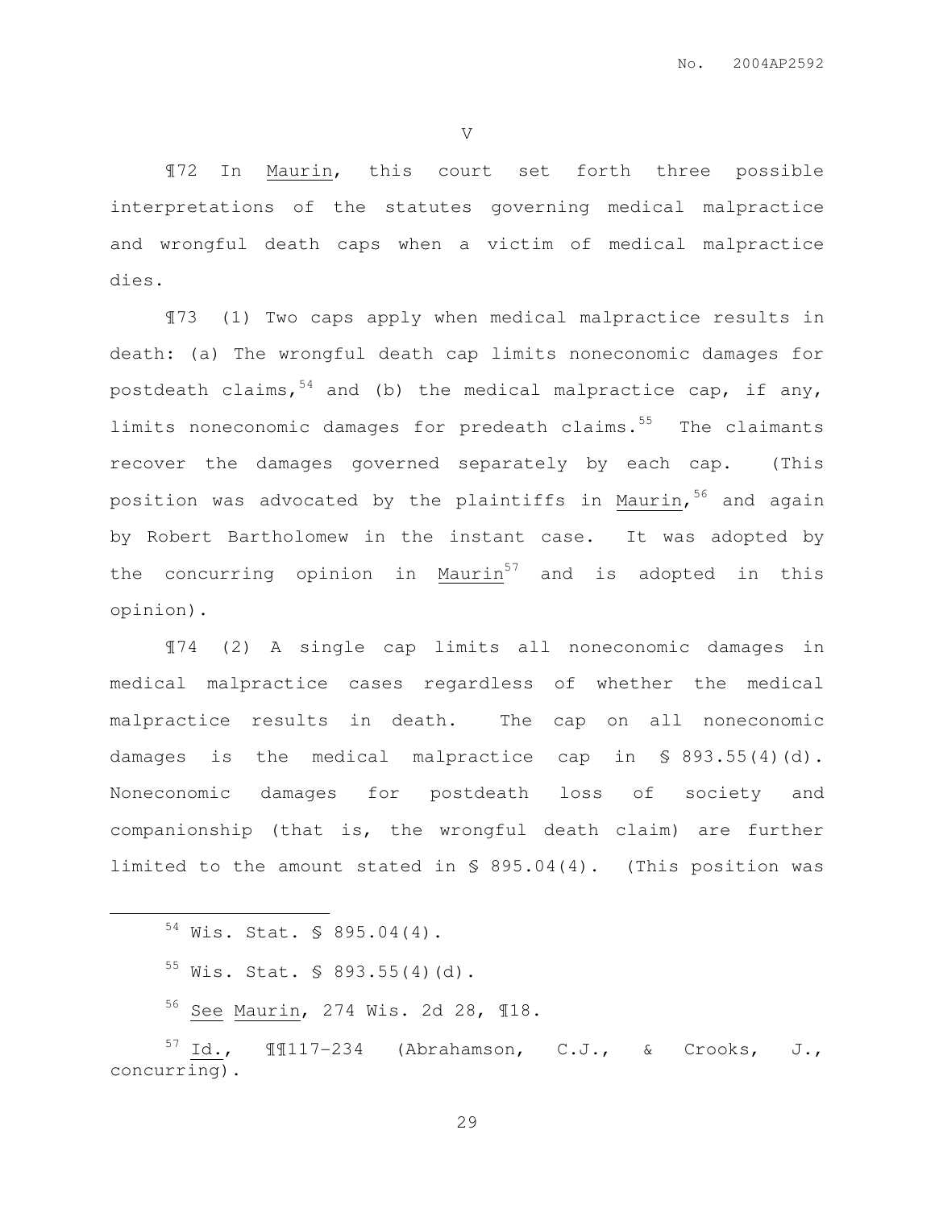V

¶72 In Maurin, this court set forth three possible interpretations of the statutes governing medical malpractice and wrongful death caps when a victim of medical malpractice dies.

¶73 (1) Two caps apply when medical malpractice results in death: (a) The wrongful death cap limits noneconomic damages for postdeath claims,[54] and (b) the medical malpractice cap, if any, limits noneconomic damages for predeath claims.[55] The claimants recover the damages governed separately by each cap. (This position was advocated by the plaintiffs in Maurin,[56] and again by Robert Bartholomew in the instant case. It was adopted by the concurring opinion in Maurin[57] and is adopted in this opinion).

¶74 (2) A single cap limits all noneconomic damages in medical malpractice cases regardless of whether the medical malpractice results in death. The cap on all noneconomic damages is the medical malpractice cap in § 893.55(4)(d). Noneconomic damages for postdeath loss of society and companionship (that is, the wrongful death claim) are further limited to the amount stated in § 895.04(4). (This position was

---

[54] Wis. Stat. § 895.04(4).

[55] Wis. Stat. § 893.55(4)(d).

[56] See Maurin, 274 Wis. 2d 28, ¶18.

[57] Id., ¶¶117-234 (Abrahamson, C.J., & Crooks, J., concurring).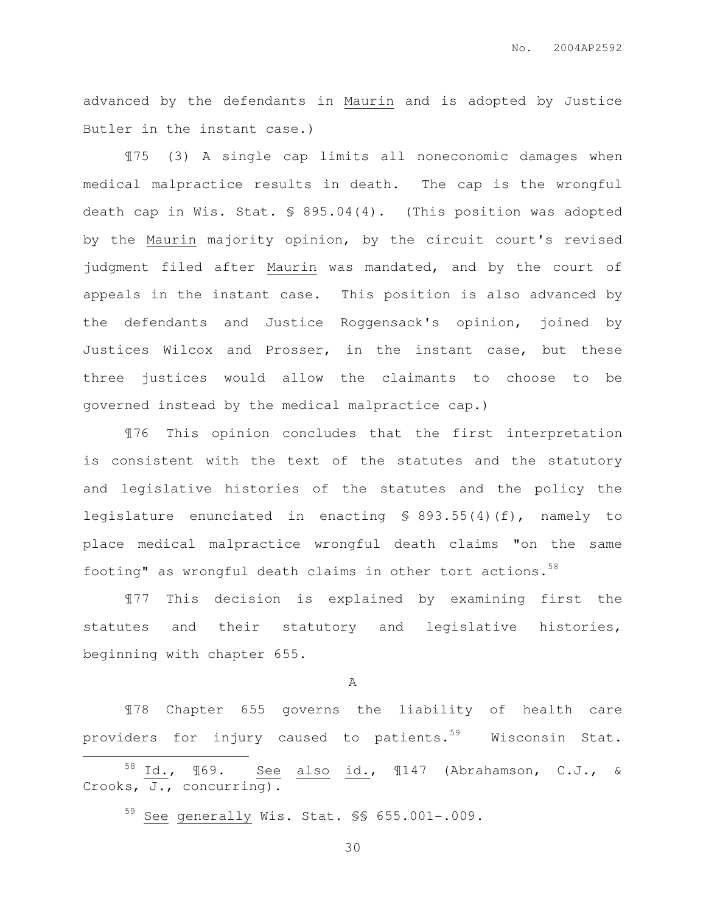advanced by the defendants in Maurin and is adopted by Justice Butler in the instant case.)

¶75 (3) A single cap limits all noneconomic damages when medical malpractice results in death. The cap is the wrongful death cap in Wis. Stat. § 895.04(4). (This position was adopted by the Maurin majority opinion, by the circuit court's revised judgment filed after Maurin was mandated, and by the court of appeals in the instant case. This position is also advanced by the defendants and Justice Roggensack's opinion, joined by Justices Wilcox and Prosser, in the instant case, but these three justices would allow the claimants to choose to be governed instead by the medical malpractice cap.)

¶76 This opinion concludes that the first interpretation is consistent with the text of the statutes and the statutory and legislative histories of the statutes and the policy the legislature enunciated in enacting § 893.55(4)(f), namely to place medical malpractice wrongful death claims "on the same footing" as wrongful death claims in other tort actions.[58]

¶77 This decision is explained by examining first the statutes and their statutory and legislative histories, beginning with chapter 655.

A

¶78 Chapter 655 governs the liability of health care providers for injury caused to patients.[59] Wisconsin Stat.

---

[58] Id., ¶69. See also id., ¶147 (Abrahamson, C.J., & Crooks, J., concurring).

[59] See generally Wis. Stat. §§ 655.001-.009.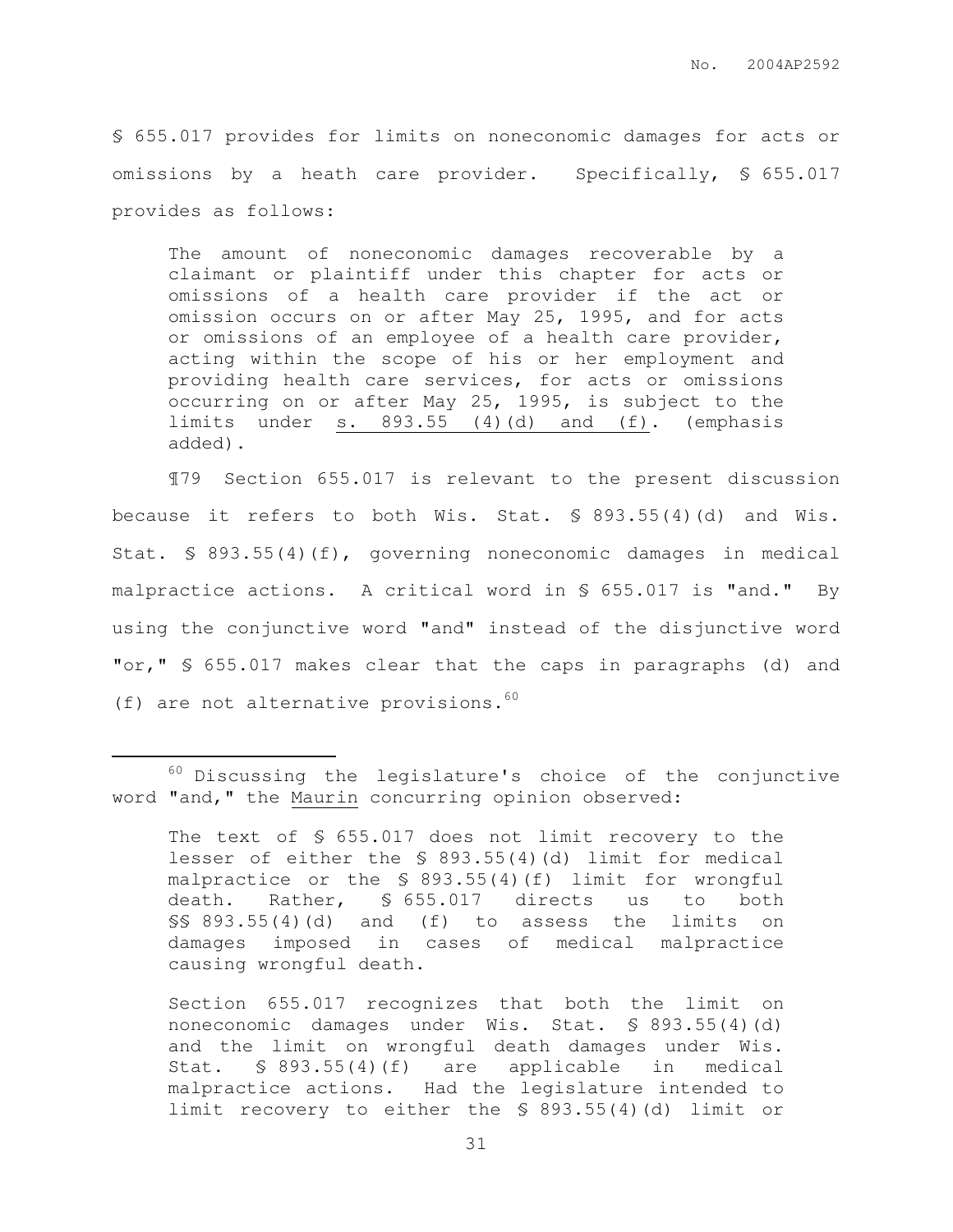§ 655.017 provides for limits on noneconomic damages for acts or omissions by a heath care provider. Specifically, § 655.017 provides as follows:

> The amount of noneconomic damages recoverable by a claimant or plaintiff under this chapter for acts or omissions of a health care provider if the act or omission occurs on or after May 25, 1995, and for acts or omissions of an employee of a health care provider, acting within the scope of his or her employment and providing health care services, for acts or omissions occurring on or after May 25, 1995, is subject to the limits under s. 893.55 (4)(d) and (f). (emphasis added).

¶79 Section 655.017 is relevant to the present discussion because it refers to both Wis. Stat. § 893.55(4)(d) and Wis. Stat. § 893.55(4)(f), governing noneconomic damages in medical malpractice actions. A critical word in § 655.017 is "and." By using the conjunctive word "and" instead of the disjunctive word "or," § 655.017 makes clear that the caps in paragraphs (d) and (f) are not alternative provisions.[60]

---

[60] Discussing the legislature's choice of the conjunctive word "and," the Maurin concurring opinion observed:

> The text of § 655.017 does not limit recovery to the lesser of either the § 893.55(4)(d) limit for medical malpractice or the § 893.55(4)(f) limit for wrongful death. Rather, § 655.017 directs us to both §§ 893.55(4)(d) and (f) to assess the limits on damages imposed in cases of medical malpractice causing wrongful death.
>
> Section 655.017 recognizes that both the limit on noneconomic damages under Wis. Stat. § 893.55(4)(d) and the limit on wrongful death damages under Wis. Stat. § 893.55(4)(f) are applicable in medical malpractice actions. Had the legislature intended to limit recovery to either the § 893.55(4)(d) limit or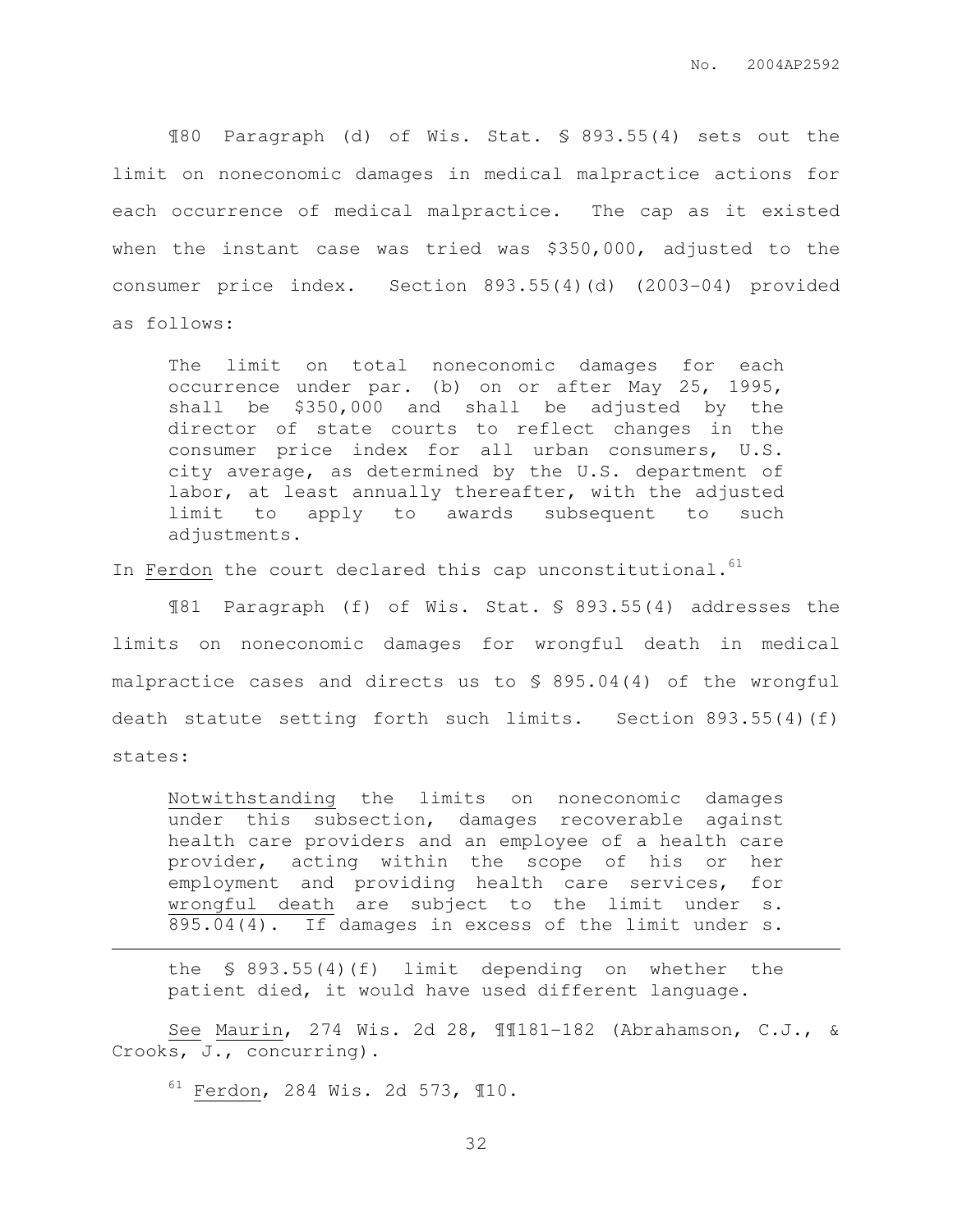¶80 Paragraph (d) of Wis. Stat. § 893.55(4) sets out the limit on noneconomic damages in medical malpractice actions for each occurrence of medical malpractice. The cap as it existed when the instant case was tried was $350,000, adjusted to the consumer price index. Section 893.55(4)(d) (2003-04) provided as follows:

> The limit on total noneconomic damages for each occurrence under par. (b) on or after May 25, 1995, shall be $350,000 and shall be adjusted by the director of state courts to reflect changes in the consumer price index for all urban consumers, U.S. city average, as determined by the U.S. department of labor, at least annually thereafter, with the adjusted limit to apply to awards subsequent to such adjustments.

In Ferdon the court declared this cap unconstitutional.[61]

¶81 Paragraph (f) of Wis. Stat. § 893.55(4) addresses the limits on noneconomic damages for wrongful death in medical malpractice cases and directs us to § 895.04(4) of the wrongful death statute setting forth such limits. Section 893.55(4)(f) states:

> Notwithstanding the limits on noneconomic damages under this subsection, damages recoverable against health care providers and an employee of a health care provider, acting within the scope of his or her employment and providing health care services, for wrongful death are subject to the limit under s. 895.04(4). If damages in excess of the limit under s.

---

> the § 893.55(4)(f) limit depending on whether the patient died, it would have used different language.

See Maurin, 274 Wis. 2d 28, ¶¶181-182 (Abrahamson, C.J., & Crooks, J., concurring).

[61] Ferdon, 284 Wis. 2d 573, ¶10.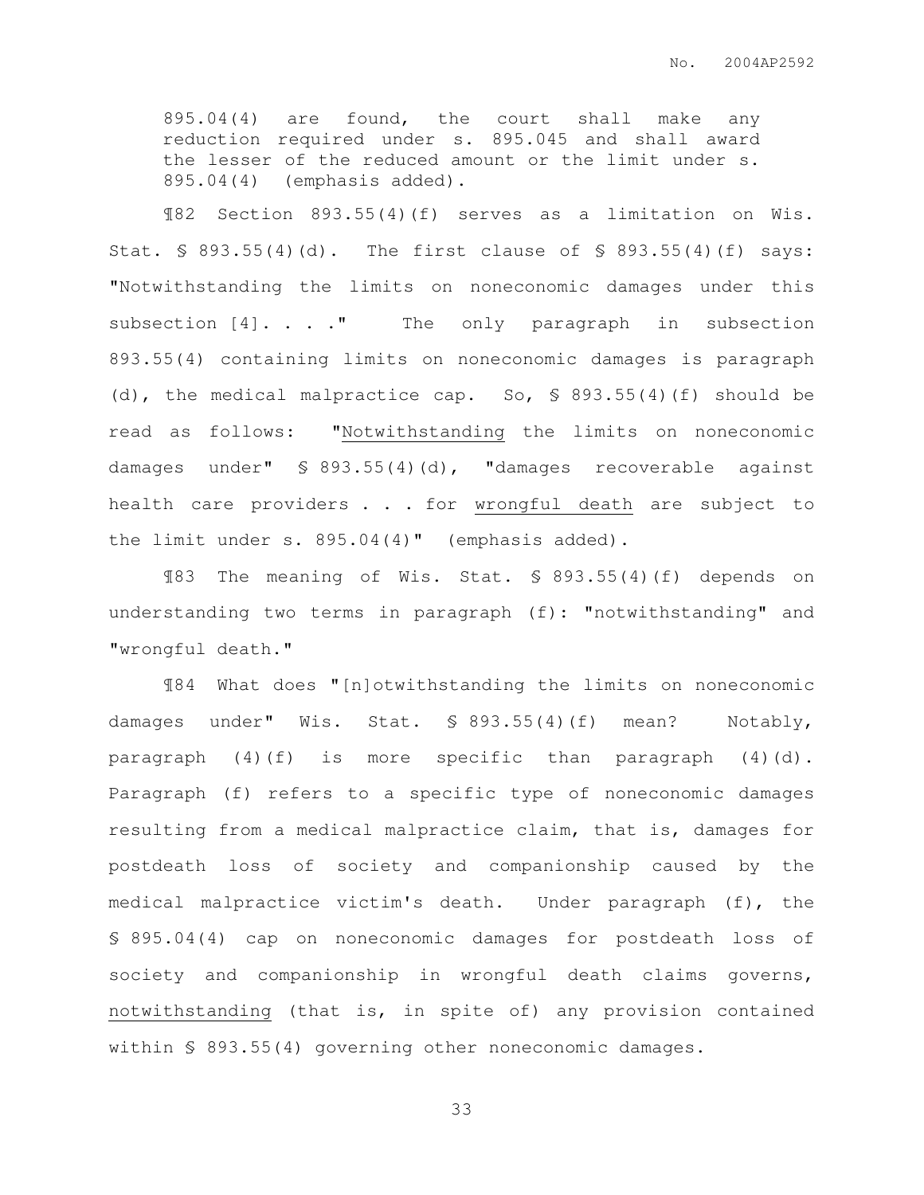895.04(4) are found, the court shall make any reduction required under s. 895.045 and shall award the lesser of the reduced amount or the limit under s. 895.04(4) (emphasis added).

¶82 Section 893.55(4)(f) serves as a limitation on Wis. Stat. § 893.55(4)(d). The first clause of § 893.55(4)(f) says: "Notwithstanding the limits on noneconomic damages under this subsection [4]. . . ." The only paragraph in subsection 893.55(4) containing limits on noneconomic damages is paragraph (d), the medical malpractice cap. So, § 893.55(4)(f) should be read as follows: "Notwithstanding the limits on noneconomic damages under" § 893.55(4)(d), "damages recoverable against health care providers . . . for wrongful death are subject to the limit under s. 895.04(4)" (emphasis added).

¶83 The meaning of Wis. Stat. § 893.55(4)(f) depends on understanding two terms in paragraph (f): "notwithstanding" and "wrongful death."

¶84 What does "[n]otwithstanding the limits on noneconomic damages under" Wis. Stat. § 893.55(4)(f) mean? Notably, paragraph (4)(f) is more specific than paragraph (4)(d). Paragraph (f) refers to a specific type of noneconomic damages resulting from a medical malpractice claim, that is, damages for postdeath loss of society and companionship caused by the medical malpractice victim's death. Under paragraph (f), the § 895.04(4) cap on noneconomic damages for postdeath loss of society and companionship in wrongful death claims governs, notwithstanding (that is, in spite of) any provision contained within § 893.55(4) governing other noneconomic damages.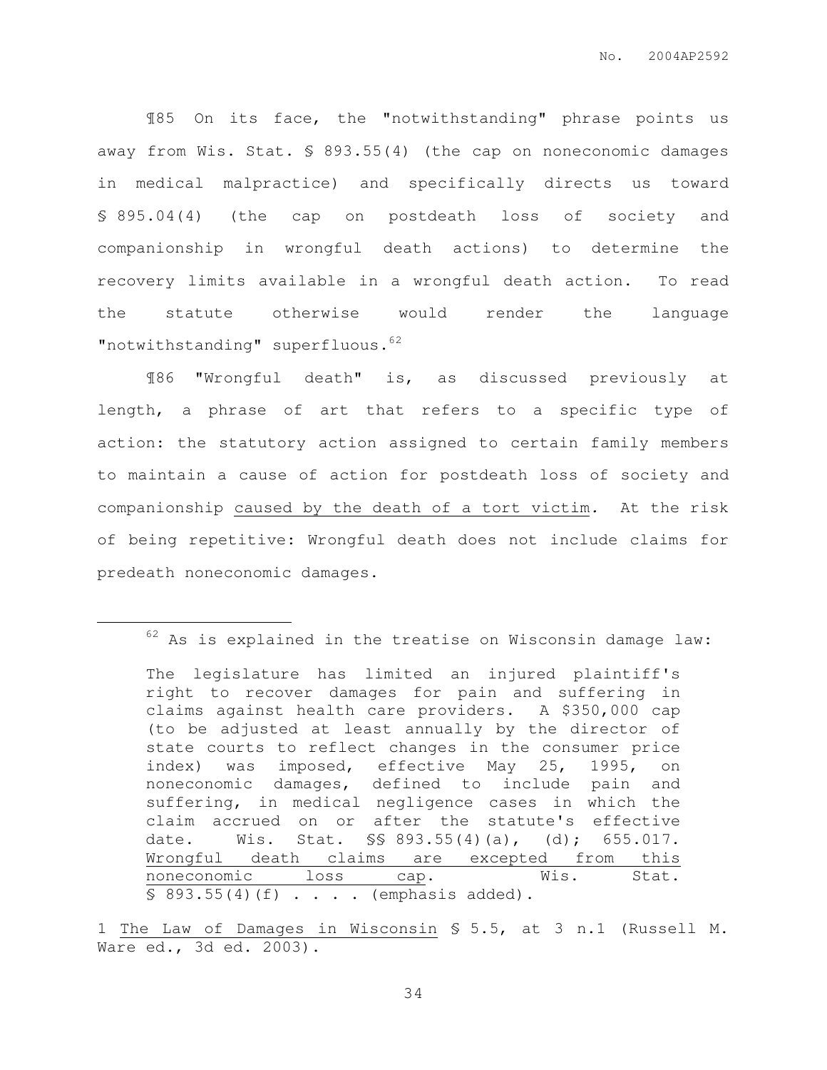¶85 On its face, the "notwithstanding" phrase points us away from Wis. Stat. § 893.55(4) (the cap on noneconomic damages in medical malpractice) and specifically directs us toward § 895.04(4) (the cap on postdeath loss of society and companionship in wrongful death actions) to determine the recovery limits available in a wrongful death action. To read the statute otherwise would render the language "notwithstanding" superfluous.[62]

¶86 "Wrongful death" is, as discussed previously at length, a phrase of art that refers to a specific type of action: the statutory action assigned to certain family members to maintain a cause of action for postdeath loss of society and companionship caused by the death of a tort victim. At the risk of being repetitive: Wrongful death does not include claims for predeath noneconomic damages.

---

[62] As is explained in the treatise on Wisconsin damage law:

> The legislature has limited an injured plaintiff's right to recover damages for pain and suffering in claims against health care providers. A $350,000 cap (to be adjusted at least annually by the director of state courts to reflect changes in the consumer price index) was imposed, effective May 25, 1995, on noneconomic damages, defined to include pain and suffering, in medical negligence cases in which the claim accrued on or after the statute's effective date. Wis. Stat. §§ 893.55(4)(a), (d); 655.017. Wrongful death claims are excepted from this noneconomic loss cap. Wis. Stat. § 893.55(4)(f) . . . . (emphasis added).

1 *The Law of Damages in Wisconsin* § 5.5, at 3 n.1 (Russell M. Ware ed., 3d ed. 2003).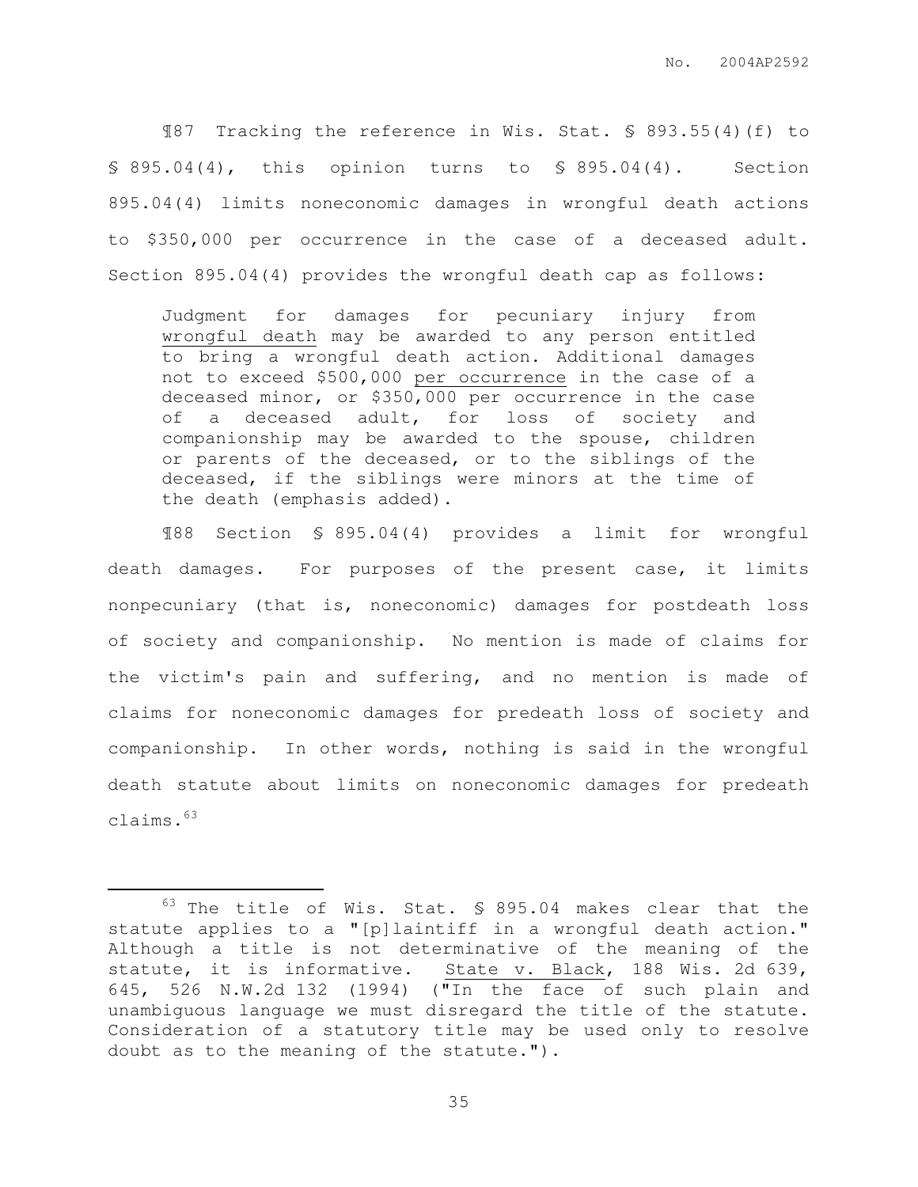¶87 Tracking the reference in Wis. Stat. § 893.55(4)(f) to § 895.04(4), this opinion turns to § 895.04(4). Section 895.04(4) limits noneconomic damages in wrongful death actions to $350,000 per occurrence in the case of a deceased adult. Section 895.04(4) provides the wrongful death cap as follows:

> Judgment for damages for pecuniary injury from <u>wrongful death</u> may be awarded to any person entitled to bring a wrongful death action. Additional damages not to exceed $500,000 <u>per occurrence</u> in the case of a deceased minor, or $350,000 per occurrence in the case of a deceased adult, for loss of society and companionship may be awarded to the spouse, children or parents of the deceased, or to the siblings of the deceased, if the siblings were minors at the time of the death (emphasis added).

¶88 Section § 895.04(4) provides a limit for wrongful death damages. For purposes of the present case, it limits nonpecuniary (that is, noneconomic) damages for postdeath loss of society and companionship. No mention is made of claims for the victim's pain and suffering, and no mention is made of claims for noneconomic damages for predeath loss of society and companionship. In other words, nothing is said in the wrongful death statute about limits on noneconomic damages for predeath claims.[63]

---

[63] The title of Wis. Stat. § 895.04 makes clear that the statute applies to a "[p]laintiff in a wrongful death action." Although a title is not determinative of the meaning of the statute, it is informative. <u>State v. Black</u>, 188 Wis. 2d 639, 645, 526 N.W.2d 132 (1994) ("In the face of such plain and unambiguous language we must disregard the title of the statute. Consideration of a statutory title may be used only to resolve doubt as to the meaning of the statute.").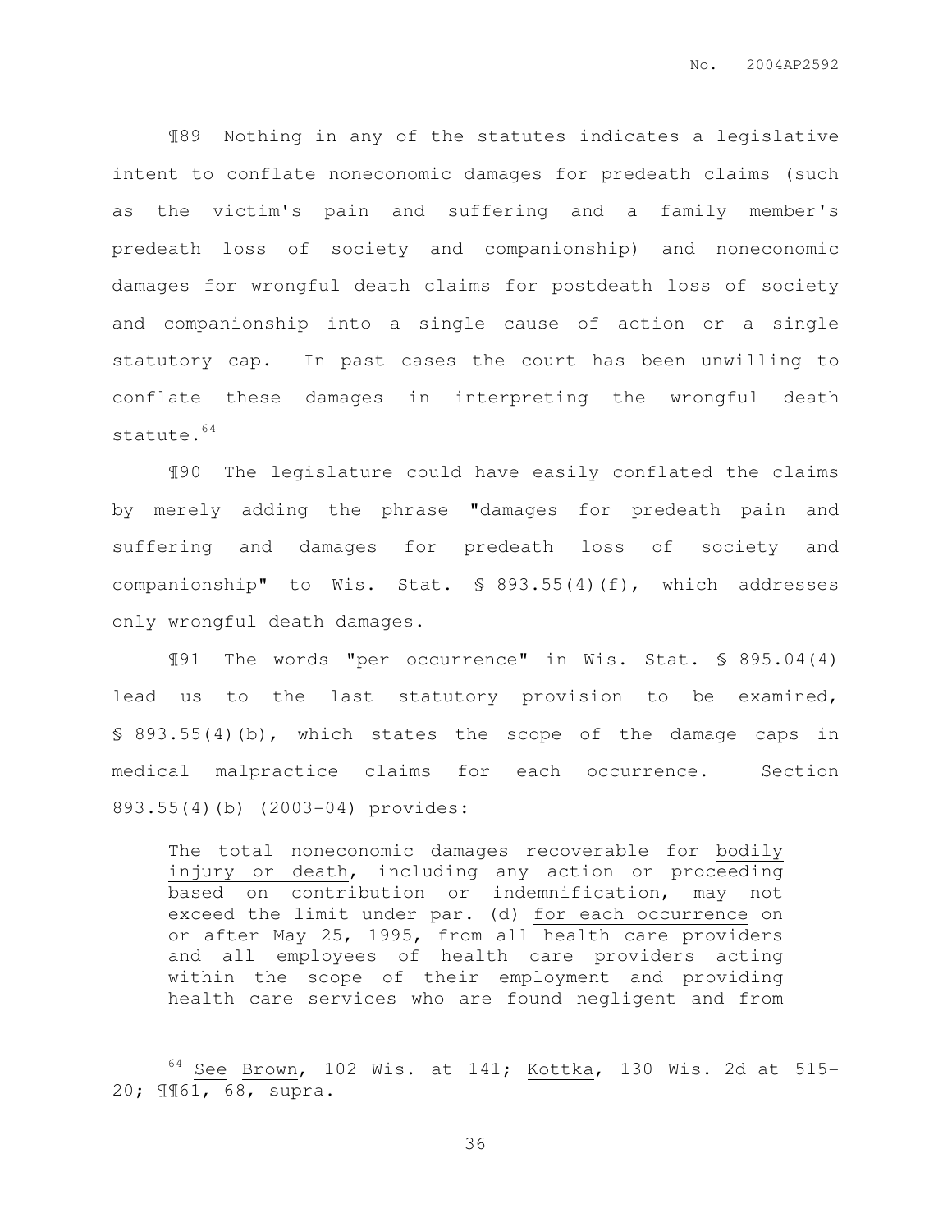¶89 Nothing in any of the statutes indicates a legislative intent to conflate noneconomic damages for predeath claims (such as the victim's pain and suffering and a family member's predeath loss of society and companionship) and noneconomic damages for wrongful death claims for postdeath loss of society and companionship into a single cause of action or a single statutory cap. In past cases the court has been unwilling to conflate these damages in interpreting the wrongful death statute.[64]

¶90 The legislature could have easily conflated the claims by merely adding the phrase "damages for predeath pain and suffering and damages for predeath loss of society and companionship" to Wis. Stat. § 893.55(4)(f), which addresses only wrongful death damages.

¶91 The words "per occurrence" in Wis. Stat. § 895.04(4) lead us to the last statutory provision to be examined, § 893.55(4)(b), which states the scope of the damage caps in medical malpractice claims for each occurrence. Section 893.55(4)(b) (2003-04) provides:

> The total noneconomic damages recoverable for <u>bodily injury or death</u>, including any action or proceeding based on contribution or indemnification, may not exceed the limit under par. (d) <u>for each occurrence</u> on or after May 25, 1995, from all health care providers and all employees of health care providers acting within the scope of their employment and providing health care services who are found negligent and from

---

[64] <u>See</u> <u>Brown</u>, 102 Wis. at 141; <u>Kottka</u>, 130 Wis. 2d at 515-20; ¶¶61, 68, <u>supra</u>.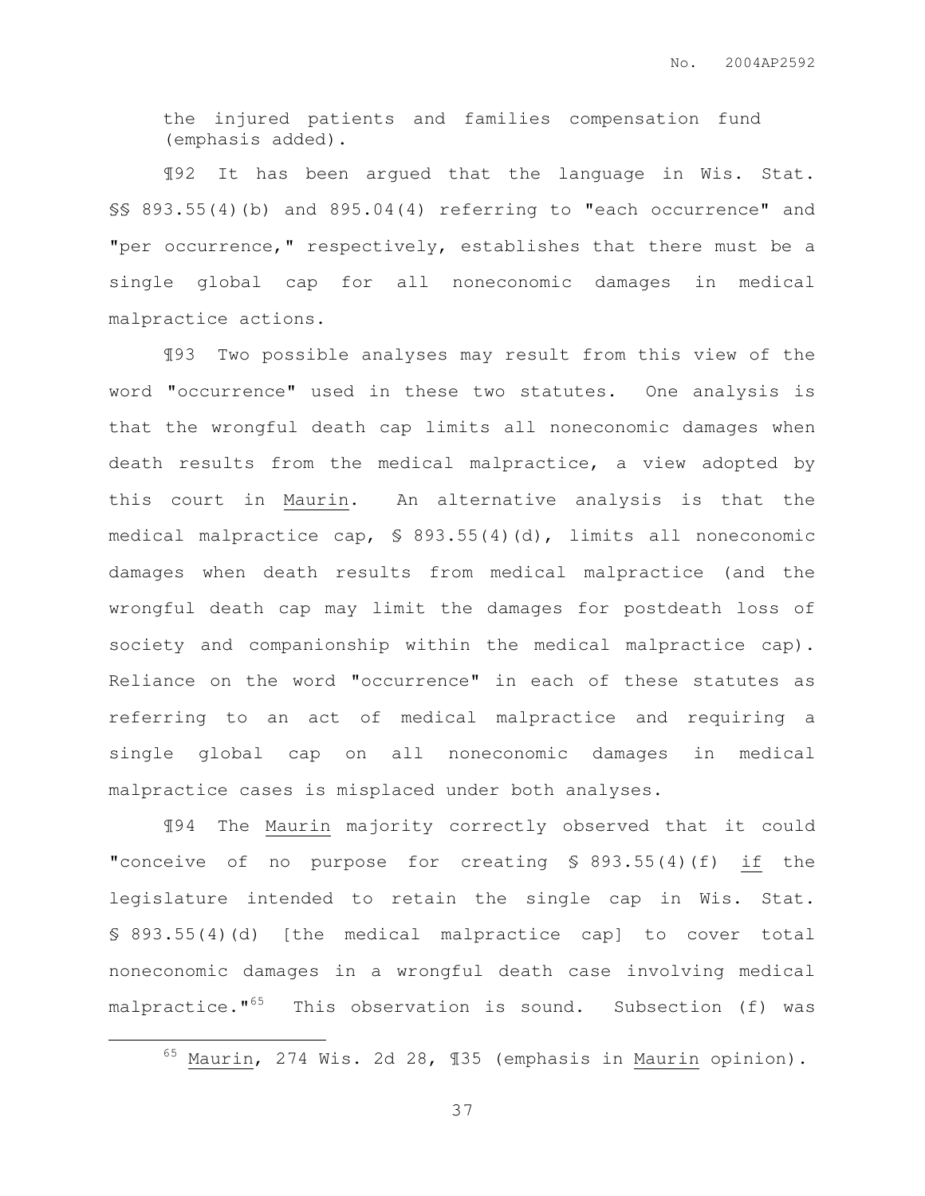the injured patients and families compensation fund (emphasis added).

¶92 It has been argued that the language in Wis. Stat. §§ 893.55(4)(b) and 895.04(4) referring to "each occurrence" and "per occurrence," respectively, establishes that there must be a single global cap for all noneconomic damages in medical malpractice actions.

¶93 Two possible analyses may result from this view of the word "occurrence" used in these two statutes. One analysis is that the wrongful death cap limits all noneconomic damages when death results from the medical malpractice, a view adopted by this court in Maurin. An alternative analysis is that the medical malpractice cap, § 893.55(4)(d), limits all noneconomic damages when death results from medical malpractice (and the wrongful death cap may limit the damages for postdeath loss of society and companionship within the medical malpractice cap). Reliance on the word "occurrence" in each of these statutes as referring to an act of medical malpractice and requiring a single global cap on all noneconomic damages in medical malpractice cases is misplaced under both analyses.

¶94 The Maurin majority correctly observed that it could "conceive of no purpose for creating § 893.55(4)(f) if the legislature intended to retain the single cap in Wis. Stat. § 893.55(4)(d) [the medical malpractice cap] to cover total noneconomic damages in a wrongful death case involving medical malpractice."[65] This observation is sound. Subsection (f) was

[65] Maurin, 274 Wis. 2d 28, ¶35 (emphasis in Maurin opinion).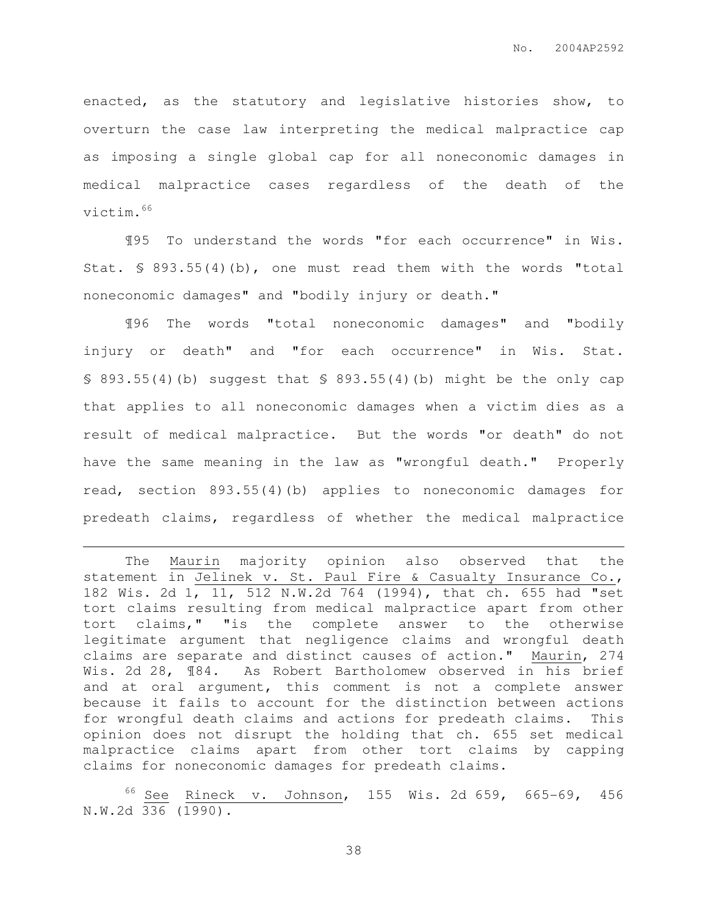enacted, as the statutory and legislative histories show, to overturn the case law interpreting the medical malpractice cap as imposing a single global cap for all noneconomic damages in medical malpractice cases regardless of the death of the victim.[66]

¶95 To understand the words "for each occurrence" in Wis. Stat. § 893.55(4)(b), one must read them with the words "total noneconomic damages" and "bodily injury or death."

¶96 The words "total noneconomic damages" and "bodily injury or death" and "for each occurrence" in Wis. Stat. § 893.55(4)(b) suggest that § 893.55(4)(b) might be the only cap that applies to all noneconomic damages when a victim dies as a result of medical malpractice. But the words "or death" do not have the same meaning in the law as "wrongful death." Properly read, section 893.55(4)(b) applies to noneconomic damages for predeath claims, regardless of whether the medical malpractice

---

The Maurin majority opinion also observed that the statement in Jelinek v. St. Paul Fire & Casualty Insurance Co., 182 Wis. 2d 1, 11, 512 N.W.2d 764 (1994), that ch. 655 had "set tort claims resulting from medical malpractice apart from other tort claims," "is the complete answer to the otherwise legitimate argument that negligence claims and wrongful death claims are separate and distinct causes of action." Maurin, 274 Wis. 2d 28, ¶84. As Robert Bartholomew observed in his brief and at oral argument, this comment is not a complete answer because it fails to account for the distinction between actions for wrongful death claims and actions for predeath claims. This opinion does not disrupt the holding that ch. 655 set medical malpractice claims apart from other tort claims by capping claims for noneconomic damages for predeath claims.

[66] See Rineck v. Johnson, 155 Wis. 2d 659, 665-69, 456 N.W.2d 336 (1990).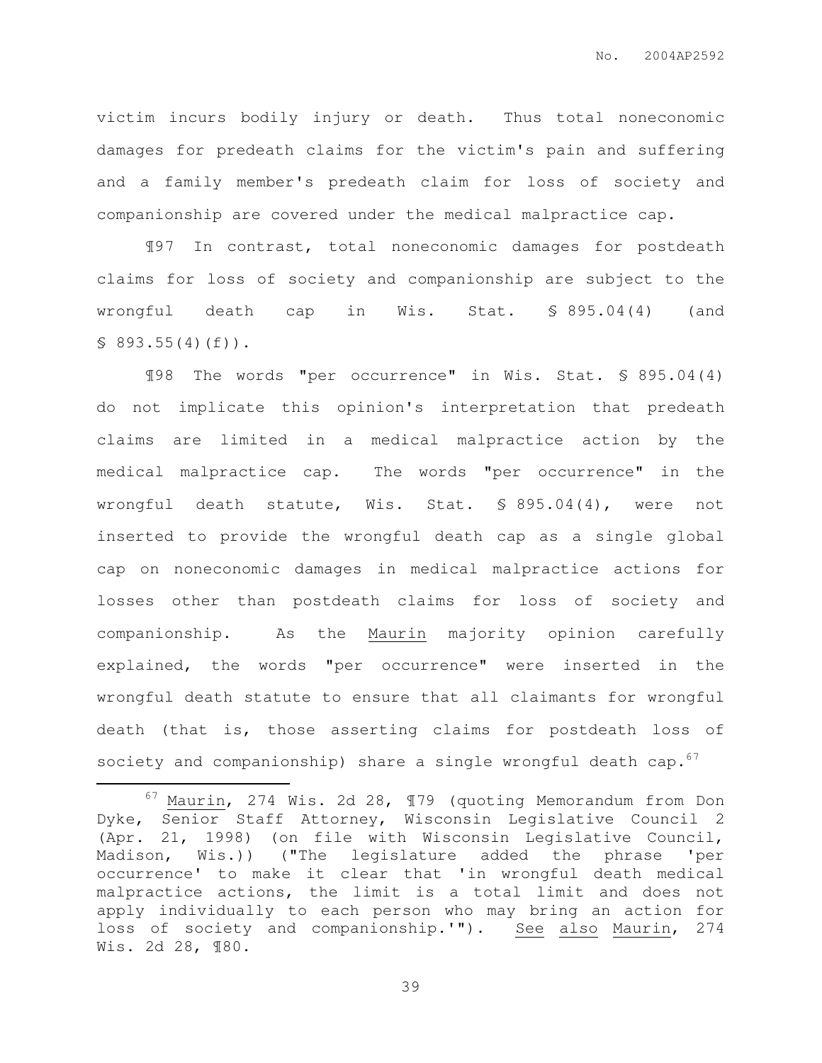victim incurs bodily injury or death. Thus total noneconomic damages for predeath claims for the victim's pain and suffering and a family member's predeath claim for loss of society and companionship are covered under the medical malpractice cap.

¶97 In contrast, total noneconomic damages for postdeath claims for loss of society and companionship are subject to the wrongful death cap in Wis. Stat. § 895.04(4) (and § 893.55(4)(f)).

¶98 The words "per occurrence" in Wis. Stat. § 895.04(4) do not implicate this opinion's interpretation that predeath claims are limited in a medical malpractice action by the medical malpractice cap. The words "per occurrence" in the wrongful death statute, Wis. Stat. § 895.04(4), were not inserted to provide the wrongful death cap as a single global cap on noneconomic damages in medical malpractice actions for losses other than postdeath claims for loss of society and companionship. As the Maurin majority opinion carefully explained, the words "per occurrence" were inserted in the wrongful death statute to ensure that all claimants for wrongful death (that is, those asserting claims for postdeath loss of society and companionship) share a single wrongful death cap.[67]

---

[67] Maurin, 274 Wis. 2d 28, ¶79 (quoting Memorandum from Don Dyke, Senior Staff Attorney, Wisconsin Legislative Council 2 (Apr. 21, 1998) (on file with Wisconsin Legislative Council, Madison, Wis.)) ("The legislature added the phrase 'per occurrence' to make it clear that 'in wrongful death medical malpractice actions, the limit is a total limit and does not apply individually to each person who may bring an action for loss of society and companionship.'"). See also Maurin, 274 Wis. 2d 28, ¶80.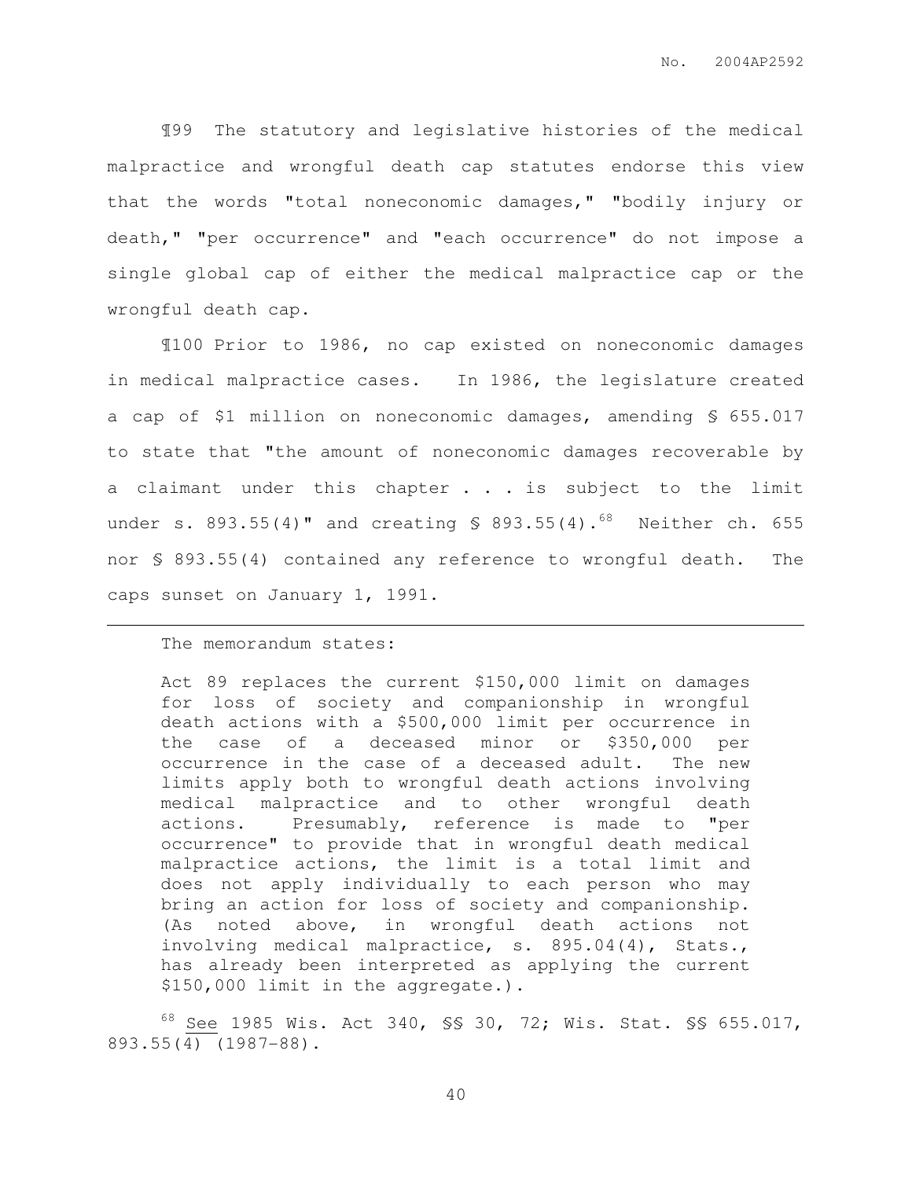¶99 The statutory and legislative histories of the medical malpractice and wrongful death cap statutes endorse this view that the words "total noneconomic damages," "bodily injury or death," "per occurrence" and "each occurrence" do not impose a single global cap of either the medical malpractice cap or the wrongful death cap.

¶100 Prior to 1986, no cap existed on noneconomic damages in medical malpractice cases. In 1986, the legislature created a cap of $1 million on noneconomic damages, amending § 655.017 to state that "the amount of noneconomic damages recoverable by a claimant under this chapter . . . is subject to the limit under s. 893.55(4)" and creating § 893.55(4).[68] Neither ch. 655 nor § 893.55(4) contained any reference to wrongful death. The caps sunset on January 1, 1991.

---

The memorandum states:

> Act 89 replaces the current $150,000 limit on damages for loss of society and companionship in wrongful death actions with a $500,000 limit per occurrence in the case of a deceased minor or $350,000 per occurrence in the case of a deceased adult. The new limits apply both to wrongful death actions involving medical malpractice and to other wrongful death actions. Presumably, reference is made to "per occurrence" to provide that in wrongful death medical malpractice actions, the limit is a total limit and does not apply individually to each person who may bring an action for loss of society and companionship. (As noted above, in wrongful death actions not involving medical malpractice, s. 895.04(4), Stats., has already been interpreted as applying the current $150,000 limit in the aggregate.).

[68] See 1985 Wis. Act 340, §§ 30, 72; Wis. Stat. §§ 655.017, 893.55(4) (1987-88).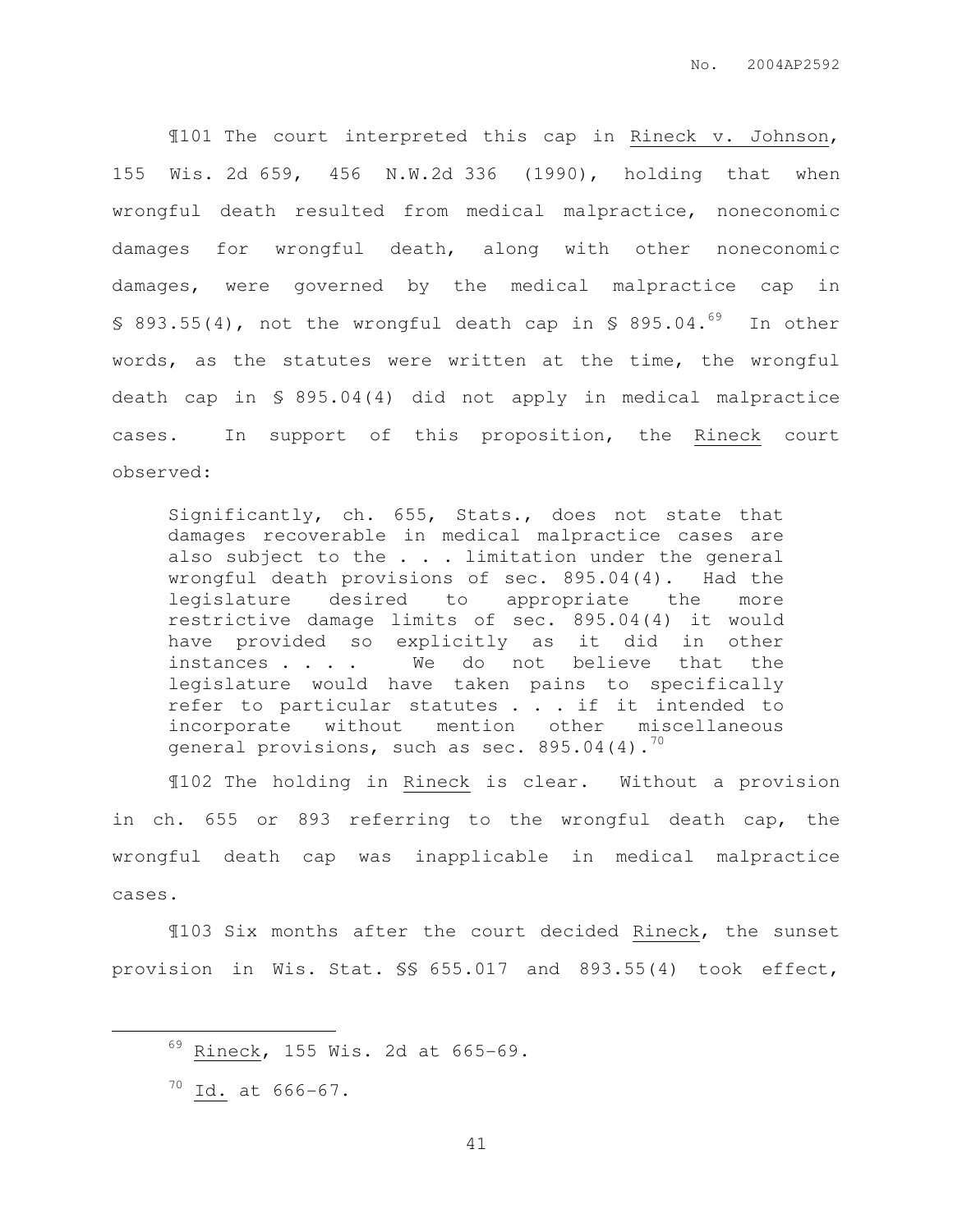¶101 The court interpreted this cap in Rineck v. Johnson, 155 Wis. 2d 659, 456 N.W.2d 336 (1990), holding that when wrongful death resulted from medical malpractice, noneconomic damages for wrongful death, along with other noneconomic damages, were governed by the medical malpractice cap in § 893.55(4), not the wrongful death cap in § 895.04.[69] In other words, as the statutes were written at the time, the wrongful death cap in § 895.04(4) did not apply in medical malpractice cases. In support of this proposition, the Rineck court observed:

> Significantly, ch. 655, Stats., does not state that damages recoverable in medical malpractice cases are also subject to the . . . limitation under the general wrongful death provisions of sec. 895.04(4). Had the legislature desired to appropriate the more restrictive damage limits of sec. 895.04(4) it would have provided so explicitly as it did in other instances . . . . We do not believe that the legislature would have taken pains to specifically refer to particular statutes . . . if it intended to incorporate without mention other miscellaneous general provisions, such as sec. 895.04(4).[70]

¶102 The holding in Rineck is clear. Without a provision in ch. 655 or 893 referring to the wrongful death cap, the wrongful death cap was inapplicable in medical malpractice cases.

¶103 Six months after the court decided Rineck, the sunset provision in Wis. Stat. §§ 655.017 and 893.55(4) took effect,

---

[69] Rineck, 155 Wis. 2d at 665-69.

[70] Id. at 666-67.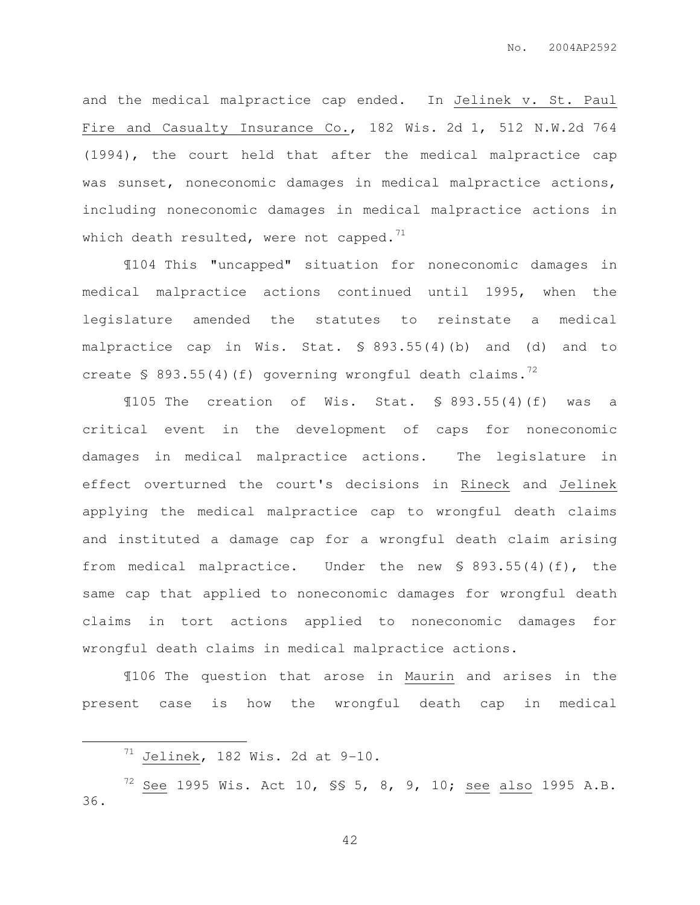and the medical malpractice cap ended. In Jelinek v. St. Paul Fire and Casualty Insurance Co., 182 Wis. 2d 1, 512 N.W.2d 764 (1994), the court held that after the medical malpractice cap was sunset, noneconomic damages in medical malpractice actions, including noneconomic damages in medical malpractice actions in which death resulted, were not capped.[71]

¶104 This "uncapped" situation for noneconomic damages in medical malpractice actions continued until 1995, when the legislature amended the statutes to reinstate a medical malpractice cap in Wis. Stat. § 893.55(4)(b) and (d) and to create § 893.55(4)(f) governing wrongful death claims.[72]

¶105 The creation of Wis. Stat. § 893.55(4)(f) was a critical event in the development of caps for noneconomic damages in medical malpractice actions. The legislature in effect overturned the court's decisions in Rineck and Jelinek applying the medical malpractice cap to wrongful death claims and instituted a damage cap for a wrongful death claim arising from medical malpractice. Under the new § 893.55(4)(f), the same cap that applied to noneconomic damages for wrongful death claims in tort actions applied to noneconomic damages for wrongful death claims in medical malpractice actions.

¶106 The question that arose in Maurin and arises in the present case is how the wrongful death cap in medical

---

[71] Jelinek, 182 Wis. 2d at 9-10.

[72] See 1995 Wis. Act 10, §§ 5, 8, 9, 10; see also 1995 A.B. 36.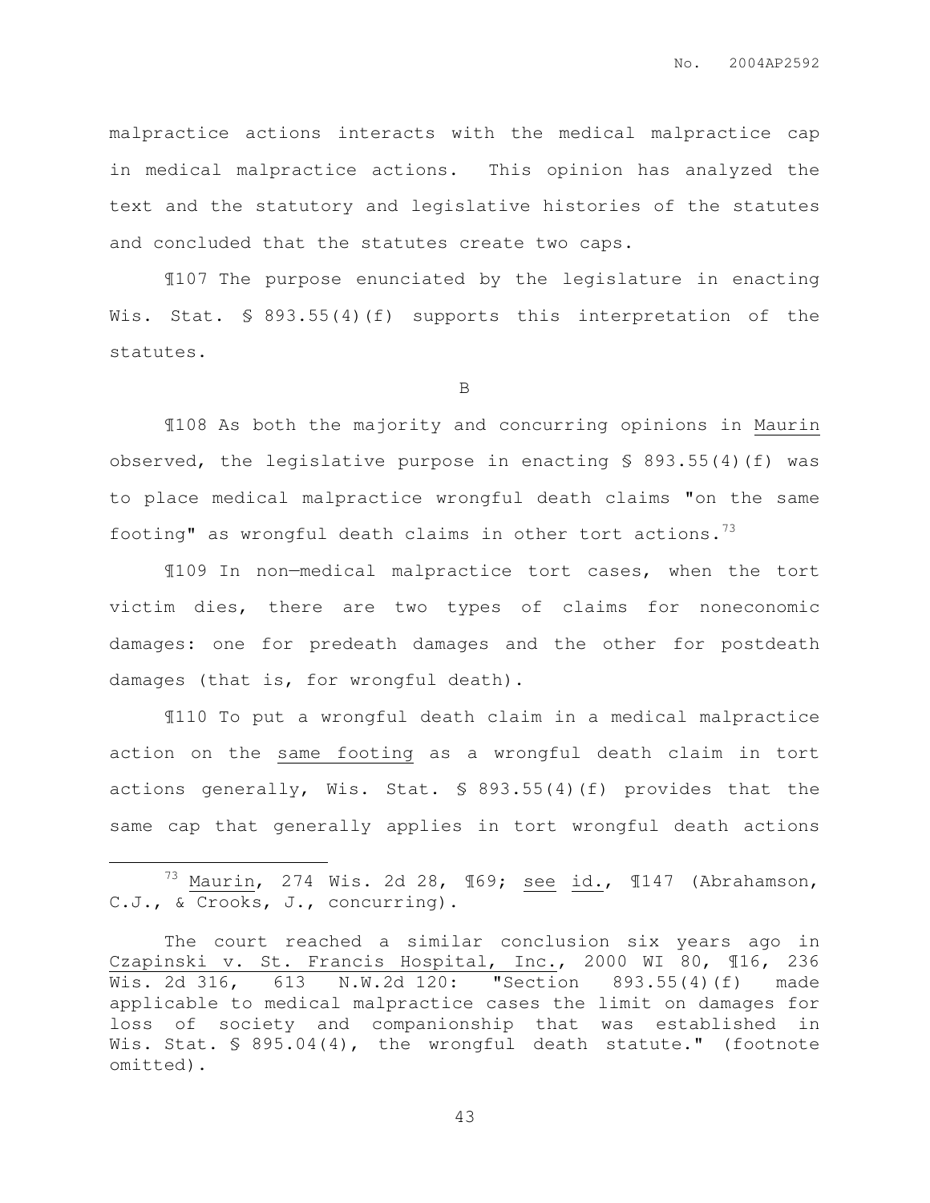malpractice actions interacts with the medical malpractice cap in medical malpractice actions. This opinion has analyzed the text and the statutory and legislative histories of the statutes and concluded that the statutes create two caps.

¶107 The purpose enunciated by the legislature in enacting Wis. Stat. § 893.55(4)(f) supports this interpretation of the statutes.

B

¶108 As both the majority and concurring opinions in Maurin observed, the legislative purpose in enacting § 893.55(4)(f) was to place medical malpractice wrongful death claims "on the same footing" as wrongful death claims in other tort actions.[73]

¶109 In non—medical malpractice tort cases, when the tort victim dies, there are two types of claims for noneconomic damages: one for predeath damages and the other for postdeath damages (that is, for wrongful death).

¶110 To put a wrongful death claim in a medical malpractice action on the same footing as a wrongful death claim in tort actions generally, Wis. Stat. § 893.55(4)(f) provides that the same cap that generally applies in tort wrongful death actions

---

[73] Maurin, 274 Wis. 2d 28, ¶69; see id., ¶147 (Abrahamson, C.J., & Crooks, J., concurring).

The court reached a similar conclusion six years ago in Czapinski v. St. Francis Hospital, Inc., 2000 WI 80, ¶16, 236 Wis. 2d 316, 613 N.W.2d 120: "Section 893.55(4)(f) made applicable to medical malpractice cases the limit on damages for loss of society and companionship that was established in Wis. Stat. § 895.04(4), the wrongful death statute." (footnote omitted).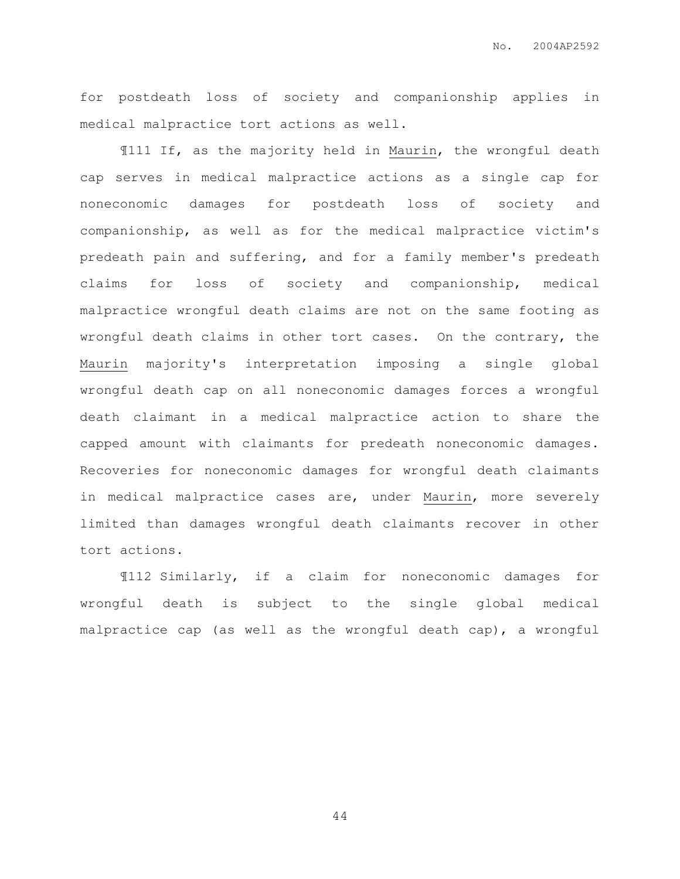for postdeath loss of society and companionship applies in medical malpractice tort actions as well.

¶111 If, as the majority held in Maurin, the wrongful death cap serves in medical malpractice actions as a single cap for noneconomic damages for postdeath loss of society and companionship, as well as for the medical malpractice victim's predeath pain and suffering, and for a family member's predeath claims for loss of society and companionship, medical malpractice wrongful death claims are not on the same footing as wrongful death claims in other tort cases. On the contrary, the Maurin majority's interpretation imposing a single global wrongful death cap on all noneconomic damages forces a wrongful death claimant in a medical malpractice action to share the capped amount with claimants for predeath noneconomic damages. Recoveries for noneconomic damages for wrongful death claimants in medical malpractice cases are, under Maurin, more severely limited than damages wrongful death claimants recover in other tort actions.

¶112 Similarly, if a claim for noneconomic damages for wrongful death is subject to the single global medical malpractice cap (as well as the wrongful death cap), a wrongful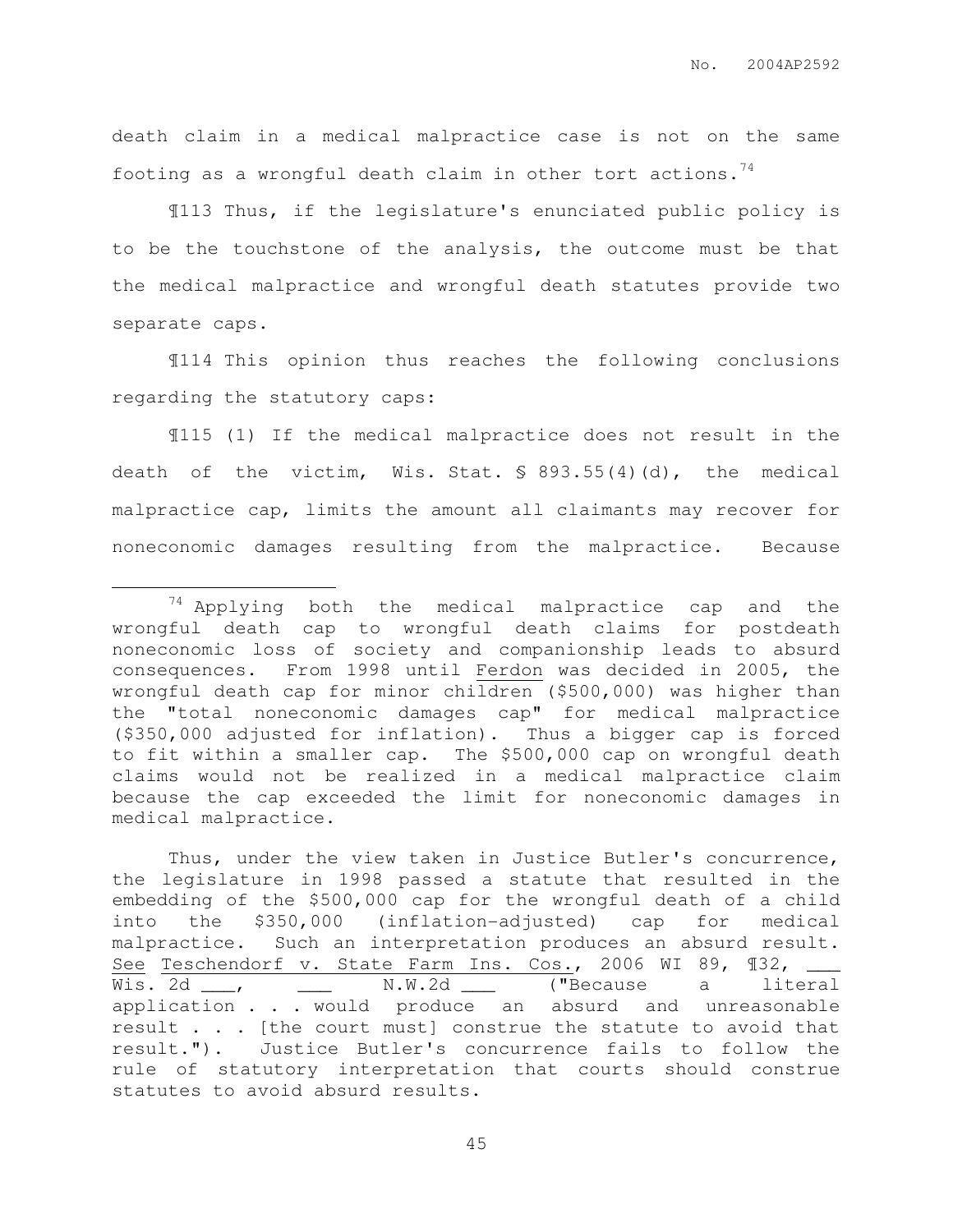death claim in a medical malpractice case is not on the same footing as a wrongful death claim in other tort actions.[74]

¶113 Thus, if the legislature's enunciated public policy is to be the touchstone of the analysis, the outcome must be that the medical malpractice and wrongful death statutes provide two separate caps.

¶114 This opinion thus reaches the following conclusions regarding the statutory caps:

¶115 (1) If the medical malpractice does not result in the death of the victim, Wis. Stat. § 893.55(4)(d), the medical malpractice cap, limits the amount all claimants may recover for noneconomic damages resulting from the malpractice. Because

---

[74] Applying both the medical malpractice cap and the wrongful death cap to wrongful death claims for postdeath noneconomic loss of society and companionship leads to absurd consequences. From 1998 until Ferdon was decided in 2005, the wrongful death cap for minor children ($500,000) was higher than the "total noneconomic damages cap" for medical malpractice ($350,000 adjusted for inflation). Thus a bigger cap is forced to fit within a smaller cap. The $500,000 cap on wrongful death claims would not be realized in a medical malpractice claim because the cap exceeded the limit for noneconomic damages in medical malpractice.

Thus, under the view taken in Justice Butler's concurrence, the legislature in 1998 passed a statute that resulted in the embedding of the $500,000 cap for the wrongful death of a child into the $350,000 (inflation-adjusted) cap for medical malpractice. Such an interpretation produces an absurd result. See Teschendorf v. State Farm Ins. Cos., 2006 WI 89, ¶32, ___ Wis. 2d ___, ___ N.W.2d ___ ("Because a literal application . . . would produce an absurd and unreasonable result . . . [the court must] construe the statute to avoid that result."). Justice Butler's concurrence fails to follow the rule of statutory interpretation that courts should construe statutes to avoid absurd results.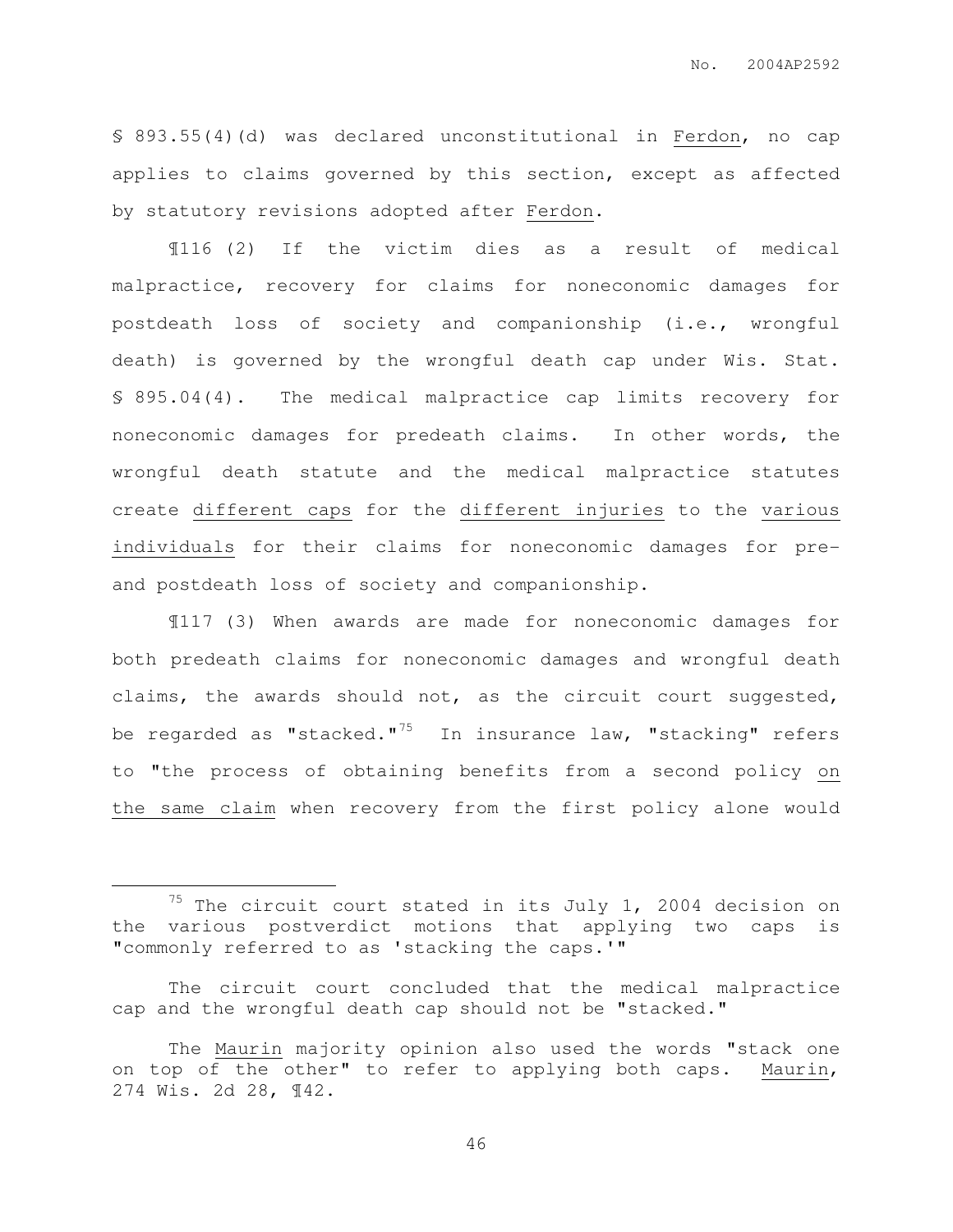§ 893.55(4)(d) was declared unconstitutional in <u>Ferdon</u>, no cap applies to claims governed by this section, except as affected by statutory revisions adopted after <u>Ferdon</u>.

¶116 (2) If the victim dies as a result of medical malpractice, recovery for claims for noneconomic damages for postdeath loss of society and companionship (i.e., wrongful death) is governed by the wrongful death cap under Wis. Stat. § 895.04(4). The medical malpractice cap limits recovery for noneconomic damages for predeath claims. In other words, the wrongful death statute and the medical malpractice statutes create <u>different caps</u> for the <u>different injuries</u> to the <u>various individuals</u> for their claims for noneconomic damages for pre- and postdeath loss of society and companionship.

¶117 (3) When awards are made for noneconomic damages for both predeath claims for noneconomic damages and wrongful death claims, the awards should not, as the circuit court suggested, be regarded as "stacked."[75] In insurance law, "stacking" refers to "the process of obtaining benefits from a second policy <u>on the same claim</u> when recovery from the first policy alone would

---

[75] The circuit court stated in its July 1, 2004 decision on the various postverdict motions that applying two caps is "commonly referred to as 'stacking the caps.'"

The circuit court concluded that the medical malpractice cap and the wrongful death cap should not be "stacked."

The <u>Maurin</u> majority opinion also used the words "stack one on top of the other" to refer to applying both caps. <u>Maurin</u>, 274 Wis. 2d 28, ¶42.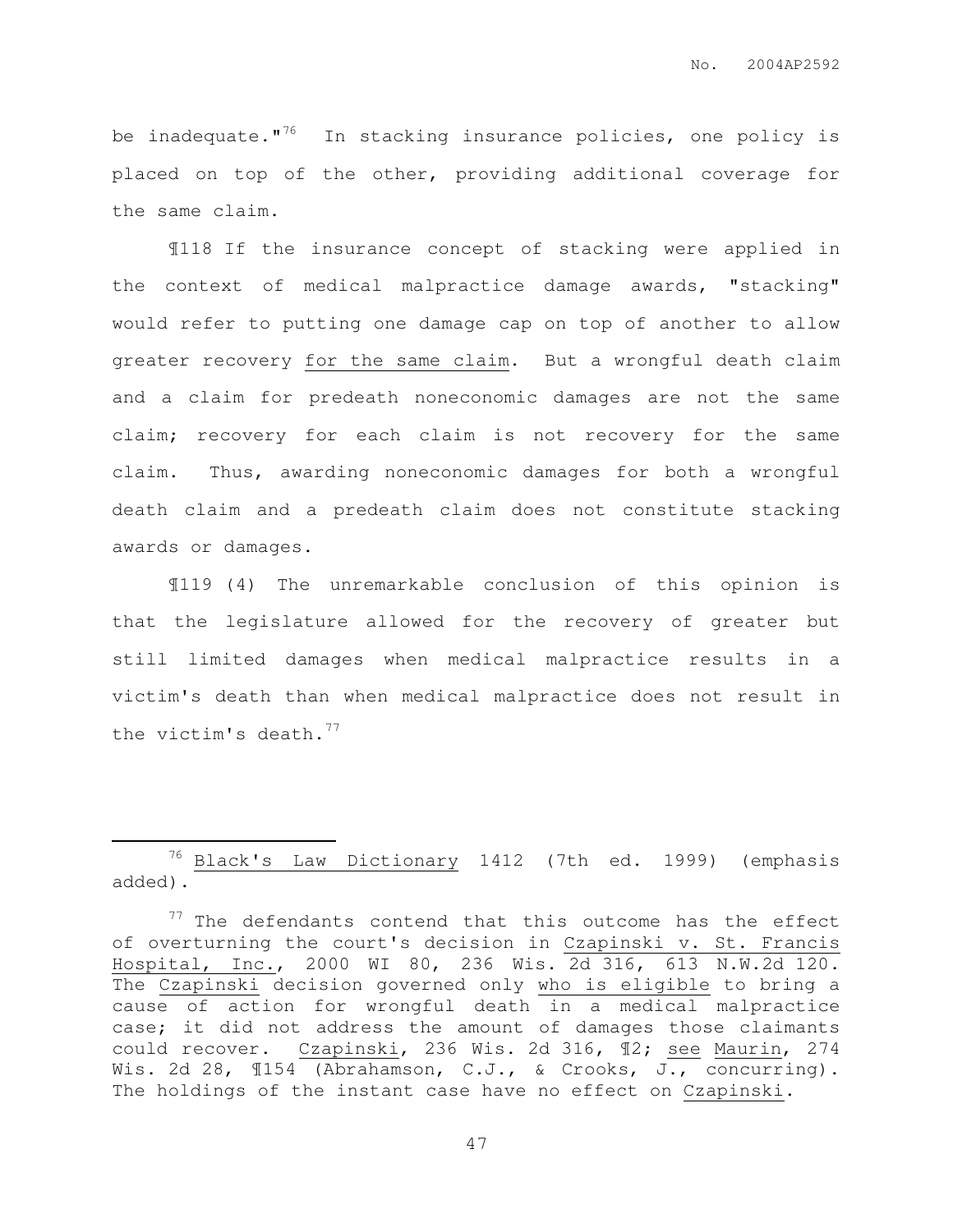be inadequate."[76] In stacking insurance policies, one policy is placed on top of the other, providing additional coverage for the same claim.

¶118 If the insurance concept of stacking were applied in the context of medical malpractice damage awards, "stacking" would refer to putting one damage cap on top of another to allow greater recovery for the same claim. But a wrongful death claim and a claim for predeath noneconomic damages are not the same claim; recovery for each claim is not recovery for the same claim. Thus, awarding noneconomic damages for both a wrongful death claim and a predeath claim does not constitute stacking awards or damages.

¶119 (4) The unremarkable conclusion of this opinion is that the legislature allowed for the recovery of greater but still limited damages when medical malpractice results in a victim's death than when medical malpractice does not result in the victim's death.[77]

---

[76] Black's Law Dictionary 1412 (7th ed. 1999) (emphasis added).

[77] The defendants contend that this outcome has the effect of overturning the court's decision in Czapinski v. St. Francis Hospital, Inc., 2000 WI 80, 236 Wis. 2d 316, 613 N.W.2d 120. The Czapinski decision governed only who is eligible to bring a cause of action for wrongful death in a medical malpractice case; it did not address the amount of damages those claimants could recover. Czapinski, 236 Wis. 2d 316, ¶2; see Maurin, 274 Wis. 2d 28, ¶154 (Abrahamson, C.J., & Crooks, J., concurring). The holdings of the instant case have no effect on Czapinski.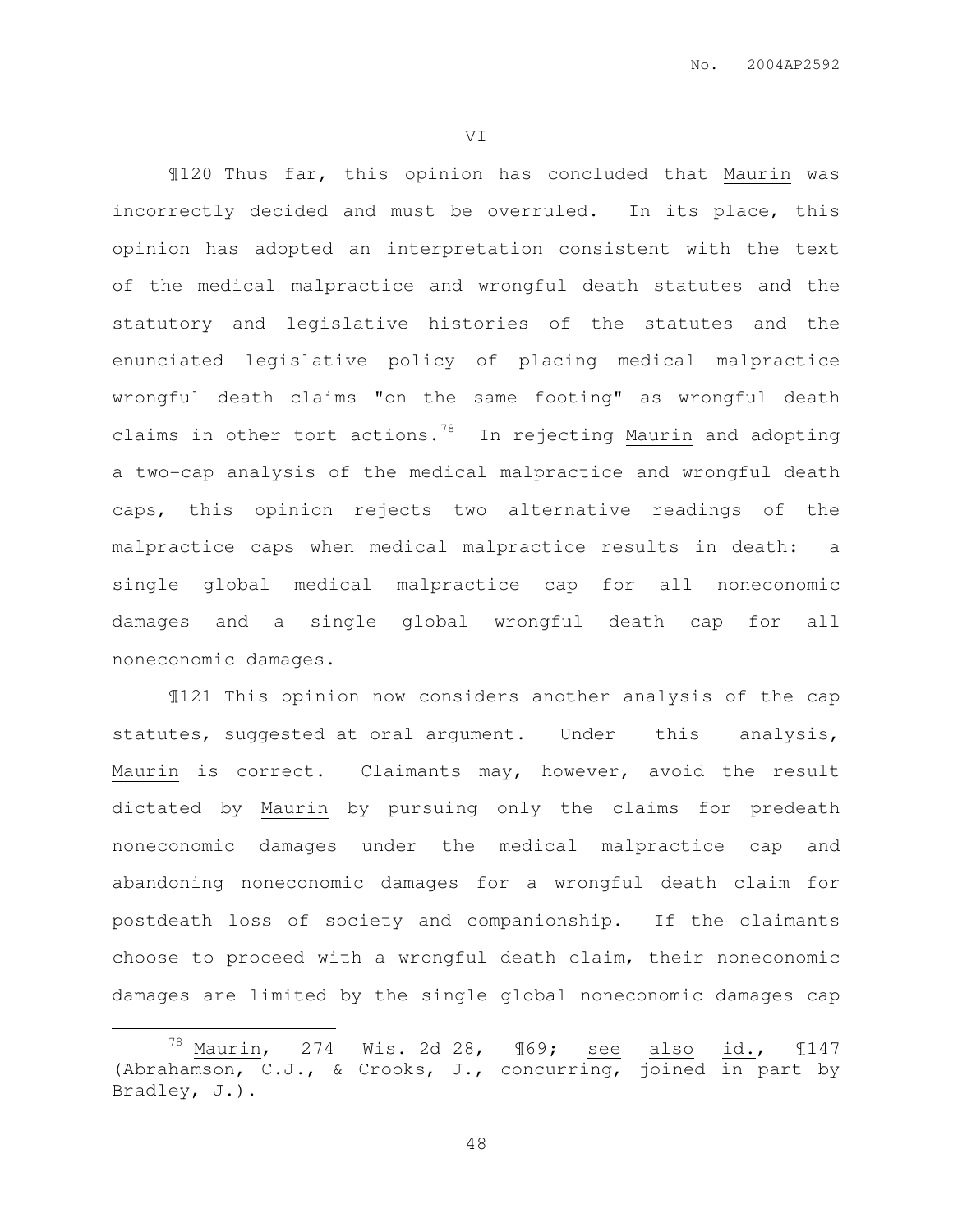VI

¶120 Thus far, this opinion has concluded that Maurin was incorrectly decided and must be overruled. In its place, this opinion has adopted an interpretation consistent with the text of the medical malpractice and wrongful death statutes and the statutory and legislative histories of the statutes and the enunciated legislative policy of placing medical malpractice wrongful death claims "on the same footing" as wrongful death claims in other tort actions.[78] In rejecting Maurin and adopting a two-cap analysis of the medical malpractice and wrongful death caps, this opinion rejects two alternative readings of the malpractice caps when medical malpractice results in death: a single global medical malpractice cap for all noneconomic damages and a single global wrongful death cap for all noneconomic damages.

¶121 This opinion now considers another analysis of the cap statutes, suggested at oral argument. Under this analysis, Maurin is correct. Claimants may, however, avoid the result dictated by Maurin by pursuing only the claims for predeath noneconomic damages under the medical malpractice cap and abandoning noneconomic damages for a wrongful death claim for postdeath loss of society and companionship. If the claimants choose to proceed with a wrongful death claim, their noneconomic damages are limited by the single global noneconomic damages cap

---

[78] Maurin, 274 Wis. 2d 28, ¶69; see also id., ¶147 (Abrahamson, C.J., & Crooks, J., concurring, joined in part by Bradley, J.).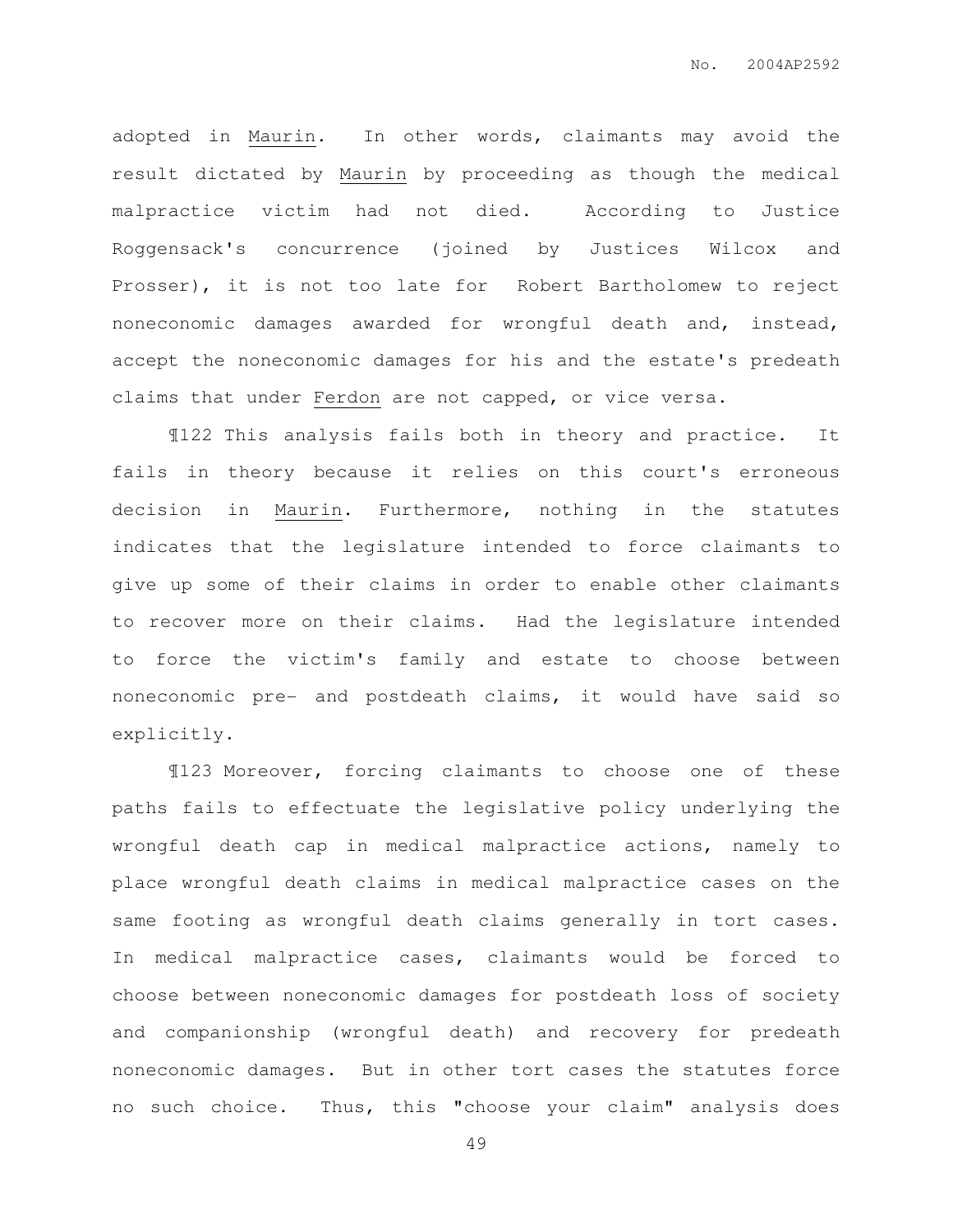adopted in Maurin. In other words, claimants may avoid the result dictated by Maurin by proceeding as though the medical malpractice victim had not died. According to Justice Roggensack's concurrence (joined by Justices Wilcox and Prosser), it is not too late for Robert Bartholomew to reject noneconomic damages awarded for wrongful death and, instead, accept the noneconomic damages for his and the estate's predeath claims that under Ferdon are not capped, or vice versa.

¶122 This analysis fails both in theory and practice. It fails in theory because it relies on this court's erroneous decision in Maurin. Furthermore, nothing in the statutes indicates that the legislature intended to force claimants to give up some of their claims in order to enable other claimants to recover more on their claims. Had the legislature intended to force the victim's family and estate to choose between noneconomic pre- and postdeath claims, it would have said so explicitly.

¶123 Moreover, forcing claimants to choose one of these paths fails to effectuate the legislative policy underlying the wrongful death cap in medical malpractice actions, namely to place wrongful death claims in medical malpractice cases on the same footing as wrongful death claims generally in tort cases. In medical malpractice cases, claimants would be forced to choose between noneconomic damages for postdeath loss of society and companionship (wrongful death) and recovery for predeath noneconomic damages. But in other tort cases the statutes force no such choice. Thus, this "choose your claim" analysis does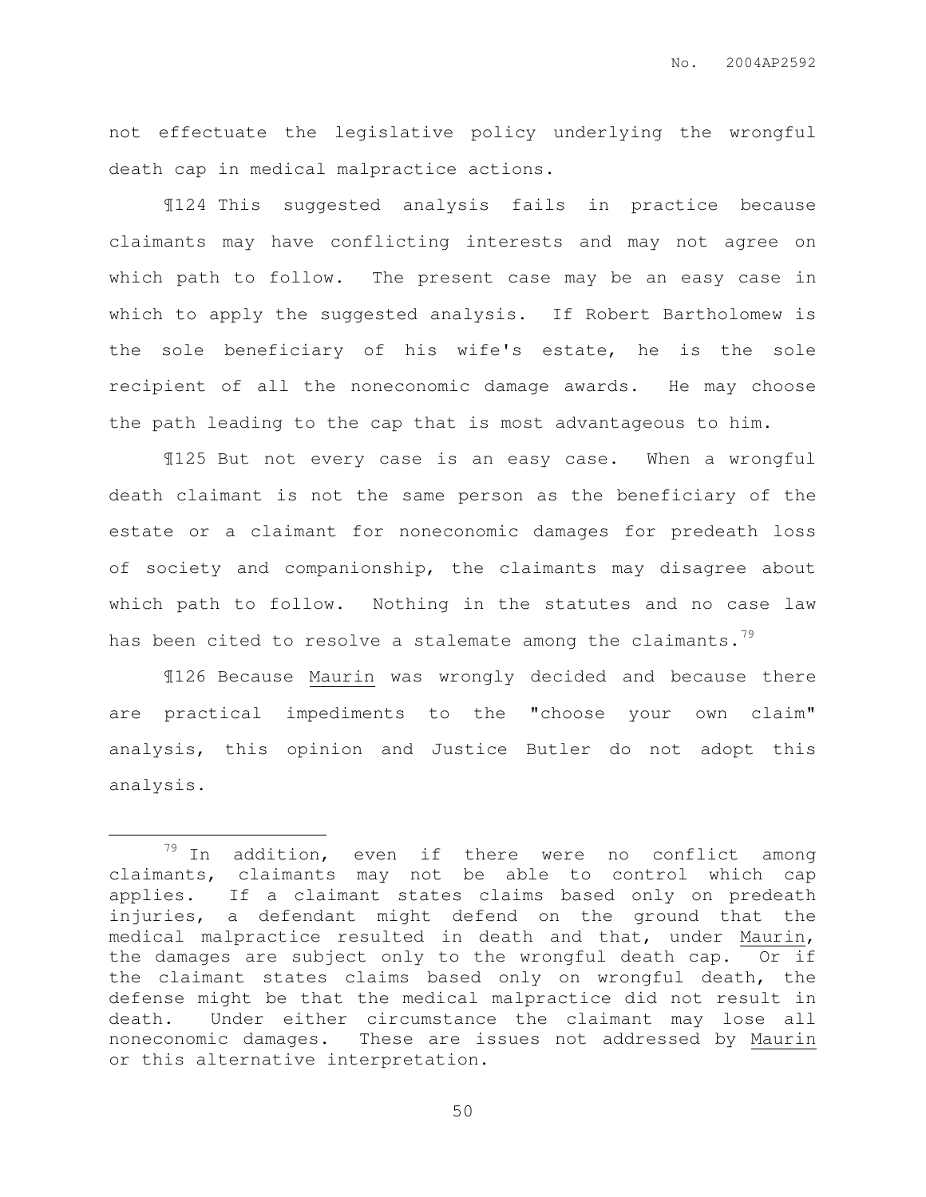not effectuate the legislative policy underlying the wrongful death cap in medical malpractice actions.

¶124 This suggested analysis fails in practice because claimants may have conflicting interests and may not agree on which path to follow. The present case may be an easy case in which to apply the suggested analysis. If Robert Bartholomew is the sole beneficiary of his wife's estate, he is the sole recipient of all the noneconomic damage awards. He may choose the path leading to the cap that is most advantageous to him.

¶125 But not every case is an easy case. When a wrongful death claimant is not the same person as the beneficiary of the estate or a claimant for noneconomic damages for predeath loss of society and companionship, the claimants may disagree about which path to follow. Nothing in the statutes and no case law has been cited to resolve a stalemate among the claimants.[79]

¶126 Because Maurin was wrongly decided and because there are practical impediments to the "choose your own claim" analysis, this opinion and Justice Butler do not adopt this analysis.

---

[79] In addition, even if there were no conflict among claimants, claimants may not be able to control which cap applies. If a claimant states claims based only on predeath injuries, a defendant might defend on the ground that the medical malpractice resulted in death and that, under Maurin, the damages are subject only to the wrongful death cap. Or if the claimant states claims based only on wrongful death, the defense might be that the medical malpractice did not result in death. Under either circumstance the claimant may lose all noneconomic damages. These are issues not addressed by Maurin or this alternative interpretation.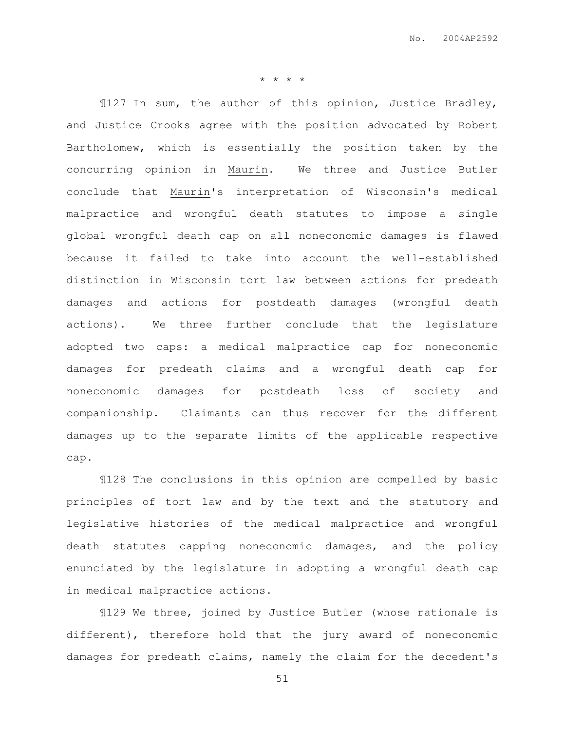* * * *

¶127 In sum, the author of this opinion, Justice Bradley, and Justice Crooks agree with the position advocated by Robert Bartholomew, which is essentially the position taken by the concurring opinion in Maurin. We three and Justice Butler conclude that Maurin's interpretation of Wisconsin's medical malpractice and wrongful death statutes to impose a single global wrongful death cap on all noneconomic damages is flawed because it failed to take into account the well-established distinction in Wisconsin tort law between actions for predeath damages and actions for postdeath damages (wrongful death actions). We three further conclude that the legislature adopted two caps: a medical malpractice cap for noneconomic damages for predeath claims and a wrongful death cap for noneconomic damages for postdeath loss of society and companionship. Claimants can thus recover for the different damages up to the separate limits of the applicable respective cap.

¶128 The conclusions in this opinion are compelled by basic principles of tort law and by the text and the statutory and legislative histories of the medical malpractice and wrongful death statutes capping noneconomic damages, and the policy enunciated by the legislature in adopting a wrongful death cap in medical malpractice actions.

¶129 We three, joined by Justice Butler (whose rationale is different), therefore hold that the jury award of noneconomic damages for predeath claims, namely the claim for the decedent's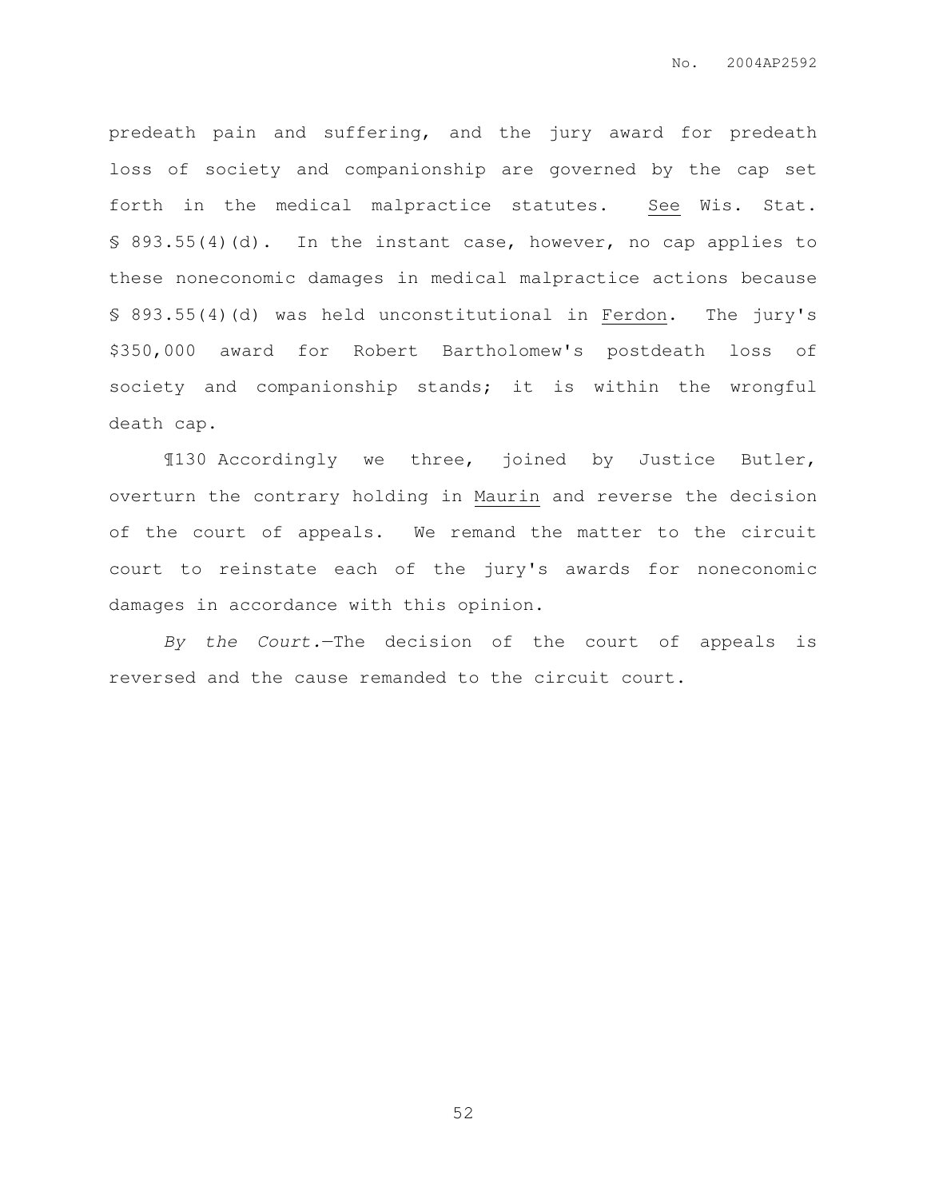predeath pain and suffering, and the jury award for predeath loss of society and companionship are governed by the cap set forth in the medical malpractice statutes. See Wis. Stat. § 893.55(4)(d). In the instant case, however, no cap applies to these noneconomic damages in medical malpractice actions because § 893.55(4)(d) was held unconstitutional in Ferdon. The jury's $350,000 award for Robert Bartholomew's postdeath loss of society and companionship stands; it is within the wrongful death cap.

¶130 Accordingly we three, joined by Justice Butler, overturn the contrary holding in Maurin and reverse the decision of the court of appeals. We remand the matter to the circuit court to reinstate each of the jury's awards for noneconomic damages in accordance with this opinion.

*By the Court.*—The decision of the court of appeals is reversed and the cause remanded to the circuit court.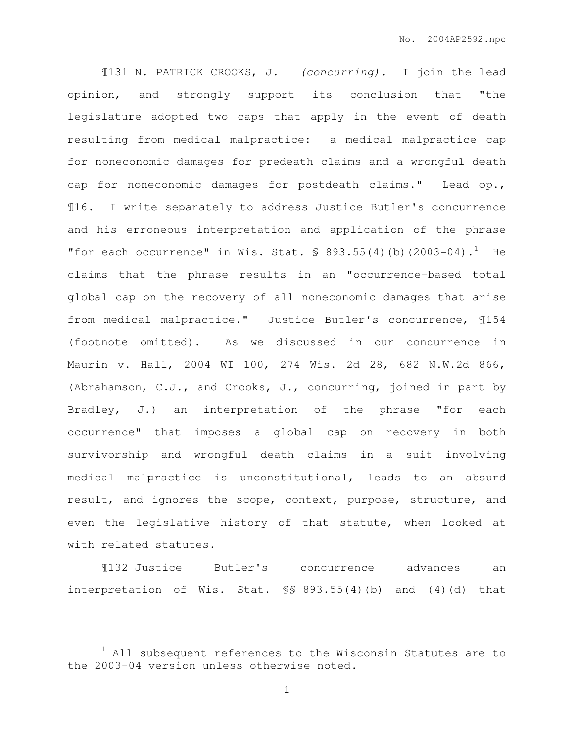¶131 N. PATRICK CROOKS, J. *(concurring).* I join the lead opinion, and strongly support its conclusion that "the legislature adopted two caps that apply in the event of death resulting from medical malpractice: a medical malpractice cap for noneconomic damages for predeath claims and a wrongful death cap for noneconomic damages for postdeath claims." Lead op., ¶16. I write separately to address Justice Butler's concurrence and his erroneous interpretation and application of the phrase "for each occurrence" in Wis. Stat. § 893.55(4)(b)(2003-04).[1] He claims that the phrase results in an "occurrence-based total global cap on the recovery of all noneconomic damages that arise from medical malpractice." Justice Butler's concurrence, ¶154 (footnote omitted). As we discussed in our concurrence in Maurin v. Hall, 2004 WI 100, 274 Wis. 2d 28, 682 N.W.2d 866, (Abrahamson, C.J., and Crooks, J., concurring, joined in part by Bradley, J.) an interpretation of the phrase "for each occurrence" that imposes a global cap on recovery in both survivorship and wrongful death claims in a suit involving medical malpractice is unconstitutional, leads to an absurd result, and ignores the scope, context, purpose, structure, and even the legislative history of that statute, when looked at with related statutes.

¶132 Justice Butler's concurrence advances an interpretation of Wis. Stat. §§ 893.55(4)(b) and (4)(d) that

[1] All subsequent references to the Wisconsin Statutes are to the 2003-04 version unless otherwise noted.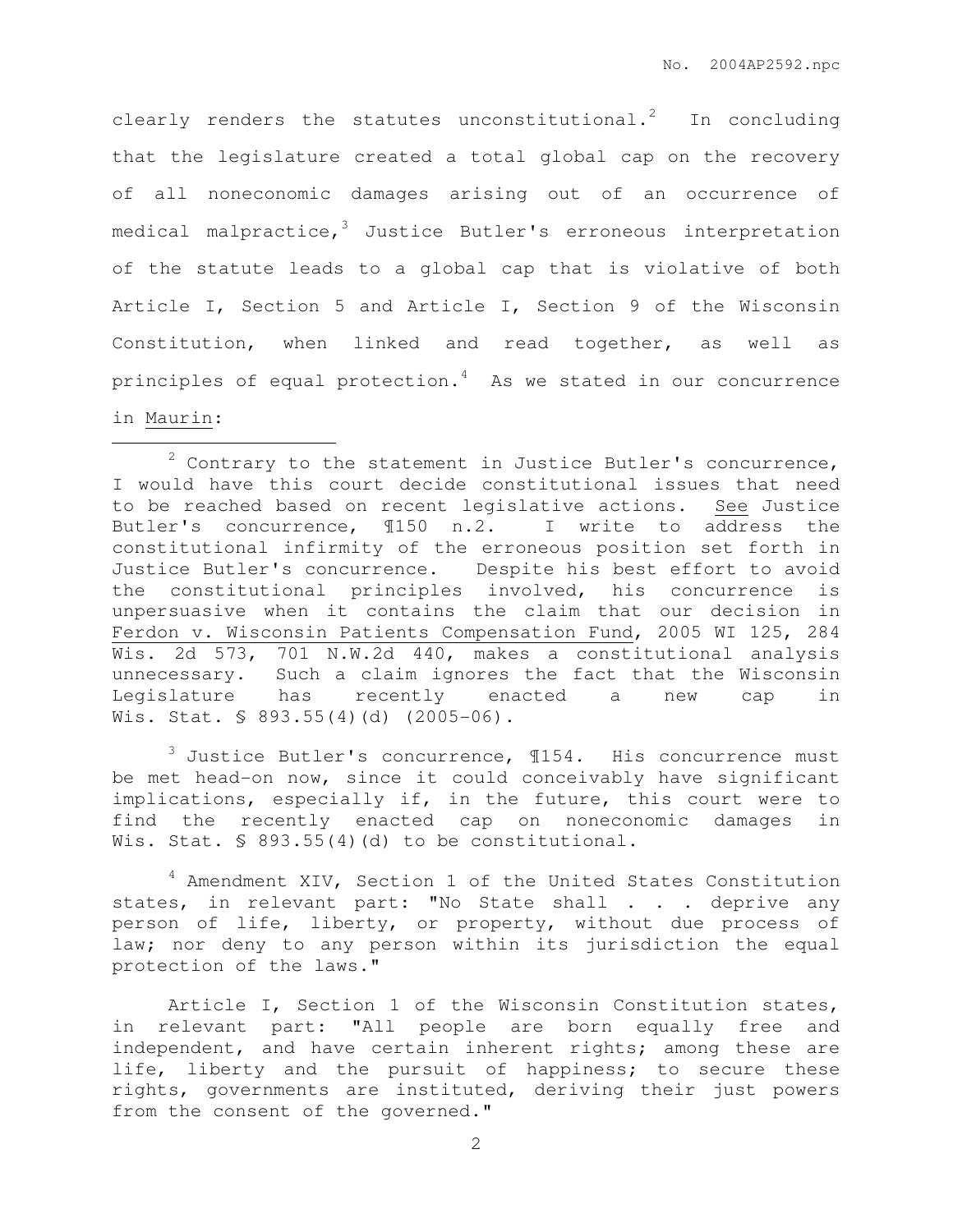clearly renders the statutes unconstitutional.[2] In concluding that the legislature created a total global cap on the recovery of all noneconomic damages arising out of an occurrence of medical malpractice,[3] Justice Butler's erroneous interpretation of the statute leads to a global cap that is violative of both Article I, Section 5 and Article I, Section 9 of the Wisconsin Constitution, when linked and read together, as well as principles of equal protection.[4] As we stated in our concurrence in Maurin:

---

[2] Contrary to the statement in Justice Butler's concurrence, I would have this court decide constitutional issues that need to be reached based on recent legislative actions. See Justice Butler's concurrence, ¶150 n.2. I write to address the constitutional infirmity of the erroneous position set forth in Justice Butler's concurrence. Despite his best effort to avoid the constitutional principles involved, his concurrence is unpersuasive when it contains the claim that our decision in Ferdon v. Wisconsin Patients Compensation Fund, 2005 WI 125, 284 Wis. 2d 573, 701 N.W.2d 440, makes a constitutional analysis unnecessary. Such a claim ignores the fact that the Wisconsin Legislature has recently enacted a new cap in Wis. Stat. § 893.55(4)(d) (2005-06).

[3] Justice Butler's concurrence, ¶154. His concurrence must be met head-on now, since it could conceivably have significant implications, especially if, in the future, this court were to find the recently enacted cap on noneconomic damages in Wis. Stat. § 893.55(4)(d) to be constitutional.

[4] Amendment XIV, Section 1 of the United States Constitution states, in relevant part: "No State shall . . . deprive any person of life, liberty, or property, without due process of law; nor deny to any person within its jurisdiction the equal protection of the laws."

Article I, Section 1 of the Wisconsin Constitution states, in relevant part: "All people are born equally free and independent, and have certain inherent rights; among these are life, liberty and the pursuit of happiness; to secure these rights, governments are instituted, deriving their just powers from the consent of the governed."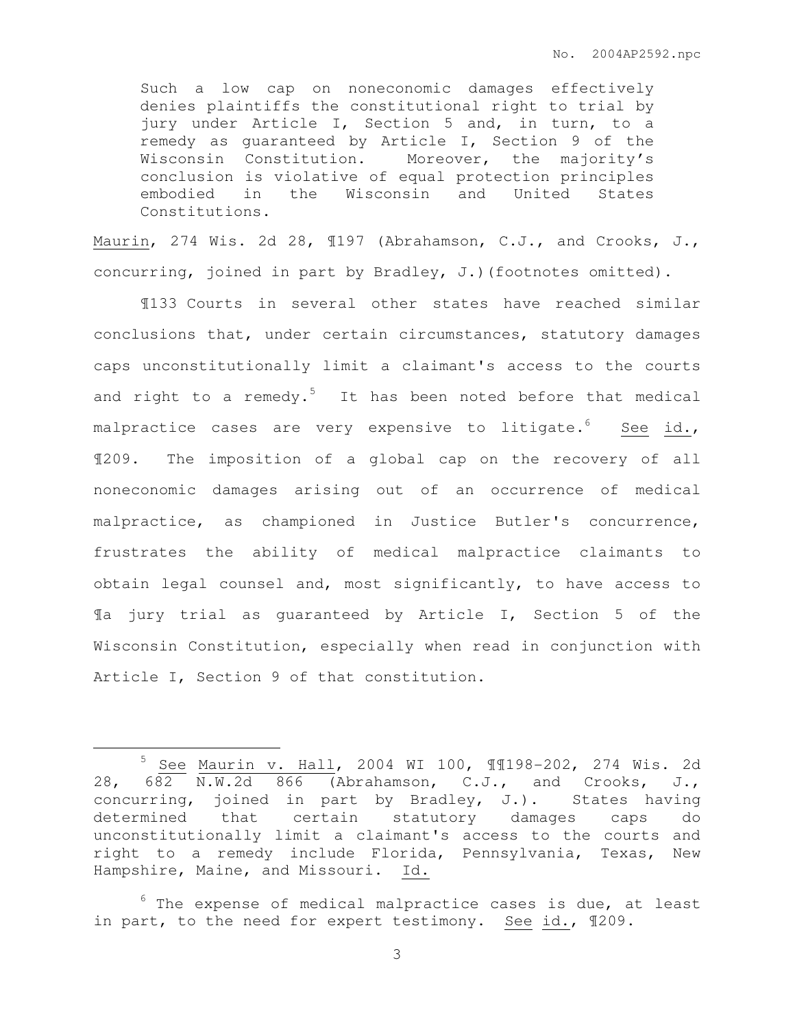> Such a low cap on noneconomic damages effectively denies plaintiffs the constitutional right to trial by jury under Article I, Section 5 and, in turn, to a remedy as guaranteed by Article I, Section 9 of the Wisconsin Constitution. Moreover, the majority's conclusion is violative of equal protection principles embodied in the Wisconsin and United States Constitutions.

Maurin, 274 Wis. 2d 28, ¶197 (Abrahamson, C.J., and Crooks, J., concurring, joined in part by Bradley, J.)(footnotes omitted).

¶133 Courts in several other states have reached similar conclusions that, under certain circumstances, statutory damages caps unconstitutionally limit a claimant's access to the courts and right to a remedy.[5] It has been noted before that medical malpractice cases are very expensive to litigate.[6] See id., ¶209. The imposition of a global cap on the recovery of all noneconomic damages arising out of an occurrence of medical malpractice, as championed in Justice Butler's concurrence, frustrates the ability of medical malpractice claimants to obtain legal counsel and, most significantly, to have access to ¶a jury trial as guaranteed by Article I, Section 5 of the Wisconsin Constitution, especially when read in conjunction with Article I, Section 9 of that constitution.

---

[5] See Maurin v. Hall, 2004 WI 100, ¶¶198-202, 274 Wis. 2d 28, 682 N.W.2d 866 (Abrahamson, C.J., and Crooks, J., concurring, joined in part by Bradley, J.). States having determined that certain statutory damages caps do unconstitutionally limit a claimant's access to the courts and right to a remedy include Florida, Pennsylvania, Texas, New Hampshire, Maine, and Missouri. Id.

[6] The expense of medical malpractice cases is due, at least in part, to the need for expert testimony. See id., ¶209.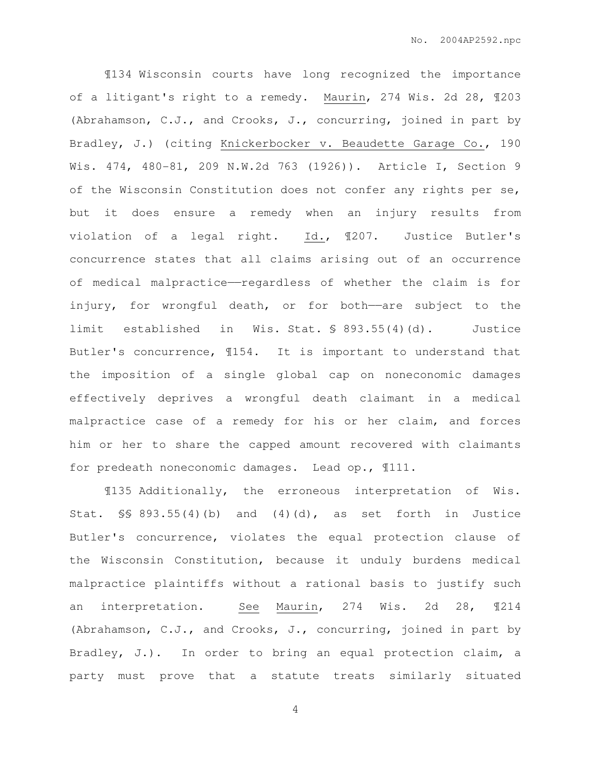¶134 Wisconsin courts have long recognized the importance of a litigant's right to a remedy. Maurin, 274 Wis. 2d 28, ¶203 (Abrahamson, C.J., and Crooks, J., concurring, joined in part by Bradley, J.) (citing Knickerbocker v. Beaudette Garage Co., 190 Wis. 474, 480-81, 209 N.W.2d 763 (1926)). Article I, Section 9 of the Wisconsin Constitution does not confer any rights per se, but it does ensure a remedy when an injury results from violation of a legal right. Id., ¶207. Justice Butler's concurrence states that all claims arising out of an occurrence of medical malpractice——regardless of whether the claim is for injury, for wrongful death, or for both——are subject to the limit established in Wis. Stat. § 893.55(4)(d). Justice Butler's concurrence, ¶154. It is important to understand that the imposition of a single global cap on noneconomic damages effectively deprives a wrongful death claimant in a medical malpractice case of a remedy for his or her claim, and forces him or her to share the capped amount recovered with claimants for predeath noneconomic damages. Lead op., ¶111.

¶135 Additionally, the erroneous interpretation of Wis. Stat. §§ 893.55(4)(b) and (4)(d), as set forth in Justice Butler's concurrence, violates the equal protection clause of the Wisconsin Constitution, because it unduly burdens medical malpractice plaintiffs without a rational basis to justify such an interpretation. See Maurin, 274 Wis. 2d 28, ¶214 (Abrahamson, C.J., and Crooks, J., concurring, joined in part by Bradley, J.). In order to bring an equal protection claim, a party must prove that a statute treats similarly situated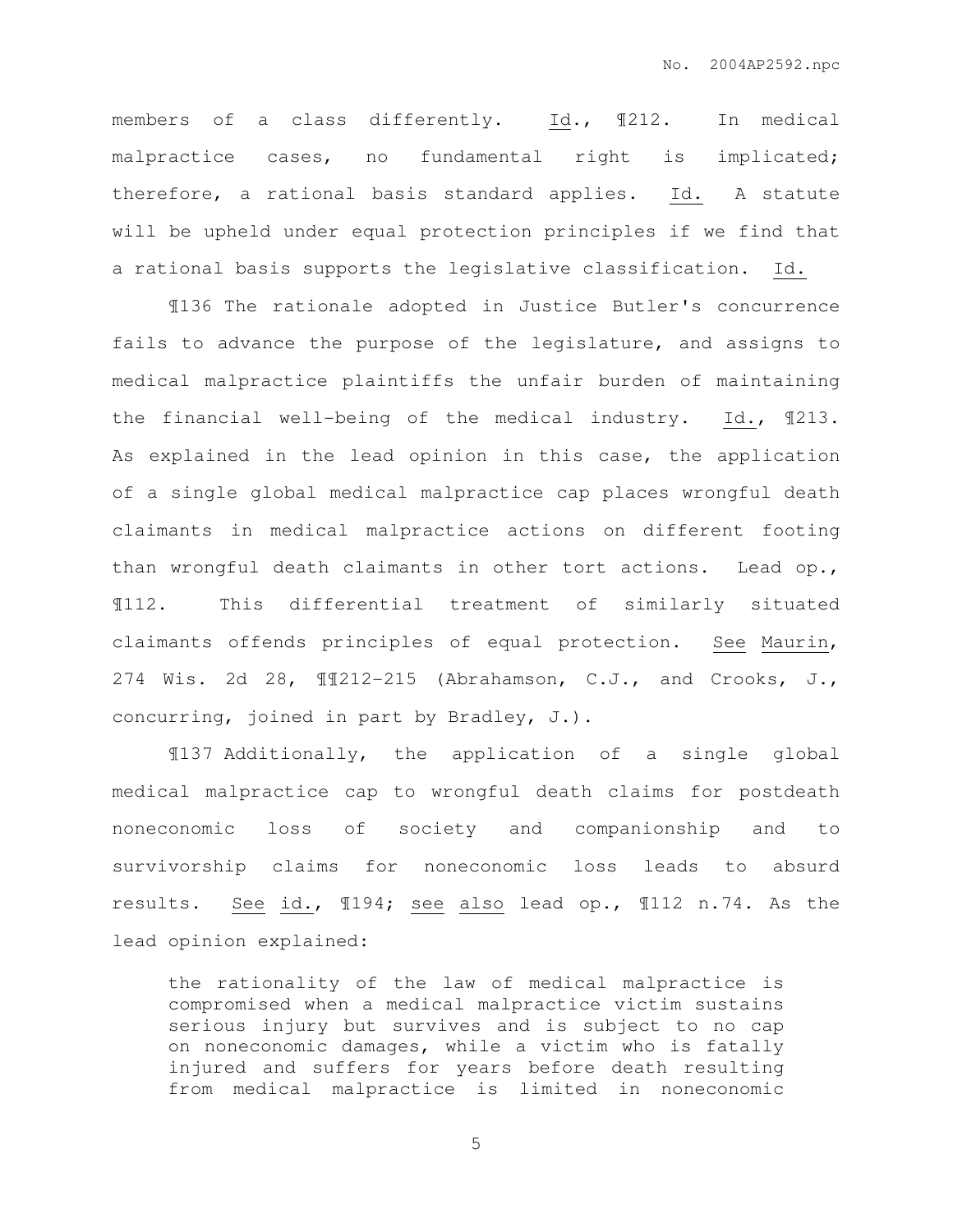members of a class differently. Id., ¶212. In medical malpractice cases, no fundamental right is implicated; therefore, a rational basis standard applies. Id. A statute will be upheld under equal protection principles if we find that a rational basis supports the legislative classification. Id.

¶136 The rationale adopted in Justice Butler's concurrence fails to advance the purpose of the legislature, and assigns to medical malpractice plaintiffs the unfair burden of maintaining the financial well-being of the medical industry. Id., ¶213. As explained in the lead opinion in this case, the application of a single global medical malpractice cap places wrongful death claimants in medical malpractice actions on different footing than wrongful death claimants in other tort actions. Lead op., ¶112. This differential treatment of similarly situated claimants offends principles of equal protection. See Maurin, 274 Wis. 2d 28, ¶¶212-215 (Abrahamson, C.J., and Crooks, J., concurring, joined in part by Bradley, J.).

¶137 Additionally, the application of a single global medical malpractice cap to wrongful death claims for postdeath noneconomic loss of society and companionship and to survivorship claims for noneconomic loss leads to absurd results. See id., ¶194; see also lead op., ¶112 n.74. As the lead opinion explained:

> the rationality of the law of medical malpractice is compromised when a medical malpractice victim sustains serious injury but survives and is subject to no cap on noneconomic damages, while a victim who is fatally injured and suffers for years before death resulting from medical malpractice is limited in noneconomic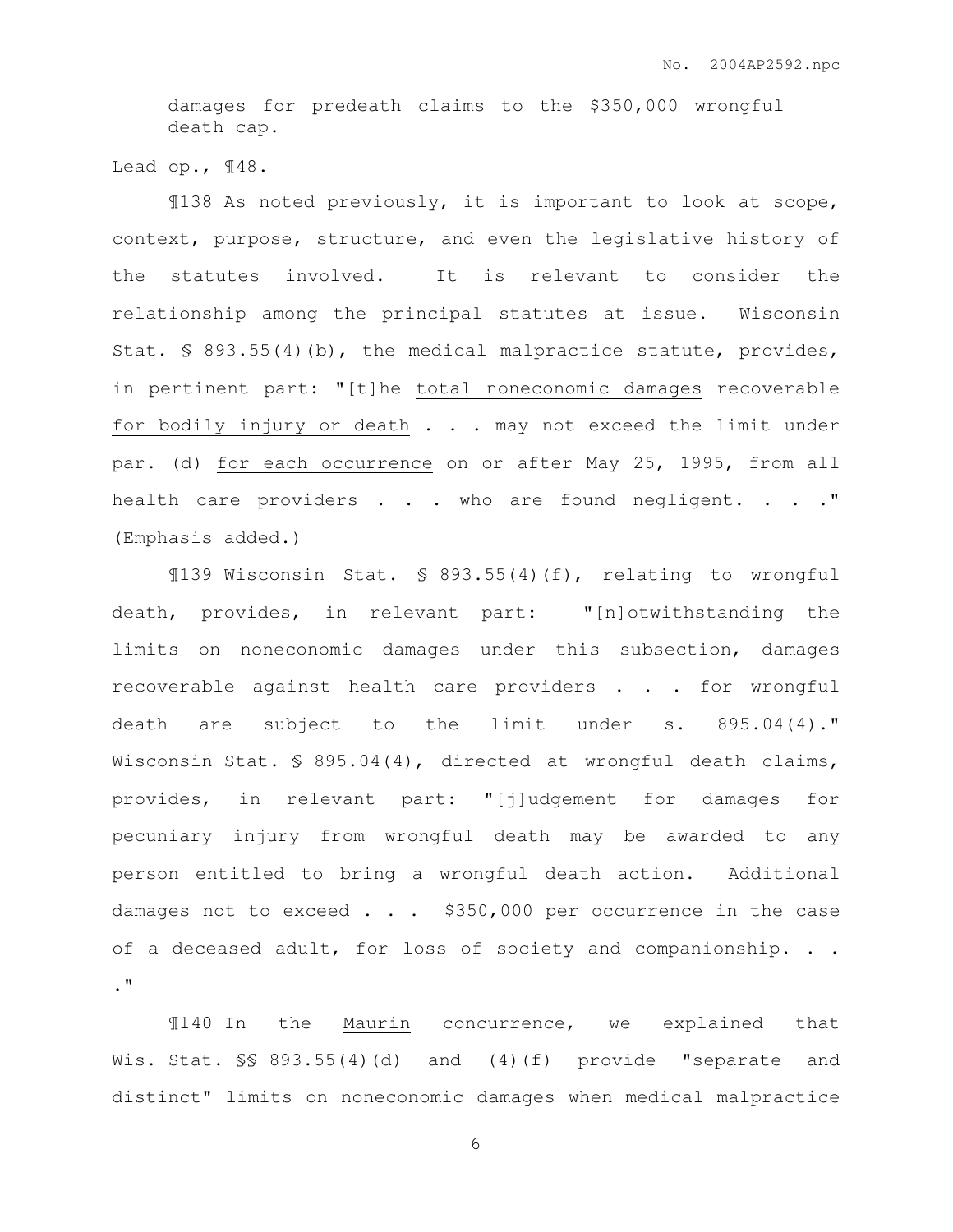> damages for predeath claims to the $350,000 wrongful death cap.

Lead op., ¶48.

¶138 As noted previously, it is important to look at scope, context, purpose, structure, and even the legislative history of the statutes involved. It is relevant to consider the relationship among the principal statutes at issue. Wisconsin Stat. § 893.55(4)(b), the medical malpractice statute, provides, in pertinent part: "[t]he total noneconomic damages recoverable for bodily injury or death . . . may not exceed the limit under par. (d) for each occurrence on or after May 25, 1995, from all health care providers . . . who are found negligent. . . ." (Emphasis added.)

¶139 Wisconsin Stat. § 893.55(4)(f), relating to wrongful death, provides, in relevant part: "[n]otwithstanding the limits on noneconomic damages under this subsection, damages recoverable against health care providers . . . for wrongful death are subject to the limit under s. 895.04(4)." Wisconsin Stat. § 895.04(4), directed at wrongful death claims, provides, in relevant part: "[j]udgement for damages for pecuniary injury from wrongful death may be awarded to any person entitled to bring a wrongful death action. Additional damages not to exceed . . . $350,000 per occurrence in the case of a deceased adult, for loss of society and companionship. . . ."

¶140 In the Maurin concurrence, we explained that Wis. Stat. §§ 893.55(4)(d) and (4)(f) provide "separate and distinct" limits on noneconomic damages when medical malpractice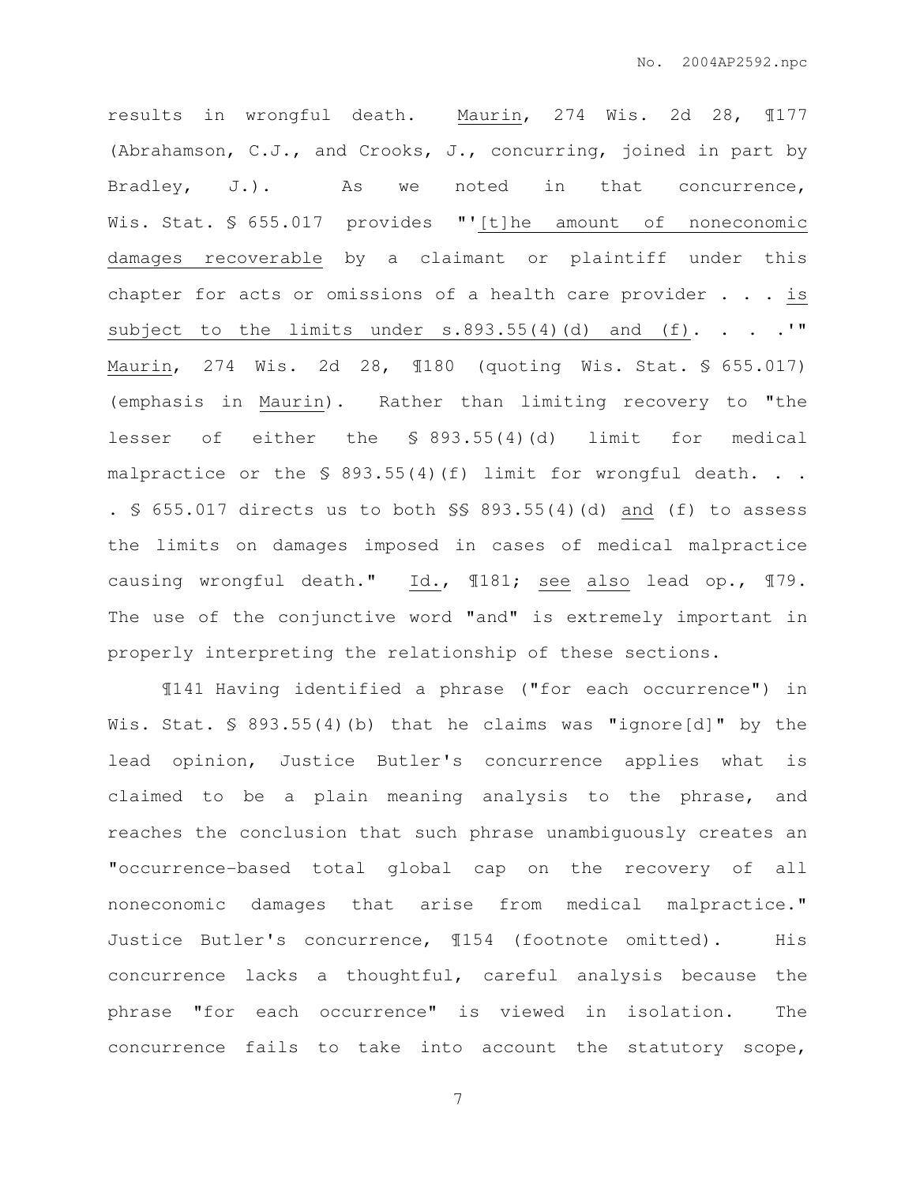results in wrongful death. Maurin, 274 Wis. 2d 28, ¶177 (Abrahamson, C.J., and Crooks, J., concurring, joined in part by Bradley, J.). As we noted in that concurrence, Wis. Stat. § 655.017 provides "'[t]he amount of noneconomic damages recoverable by a claimant or plaintiff under this chapter for acts or omissions of a health care provider . . . is subject to the limits under s.893.55(4)(d) and (f). . . .'" Maurin, 274 Wis. 2d 28, ¶180 (quoting Wis. Stat. § 655.017) (emphasis in Maurin). Rather than limiting recovery to "the lesser of either the § 893.55(4)(d) limit for medical malpractice or the § 893.55(4)(f) limit for wrongful death. . . . § 655.017 directs us to both §§ 893.55(4)(d) and (f) to assess the limits on damages imposed in cases of medical malpractice causing wrongful death." Id., ¶181; see also lead op., ¶79. The use of the conjunctive word "and" is extremely important in properly interpreting the relationship of these sections.

¶141 Having identified a phrase ("for each occurrence") in Wis. Stat. § 893.55(4)(b) that he claims was "ignore[d]" by the lead opinion, Justice Butler's concurrence applies what is claimed to be a plain meaning analysis to the phrase, and reaches the conclusion that such phrase unambiguously creates an "occurrence-based total global cap on the recovery of all noneconomic damages that arise from medical malpractice." Justice Butler's concurrence, ¶154 (footnote omitted). His concurrence lacks a thoughtful, careful analysis because the phrase "for each occurrence" is viewed in isolation. The concurrence fails to take into account the statutory scope,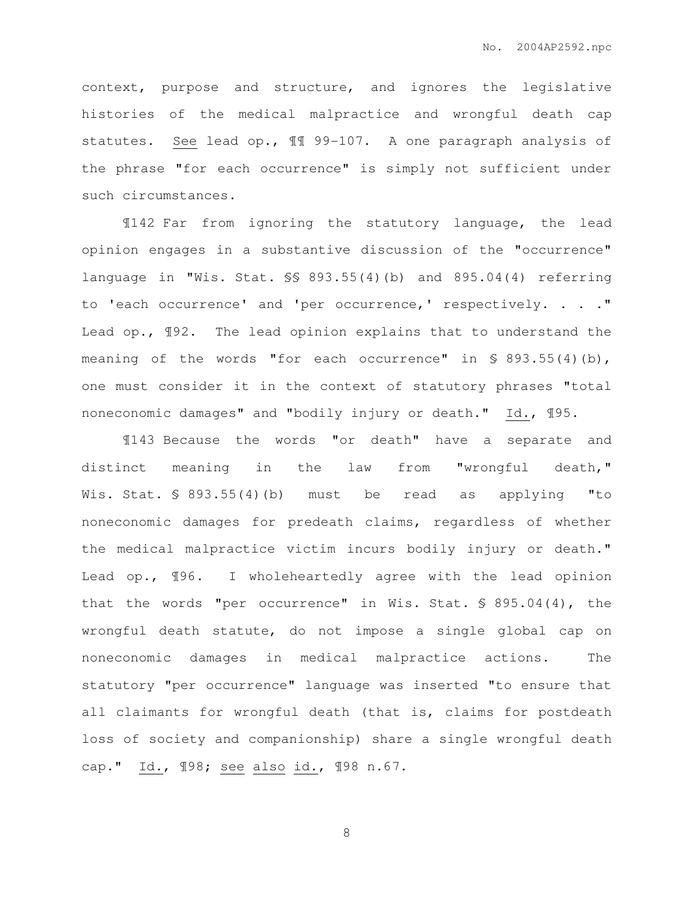context, purpose and structure, and ignores the legislative histories of the medical malpractice and wrongful death cap statutes. See lead op., ¶¶ 99-107. A one paragraph analysis of the phrase "for each occurrence" is simply not sufficient under such circumstances.

¶142 Far from ignoring the statutory language, the lead opinion engages in a substantive discussion of the "occurrence" language in "Wis. Stat. §§ 893.55(4)(b) and 895.04(4) referring to 'each occurrence' and 'per occurrence,' respectively. . . ." Lead op., ¶92. The lead opinion explains that to understand the meaning of the words "for each occurrence" in § 893.55(4)(b), one must consider it in the context of statutory phrases "total noneconomic damages" and "bodily injury or death." Id., ¶95.

¶143 Because the words "or death" have a separate and distinct meaning in the law from "wrongful death," Wis. Stat. § 893.55(4)(b) must be read as applying "to noneconomic damages for predeath claims, regardless of whether the medical malpractice victim incurs bodily injury or death." Lead op., ¶96. I wholeheartedly agree with the lead opinion that the words "per occurrence" in Wis. Stat. § 895.04(4), the wrongful death statute, do not impose a single global cap on noneconomic damages in medical malpractice actions. The statutory "per occurrence" language was inserted "to ensure that all claimants for wrongful death (that is, claims for postdeath loss of society and companionship) share a single wrongful death cap." Id., ¶98; see also id., ¶98 n.67.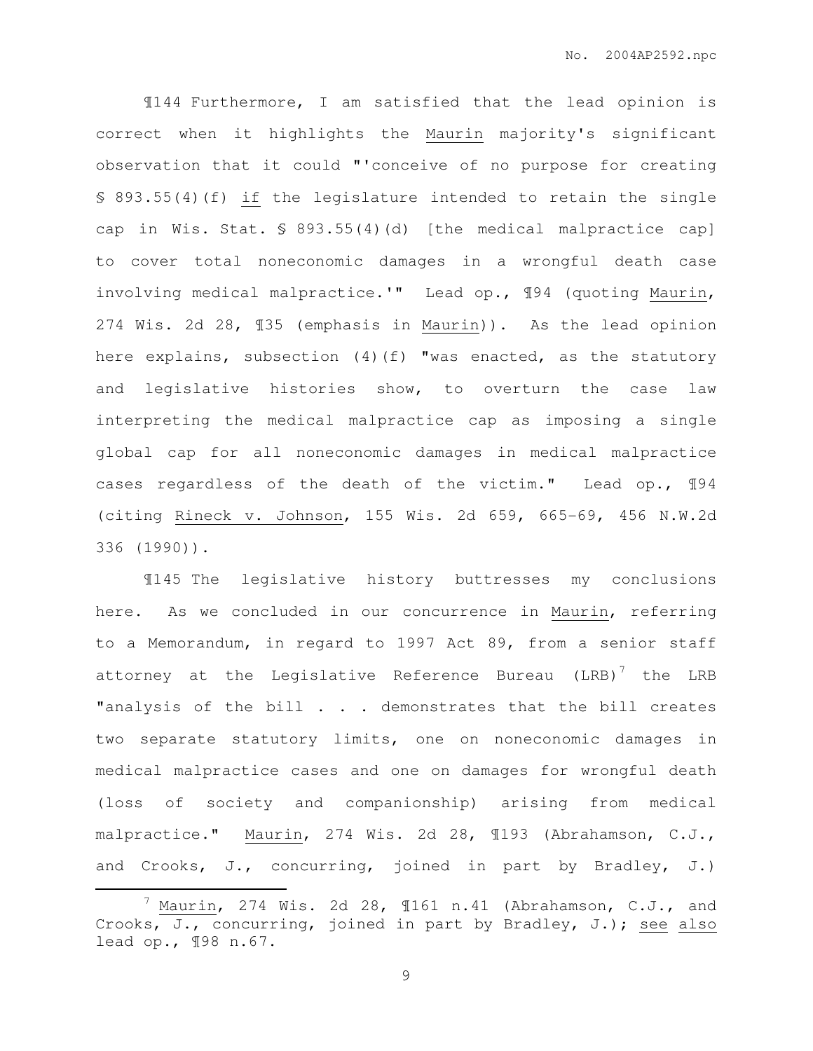¶144 Furthermore, I am satisfied that the lead opinion is correct when it highlights the Maurin majority's significant observation that it could "'conceive of no purpose for creating § 893.55(4)(f) if the legislature intended to retain the single cap in Wis. Stat. § 893.55(4)(d) [the medical malpractice cap] to cover total noneconomic damages in a wrongful death case involving medical malpractice.'" Lead op., ¶94 (quoting Maurin, 274 Wis. 2d 28, ¶35 (emphasis in Maurin)). As the lead opinion here explains, subsection (4)(f) "was enacted, as the statutory and legislative histories show, to overturn the case law interpreting the medical malpractice cap as imposing a single global cap for all noneconomic damages in medical malpractice cases regardless of the death of the victim." Lead op., ¶94 (citing Rineck v. Johnson, 155 Wis. 2d 659, 665-69, 456 N.W.2d 336 (1990)).

¶145 The legislative history buttresses my conclusions here. As we concluded in our concurrence in Maurin, referring to a Memorandum, in regard to 1997 Act 89, from a senior staff attorney at the Legislative Reference Bureau (LRB)[7] the LRB "analysis of the bill . . . demonstrates that the bill creates two separate statutory limits, one on noneconomic damages in medical malpractice cases and one on damages for wrongful death (loss of society and companionship) arising from medical malpractice." Maurin, 274 Wis. 2d 28, ¶193 (Abrahamson, C.J., and Crooks, J., concurring, joined in part by Bradley, J.)

---

[7] Maurin, 274 Wis. 2d 28, ¶161 n.41 (Abrahamson, C.J., and Crooks, J., concurring, joined in part by Bradley, J.); see also lead op., ¶98 n.67.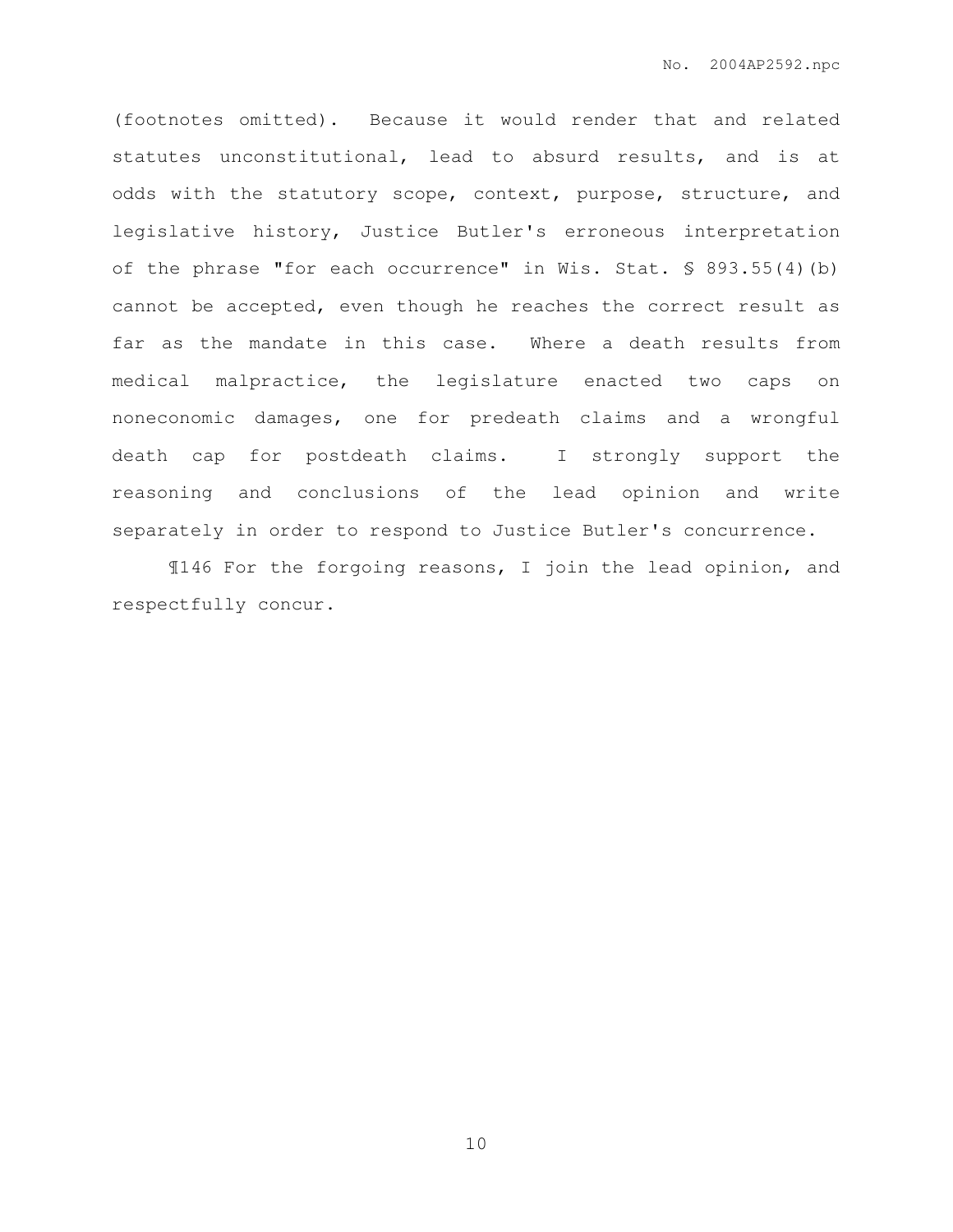(footnotes omitted). Because it would render that and related statutes unconstitutional, lead to absurd results, and is at odds with the statutory scope, context, purpose, structure, and legislative history, Justice Butler's erroneous interpretation of the phrase "for each occurrence" in Wis. Stat. § 893.55(4)(b) cannot be accepted, even though he reaches the correct result as far as the mandate in this case. Where a death results from medical malpractice, the legislature enacted two caps on noneconomic damages, one for predeath claims and a wrongful death cap for postdeath claims. I strongly support the reasoning and conclusions of the lead opinion and write separately in order to respond to Justice Butler's concurrence.

¶146 For the forgoing reasons, I join the lead opinion, and respectfully concur.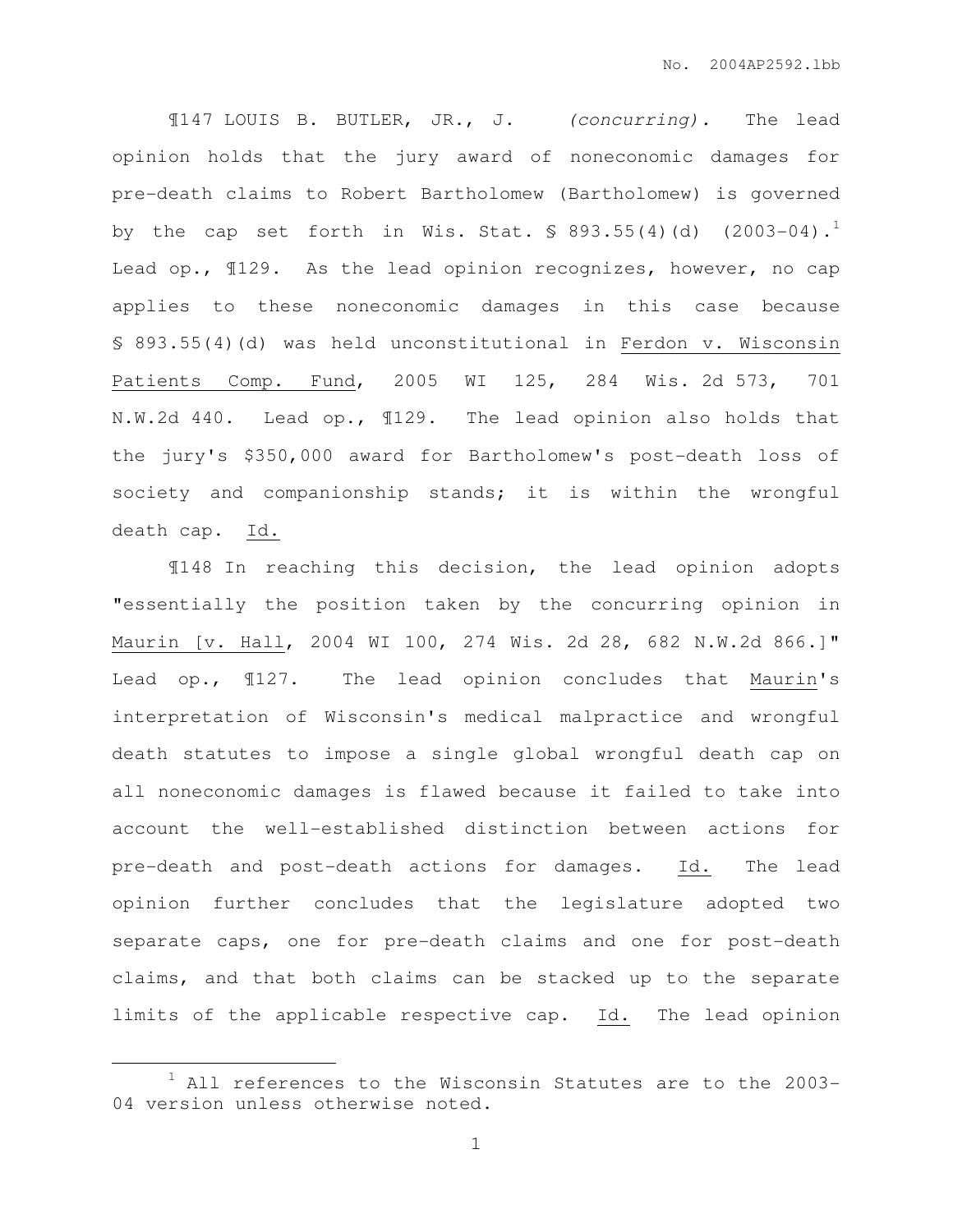¶147 LOUIS B. BUTLER, JR., J. *(concurring).* The lead opinion holds that the jury award of noneconomic damages for pre-death claims to Robert Bartholomew (Bartholomew) is governed by the cap set forth in Wis. Stat. § 893.55(4)(d) (2003-04).[1] Lead op., ¶129. As the lead opinion recognizes, however, no cap applies to these noneconomic damages in this case because § 893.55(4)(d) was held unconstitutional in Ferdon v. Wisconsin Patients Comp. Fund, 2005 WI 125, 284 Wis. 2d 573, 701 N.W.2d 440. Lead op., ¶129. The lead opinion also holds that the jury's $350,000 award for Bartholomew's post-death loss of society and companionship stands; it is within the wrongful death cap. Id.

¶148 In reaching this decision, the lead opinion adopts "essentially the position taken by the concurring opinion in Maurin [v. Hall, 2004 WI 100, 274 Wis. 2d 28, 682 N.W.2d 866.]" Lead op., ¶127. The lead opinion concludes that Maurin's interpretation of Wisconsin's medical malpractice and wrongful death statutes to impose a single global wrongful death cap on all noneconomic damages is flawed because it failed to take into account the well-established distinction between actions for pre-death and post-death actions for damages. Id. The lead opinion further concludes that the legislature adopted two separate caps, one for pre-death claims and one for post-death claims, and that both claims can be stacked up to the separate limits of the applicable respective cap. Id. The lead opinion

[1] All references to the Wisconsin Statutes are to the 2003-04 version unless otherwise noted.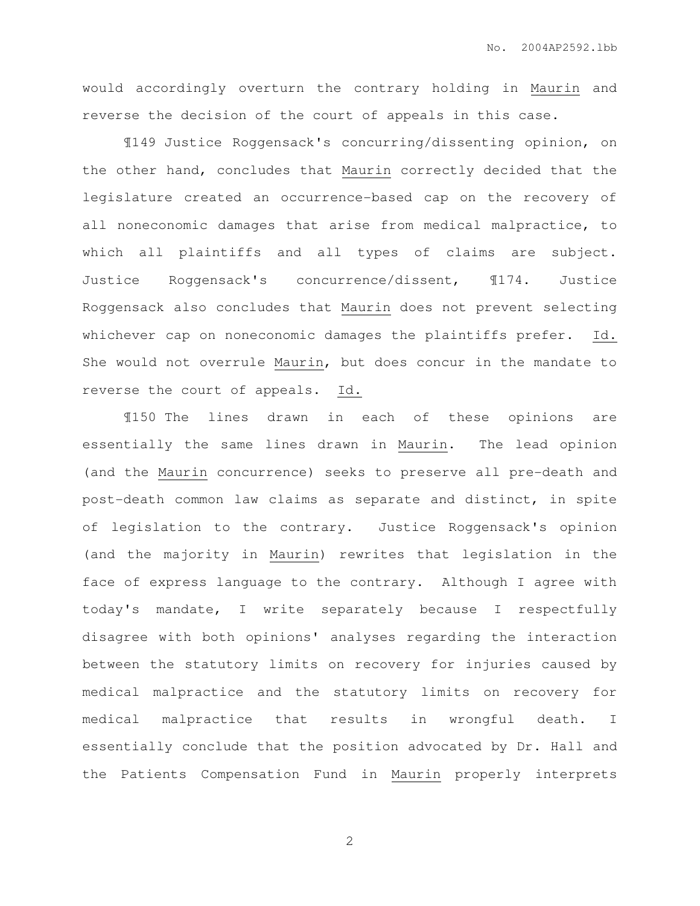would accordingly overturn the contrary holding in Maurin and reverse the decision of the court of appeals in this case.

¶149 Justice Roggensack's concurring/dissenting opinion, on the other hand, concludes that Maurin correctly decided that the legislature created an occurrence-based cap on the recovery of all noneconomic damages that arise from medical malpractice, to which all plaintiffs and all types of claims are subject. Justice Roggensack's concurrence/dissent, ¶174. Justice Roggensack also concludes that Maurin does not prevent selecting whichever cap on noneconomic damages the plaintiffs prefer. Id. She would not overrule Maurin, but does concur in the mandate to reverse the court of appeals. Id.

¶150 The lines drawn in each of these opinions are essentially the same lines drawn in Maurin. The lead opinion (and the Maurin concurrence) seeks to preserve all pre-death and post-death common law claims as separate and distinct, in spite of legislation to the contrary. Justice Roggensack's opinion (and the majority in Maurin) rewrites that legislation in the face of express language to the contrary. Although I agree with today's mandate, I write separately because I respectfully disagree with both opinions' analyses regarding the interaction between the statutory limits on recovery for injuries caused by medical malpractice and the statutory limits on recovery for medical malpractice that results in wrongful death. I essentially conclude that the position advocated by Dr. Hall and the Patients Compensation Fund in Maurin properly interprets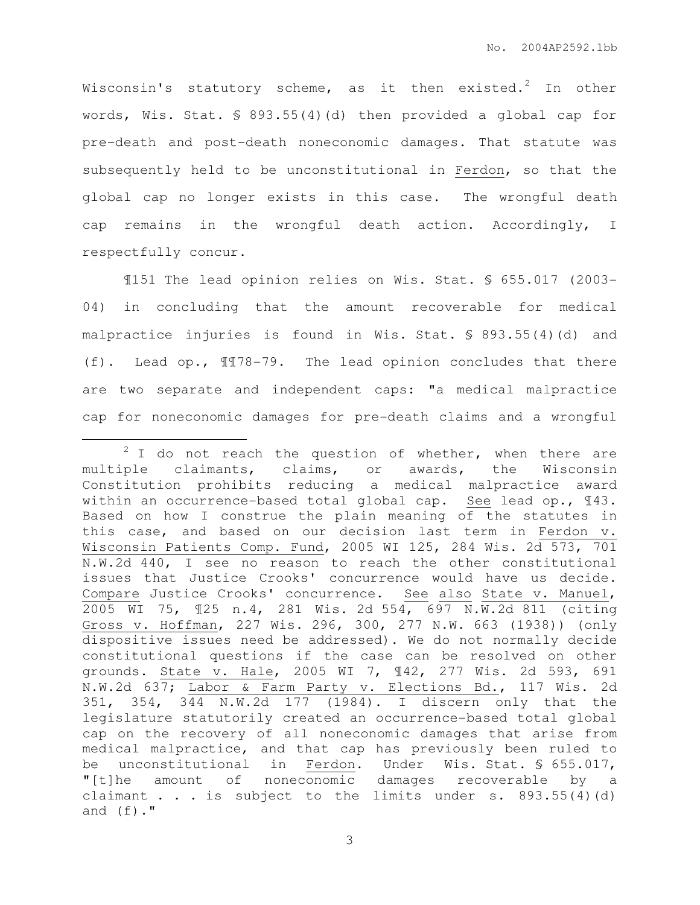Wisconsin's statutory scheme, as it then existed.[2] In other words, Wis. Stat. § 893.55(4)(d) then provided a global cap for pre-death and post-death noneconomic damages. That statute was subsequently held to be unconstitutional in Ferdon, so that the global cap no longer exists in this case. The wrongful death cap remains in the wrongful death action. Accordingly, I respectfully concur.

¶151 The lead opinion relies on Wis. Stat. § 655.017 (2003-04) in concluding that the amount recoverable for medical malpractice injuries is found in Wis. Stat. § 893.55(4)(d) and (f). Lead op., ¶¶78-79. The lead opinion concludes that there are two separate and independent caps: "a medical malpractice cap for noneconomic damages for pre-death claims and a wrongful

---

[2] I do not reach the question of whether, when there are multiple claimants, claims, or awards, the Wisconsin Constitution prohibits reducing a medical malpractice award within an occurrence-based total global cap. See lead op., ¶43. Based on how I construe the plain meaning of the statutes in this case, and based on our decision last term in Ferdon v. Wisconsin Patients Comp. Fund, 2005 WI 125, 284 Wis. 2d 573, 701 N.W.2d 440, I see no reason to reach the other constitutional issues that Justice Crooks' concurrence would have us decide. Compare Justice Crooks' concurrence. See also State v. Manuel, 2005 WI 75, ¶25 n.4, 281 Wis. 2d 554, 697 N.W.2d 811 (citing Gross v. Hoffman, 227 Wis. 296, 300, 277 N.W. 663 (1938)) (only dispositive issues need be addressed). We do not normally decide constitutional questions if the case can be resolved on other grounds. State v. Hale, 2005 WI 7, ¶42, 277 Wis. 2d 593, 691 N.W.2d 637; Labor & Farm Party v. Elections Bd., 117 Wis. 2d 351, 354, 344 N.W.2d 177 (1984). I discern only that the legislature statutorily created an occurrence-based total global cap on the recovery of all noneconomic damages that arise from medical malpractice, and that cap has previously been ruled to be unconstitutional in Ferdon. Under Wis. Stat. § 655.017, "[t]he amount of noneconomic damages recoverable by a claimant . . . is subject to the limits under s. 893.55(4)(d) and (f)."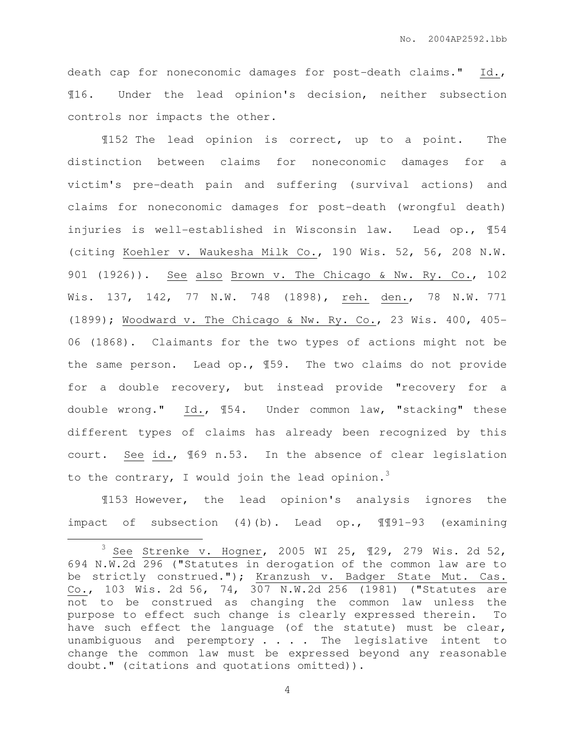death cap for noneconomic damages for post-death claims." Id., ¶16. Under the lead opinion's decision, neither subsection controls nor impacts the other.

¶152 The lead opinion is correct, up to a point. The distinction between claims for noneconomic damages for a victim's pre-death pain and suffering (survival actions) and claims for noneconomic damages for post-death (wrongful death) injuries is well-established in Wisconsin law. Lead op., ¶54 (citing Koehler v. Waukesha Milk Co., 190 Wis. 52, 56, 208 N.W. 901 (1926)). See also Brown v. The Chicago & Nw. Ry. Co., 102 Wis. 137, 142, 77 N.W. 748 (1898), reh. den., 78 N.W. 771 (1899); Woodward v. The Chicago & Nw. Ry. Co., 23 Wis. 400, 405-06 (1868). Claimants for the two types of actions might not be the same person. Lead op., ¶59. The two claims do not provide for a double recovery, but instead provide "recovery for a double wrong." Id., ¶54. Under common law, "stacking" these different types of claims has already been recognized by this court. See id., ¶69 n.53. In the absence of clear legislation to the contrary, I would join the lead opinion.[3]

¶153 However, the lead opinion's analysis ignores the impact of subsection (4)(b). Lead op., ¶¶91-93 (examining

[3] See Strenke v. Hogner, 2005 WI 25, ¶29, 279 Wis. 2d 52, 694 N.W.2d 296 ("Statutes in derogation of the common law are to be strictly construed."); Kranzush v. Badger State Mut. Cas. Co., 103 Wis. 2d 56, 74, 307 N.W.2d 256 (1981) ("Statutes are not to be construed as changing the common law unless the purpose to effect such change is clearly expressed therein. To have such effect the language (of the statute) must be clear, unambiguous and peremptory . . . . The legislative intent to change the common law must be expressed beyond any reasonable doubt." (citations and quotations omitted)).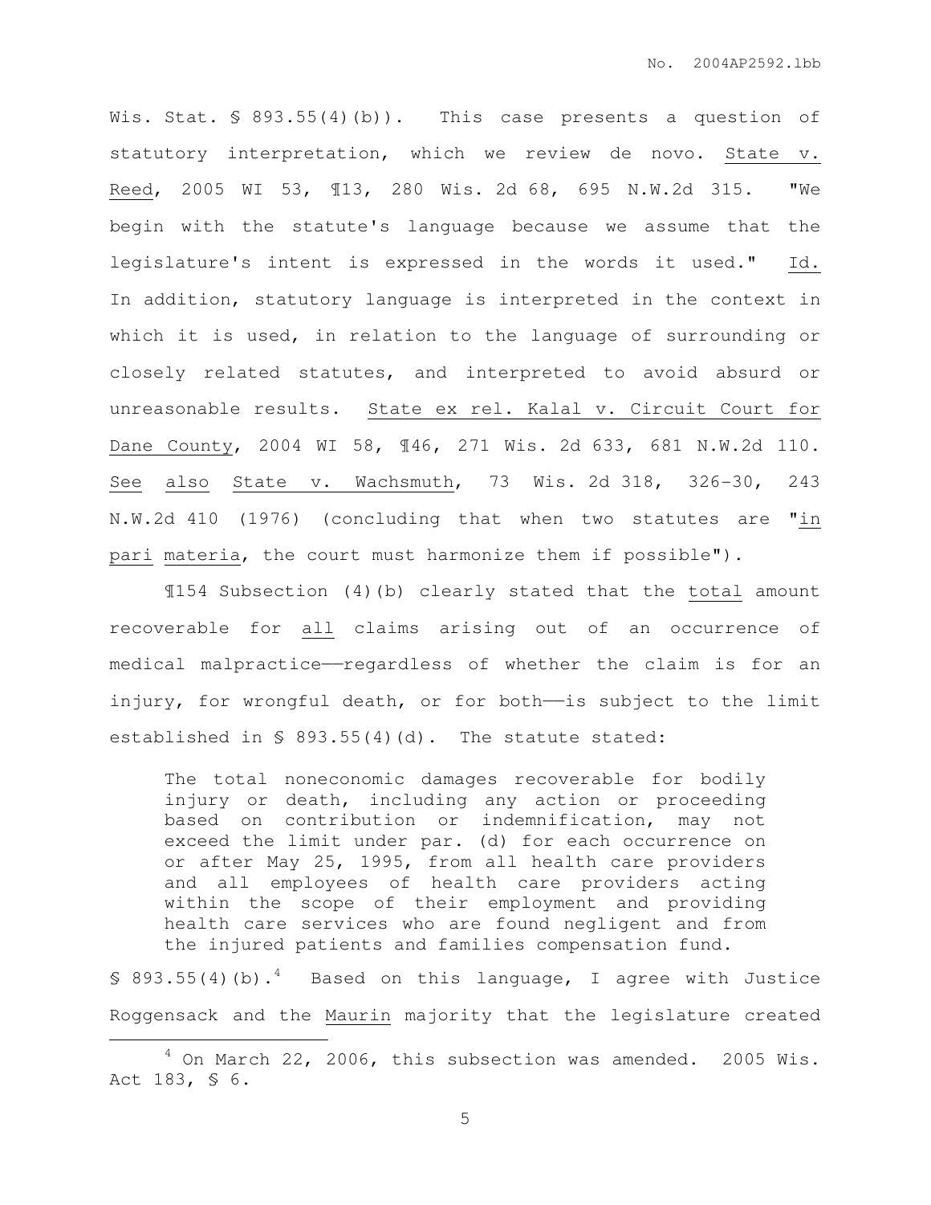Wis. Stat. § 893.55(4)(b)). This case presents a question of statutory interpretation, which we review de novo. State v. Reed, 2005 WI 53, ¶13, 280 Wis. 2d 68, 695 N.W.2d 315. "We begin with the statute's language because we assume that the legislature's intent is expressed in the words it used." Id. In addition, statutory language is interpreted in the context in which it is used, in relation to the language of surrounding or closely related statutes, and interpreted to avoid absurd or unreasonable results. State ex rel. Kalal v. Circuit Court for Dane County, 2004 WI 58, ¶46, 271 Wis. 2d 633, 681 N.W.2d 110. See also State v. Wachsmuth, 73 Wis. 2d 318, 326-30, 243 N.W.2d 410 (1976) (concluding that when two statutes are "in pari materia, the court must harmonize them if possible").

¶154 Subsection (4)(b) clearly stated that the total amount recoverable for all claims arising out of an occurrence of medical malpractice——regardless of whether the claim is for an injury, for wrongful death, or for both——is subject to the limit established in § 893.55(4)(d). The statute stated:

> The total noneconomic damages recoverable for bodily injury or death, including any action or proceeding based on contribution or indemnification, may not exceed the limit under par. (d) for each occurrence on or after May 25, 1995, from all health care providers and all employees of health care providers acting within the scope of their employment and providing health care services who are found negligent and from the injured patients and families compensation fund.

§ 893.55(4)(b).[4] Based on this language, I agree with Justice Roggensack and the Maurin majority that the legislature created

[4] On March 22, 2006, this subsection was amended. 2005 Wis. Act 183, § 6.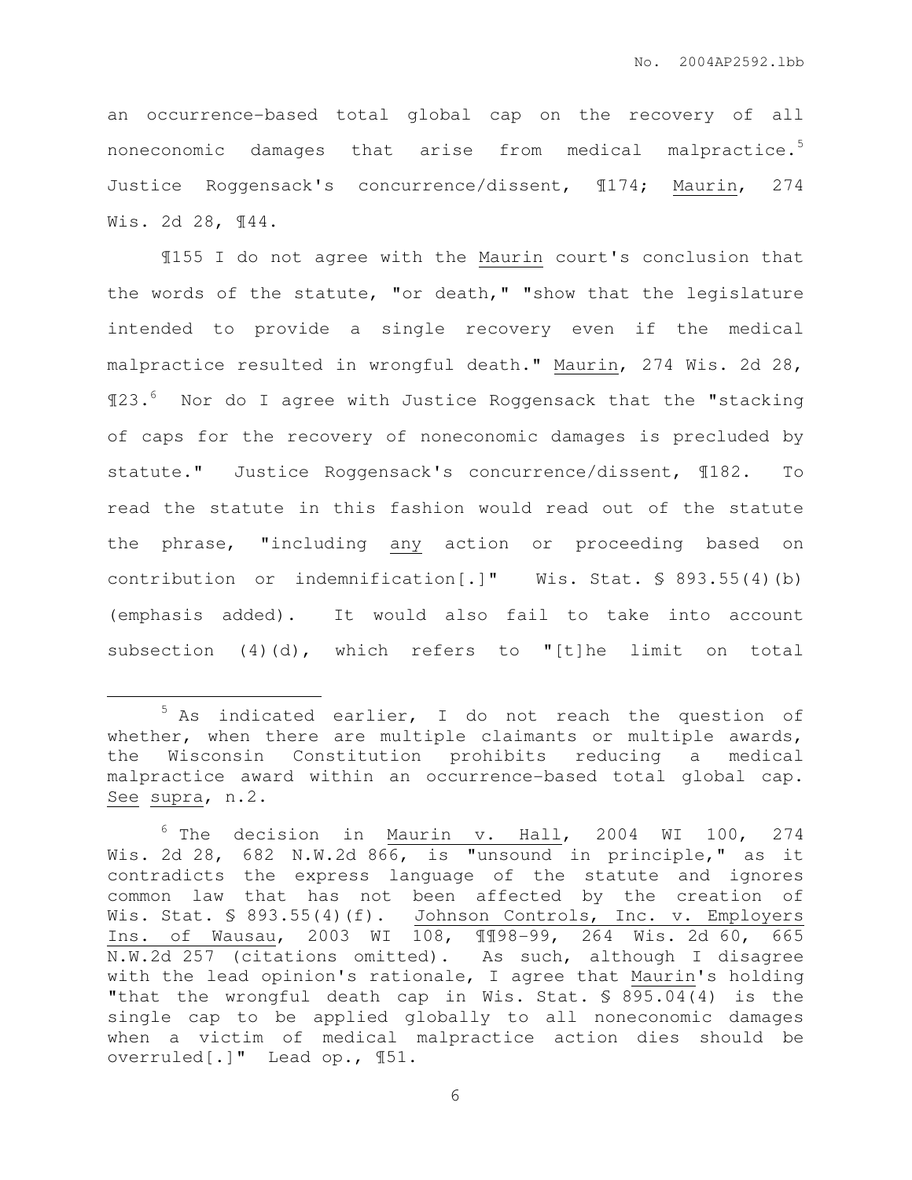an occurrence-based total global cap on the recovery of all noneconomic damages that arise from medical malpractice.[5] Justice Roggensack's concurrence/dissent, ¶174; Maurin, 274 Wis. 2d 28, ¶44.

¶155 I do not agree with the Maurin court's conclusion that the words of the statute, "or death," "show that the legislature intended to provide a single recovery even if the medical malpractice resulted in wrongful death." Maurin, 274 Wis. 2d 28, ¶23.[6] Nor do I agree with Justice Roggensack that the "stacking of caps for the recovery of noneconomic damages is precluded by statute." Justice Roggensack's concurrence/dissent, ¶182. To read the statute in this fashion would read out of the statute the phrase, "including _any_ action or proceeding based on contribution or indemnification[.]" Wis. Stat. § 893.55(4)(b) (emphasis added). It would also fail to take into account subsection (4)(d), which refers to "[t]he limit on total

---

[5] As indicated earlier, I do not reach the question of whether, when there are multiple claimants or multiple awards, the Wisconsin Constitution prohibits reducing a medical malpractice award within an occurrence-based total global cap. _See_ _supra_, n.2.

[6] The decision in _Maurin v. Hall_, 2004 WI 100, 274 Wis. 2d 28, 682 N.W.2d 866, is "unsound in principle," as it contradicts the express language of the statute and ignores common law that has not been affected by the creation of Wis. Stat. § 893.55(4)(f). _Johnson Controls, Inc. v. Employers Ins. of Wausau_, 2003 WI 108, ¶¶98-99, 264 Wis. 2d 60, 665 N.W.2d 257 (citations omitted). As such, although I disagree with the lead opinion's rationale, I agree that _Maurin_'s holding "that the wrongful death cap in Wis. Stat. § 895.04(4) is the single cap to be applied globally to all noneconomic damages when a victim of medical malpractice action dies should be overruled[.]" Lead op., ¶51.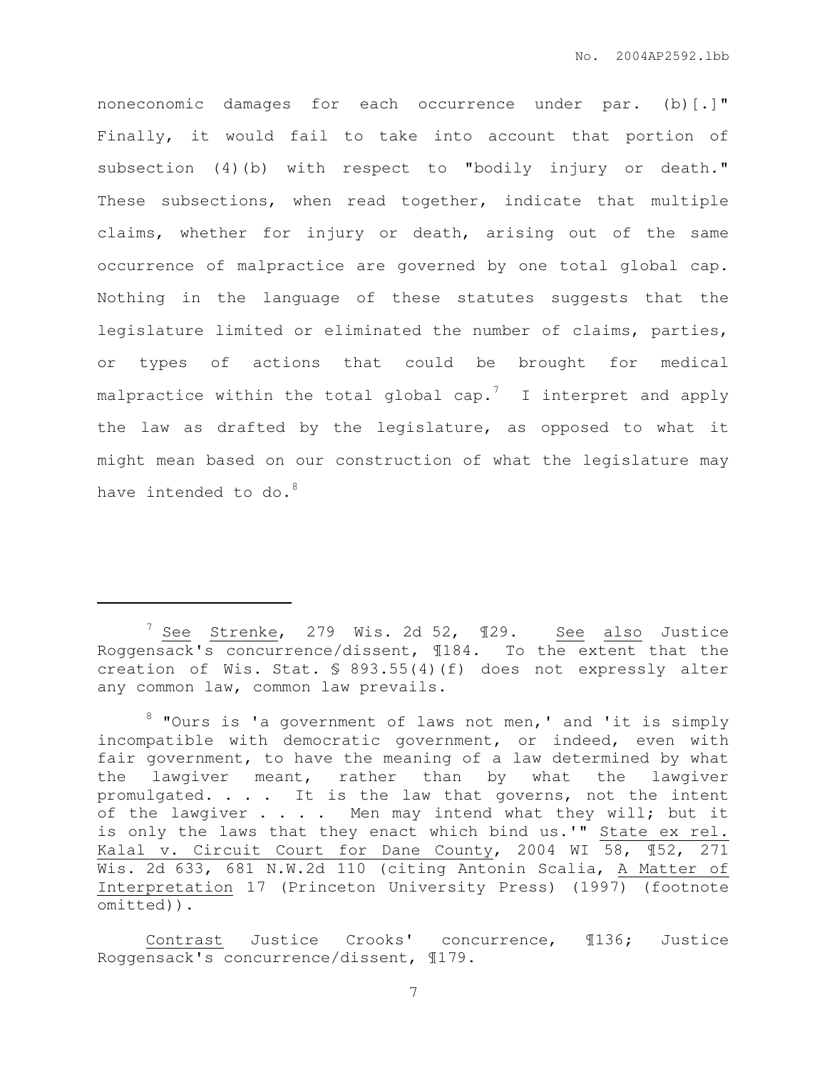noneconomic damages for each occurrence under par. (b)[.]" Finally, it would fail to take into account that portion of subsection (4)(b) with respect to "bodily injury or death." These subsections, when read together, indicate that multiple claims, whether for injury or death, arising out of the same occurrence of malpractice are governed by one total global cap. Nothing in the language of these statutes suggests that the legislature limited or eliminated the number of claims, parties, or types of actions that could be brought for medical malpractice within the total global cap.[7] I interpret and apply the law as drafted by the legislature, as opposed to what it might mean based on our construction of what the legislature may have intended to do.[8]

---

[7] See Strenke, 279 Wis. 2d 52, ¶29. See also Justice Roggensack's concurrence/dissent, ¶184. To the extent that the creation of Wis. Stat. § 893.55(4)(f) does not expressly alter any common law, common law prevails.

[8] "Ours is 'a government of laws not men,' and 'it is simply incompatible with democratic government, or indeed, even with fair government, to have the meaning of a law determined by what the lawgiver meant, rather than by what the lawgiver promulgated. . . . It is the law that governs, not the intent of the lawgiver . . . . Men may intend what they will; but it is only the laws that they enact which bind us.'" State ex rel. Kalal v. Circuit Court for Dane County, 2004 WI 58, ¶52, 271 Wis. 2d 633, 681 N.W.2d 110 (citing Antonin Scalia, A Matter of Interpretation 17 (Princeton University Press) (1997) (footnote omitted)).

Contrast Justice Crooks' concurrence, ¶136; Justice Roggensack's concurrence/dissent, ¶179.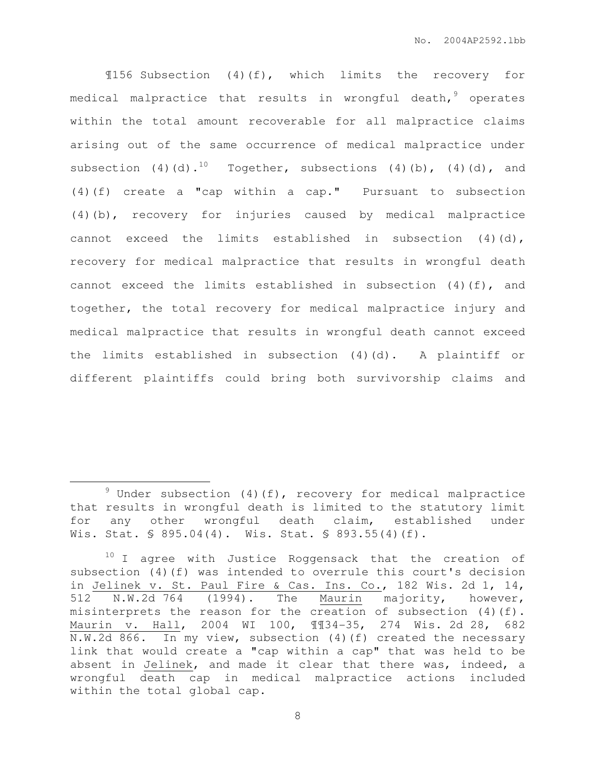¶156 Subsection (4)(f), which limits the recovery for medical malpractice that results in wrongful death,[9] operates within the total amount recoverable for all malpractice claims arising out of the same occurrence of medical malpractice under subsection (4)(d).[10] Together, subsections (4)(b), (4)(d), and (4)(f) create a "cap within a cap." Pursuant to subsection (4)(b), recovery for injuries caused by medical malpractice cannot exceed the limits established in subsection (4)(d), recovery for medical malpractice that results in wrongful death cannot exceed the limits established in subsection (4)(f), and together, the total recovery for medical malpractice injury and medical malpractice that results in wrongful death cannot exceed the limits established in subsection (4)(d). A plaintiff or different plaintiffs could bring both survivorship claims and

---

[9] Under subsection (4)(f), recovery for medical malpractice that results in wrongful death is limited to the statutory limit for any other wrongful death claim, established under Wis. Stat. § 895.04(4). Wis. Stat. § 893.55(4)(f).

[10] I agree with Justice Roggensack that the creation of subsection (4)(f) was intended to overrule this court's decision in Jelinek v. St. Paul Fire & Cas. Ins. Co., 182 Wis. 2d 1, 14, 512 N.W.2d 764 (1994). The Maurin majority, however, misinterprets the reason for the creation of subsection (4)(f). Maurin v. Hall, 2004 WI 100, ¶¶34-35, 274 Wis. 2d 28, 682 N.W.2d 866. In my view, subsection (4)(f) created the necessary link that would create a "cap within a cap" that was held to be absent in Jelinek, and made it clear that there was, indeed, a wrongful death cap in medical malpractice actions included within the total global cap.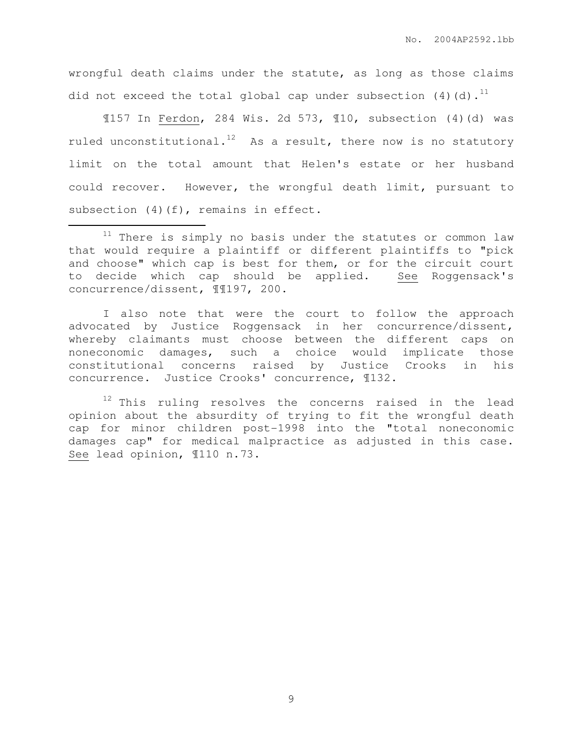wrongful death claims under the statute, as long as those claims did not exceed the total global cap under subsection (4)(d).[11]

¶157 In Ferdon, 284 Wis. 2d 573, ¶10, subsection (4)(d) was ruled unconstitutional.[12] As a result, there now is no statutory limit on the total amount that Helen's estate or her husband could recover. However, the wrongful death limit, pursuant to subsection (4)(f), remains in effect.

---

[11] There is simply no basis under the statutes or common law that would require a plaintiff or different plaintiffs to "pick and choose" which cap is best for them, or for the circuit court to decide which cap should be applied. See Roggensack's concurrence/dissent, ¶¶197, 200.

I also note that were the court to follow the approach advocated by Justice Roggensack in her concurrence/dissent, whereby claimants must choose between the different caps on noneconomic damages, such a choice would implicate those constitutional concerns raised by Justice Crooks in his concurrence. Justice Crooks' concurrence, ¶132.

[12] This ruling resolves the concerns raised in the lead opinion about the absurdity of trying to fit the wrongful death cap for minor children post-1998 into the "total noneconomic damages cap" for medical malpractice as adjusted in this case. See lead opinion, ¶110 n.73.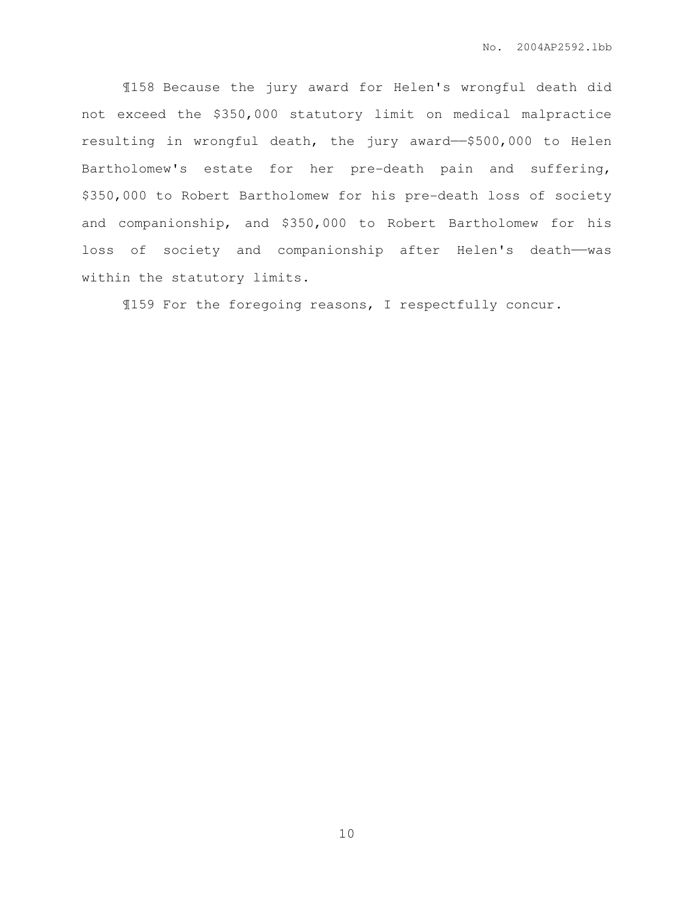¶158 Because the jury award for Helen's wrongful death did not exceed the $350,000 statutory limit on medical malpractice resulting in wrongful death, the jury award——$500,000 to Helen Bartholomew's estate for her pre-death pain and suffering, $350,000 to Robert Bartholomew for his pre-death loss of society and companionship, and $350,000 to Robert Bartholomew for his loss of society and companionship after Helen's death——was within the statutory limits.

¶159 For the foregoing reasons, I respectfully concur.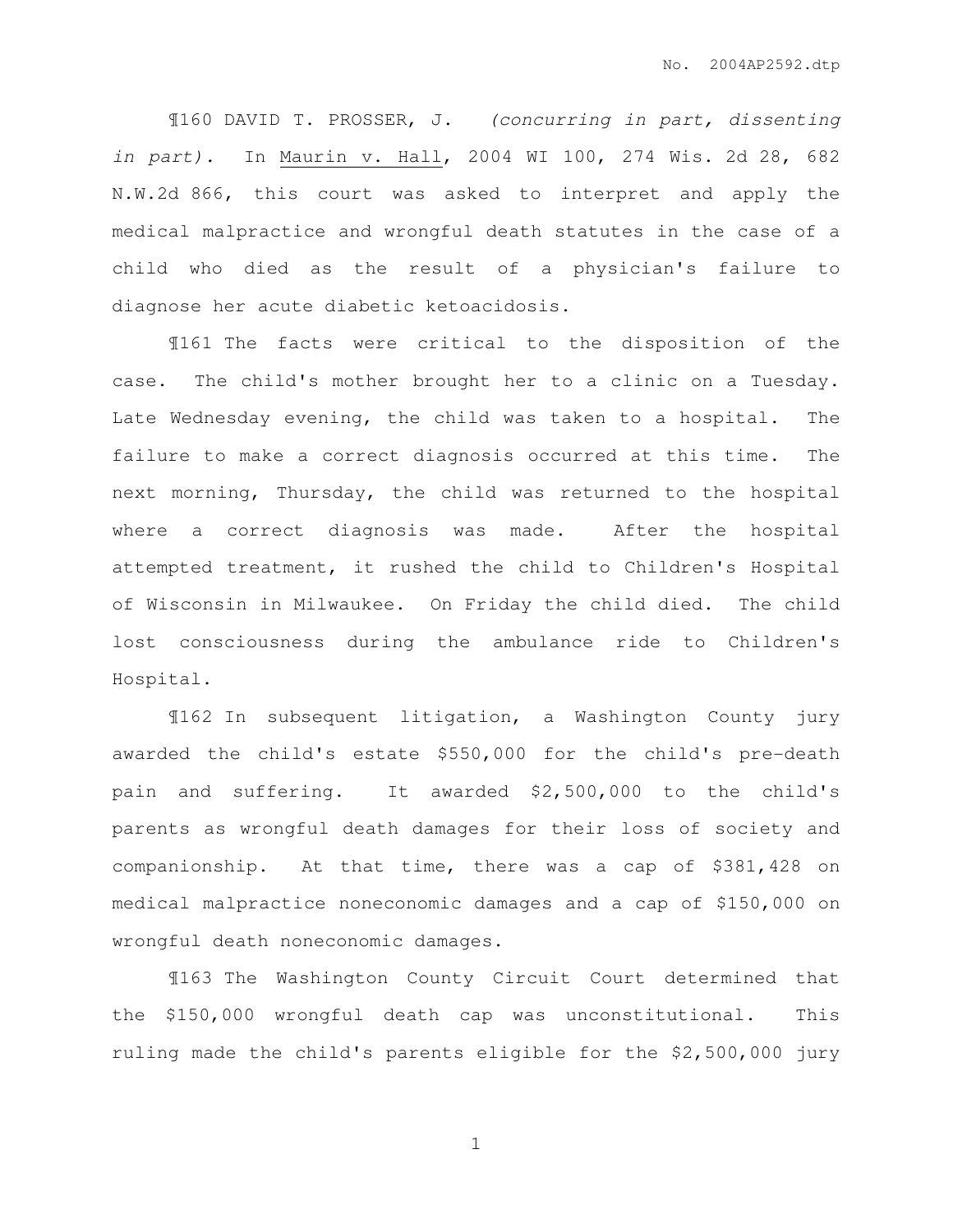¶160 DAVID T. PROSSER, J. *(concurring in part, dissenting in part).* In Maurin v. Hall, 2004 WI 100, 274 Wis. 2d 28, 682 N.W.2d 866, this court was asked to interpret and apply the medical malpractice and wrongful death statutes in the case of a child who died as the result of a physician's failure to diagnose her acute diabetic ketoacidosis.

¶161 The facts were critical to the disposition of the case. The child's mother brought her to a clinic on a Tuesday. Late Wednesday evening, the child was taken to a hospital. The failure to make a correct diagnosis occurred at this time. The next morning, Thursday, the child was returned to the hospital where a correct diagnosis was made. After the hospital attempted treatment, it rushed the child to Children's Hospital of Wisconsin in Milwaukee. On Friday the child died. The child lost consciousness during the ambulance ride to Children's Hospital.

¶162 In subsequent litigation, a Washington County jury awarded the child's estate $550,000 for the child's pre-death pain and suffering. It awarded $2,500,000 to the child's parents as wrongful death damages for their loss of society and companionship. At that time, there was a cap of $381,428 on medical malpractice noneconomic damages and a cap of $150,000 on wrongful death noneconomic damages.

¶163 The Washington County Circuit Court determined that the $150,000 wrongful death cap was unconstitutional. This ruling made the child's parents eligible for the $2,500,000 jury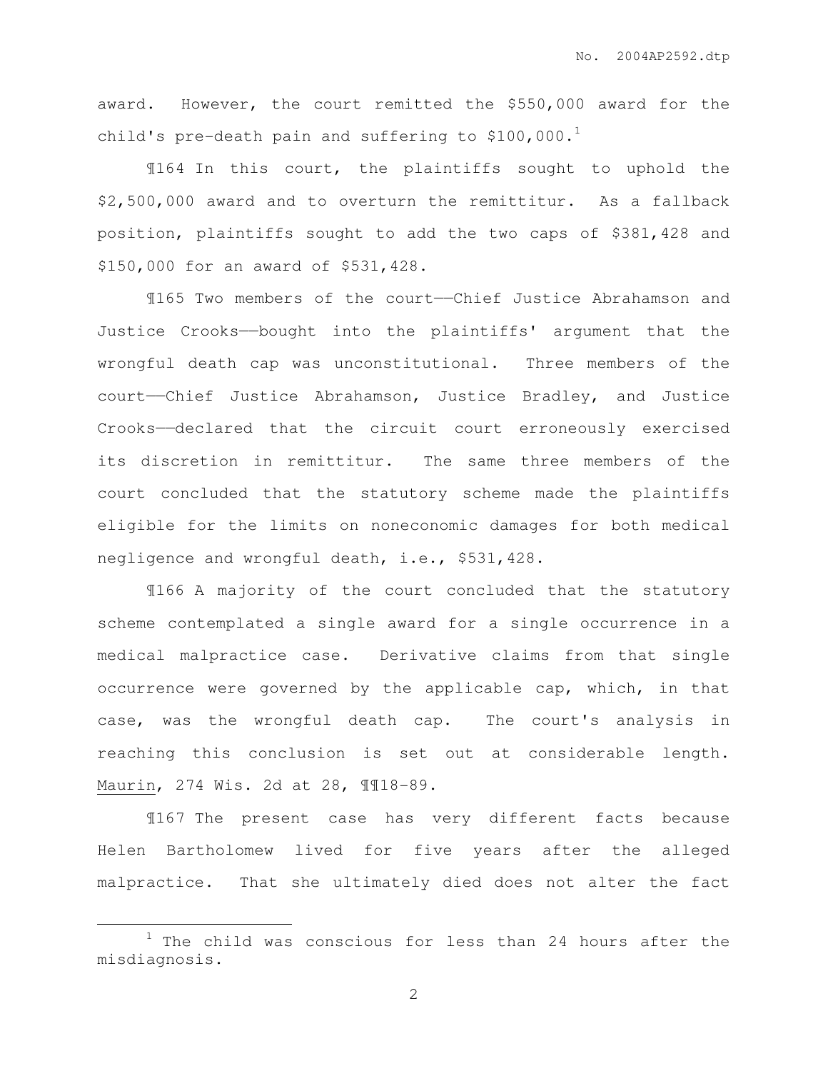award. However, the court remitted the $550,000 award for the child's pre-death pain and suffering to $100,000.[1]

¶164 In this court, the plaintiffs sought to uphold the $2,500,000 award and to overturn the remittitur. As a fallback position, plaintiffs sought to add the two caps of $381,428 and $150,000 for an award of $531,428.

¶165 Two members of the court——Chief Justice Abrahamson and Justice Crooks——bought into the plaintiffs' argument that the wrongful death cap was unconstitutional. Three members of the court——Chief Justice Abrahamson, Justice Bradley, and Justice Crooks——declared that the circuit court erroneously exercised its discretion in remittitur. The same three members of the court concluded that the statutory scheme made the plaintiffs eligible for the limits on noneconomic damages for both medical negligence and wrongful death, i.e., $531,428.

¶166 A majority of the court concluded that the statutory scheme contemplated a single award for a single occurrence in a medical malpractice case. Derivative claims from that single occurrence were governed by the applicable cap, which, in that case, was the wrongful death cap. The court's analysis in reaching this conclusion is set out at considerable length. Maurin, 274 Wis. 2d at 28, ¶¶18-89.

¶167 The present case has very different facts because Helen Bartholomew lived for five years after the alleged malpractice. That she ultimately died does not alter the fact

[1] The child was conscious for less than 24 hours after the misdiagnosis.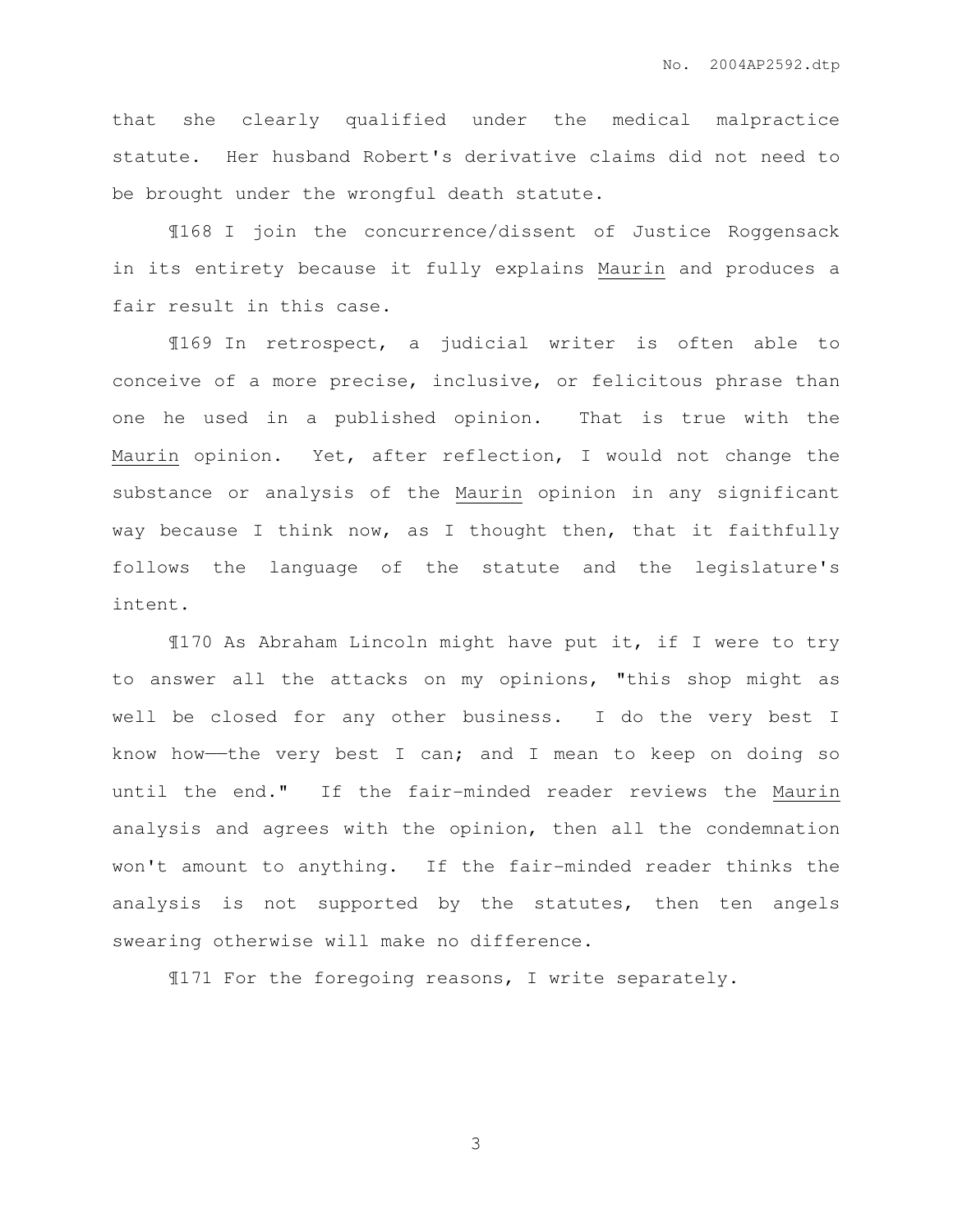that she clearly qualified under the medical malpractice statute. Her husband Robert's derivative claims did not need to be brought under the wrongful death statute.

¶168 I join the concurrence/dissent of Justice Roggensack in its entirety because it fully explains Maurin and produces a fair result in this case.

¶169 In retrospect, a judicial writer is often able to conceive of a more precise, inclusive, or felicitous phrase than one he used in a published opinion. That is true with the Maurin opinion. Yet, after reflection, I would not change the substance or analysis of the Maurin opinion in any significant way because I think now, as I thought then, that it faithfully follows the language of the statute and the legislature's intent.

¶170 As Abraham Lincoln might have put it, if I were to try to answer all the attacks on my opinions, "this shop might as well be closed for any other business. I do the very best I know how——the very best I can; and I mean to keep on doing so until the end." If the fair-minded reader reviews the Maurin analysis and agrees with the opinion, then all the condemnation won't amount to anything. If the fair-minded reader thinks the analysis is not supported by the statutes, then ten angels swearing otherwise will make no difference.

¶171 For the foregoing reasons, I write separately.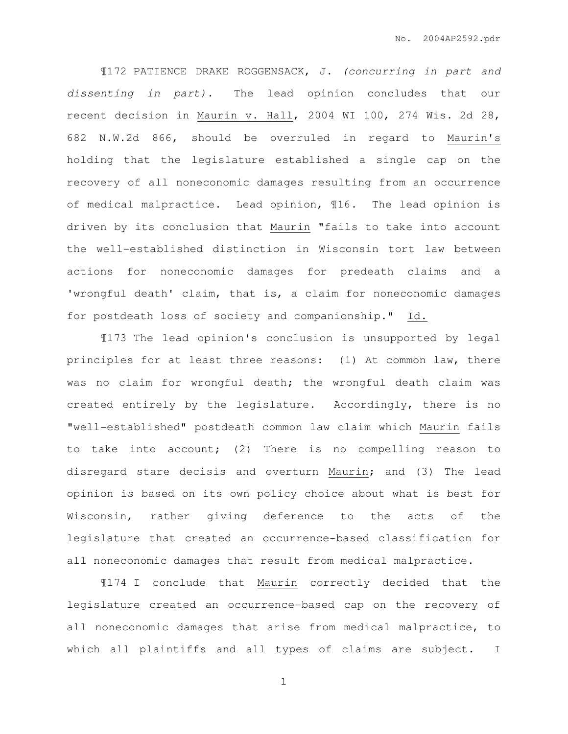¶172 PATIENCE DRAKE ROGGENSACK, J. *(concurring in part and dissenting in part).* The lead opinion concludes that our recent decision in Maurin v. Hall, 2004 WI 100, 274 Wis. 2d 28, 682 N.W.2d 866, should be overruled in regard to Maurin's holding that the legislature established a single cap on the recovery of all noneconomic damages resulting from an occurrence of medical malpractice. Lead opinion, ¶16. The lead opinion is driven by its conclusion that Maurin "fails to take into account the well-established distinction in Wisconsin tort law between actions for noneconomic damages for predeath claims and a 'wrongful death' claim, that is, a claim for noneconomic damages for postdeath loss of society and companionship." Id.

¶173 The lead opinion's conclusion is unsupported by legal principles for at least three reasons: (1) At common law, there was no claim for wrongful death; the wrongful death claim was created entirely by the legislature. Accordingly, there is no "well-established" postdeath common law claim which Maurin fails to take into account; (2) There is no compelling reason to disregard stare decisis and overturn Maurin; and (3) The lead opinion is based on its own policy choice about what is best for Wisconsin, rather giving deference to the acts of the legislature that created an occurrence-based classification for all noneconomic damages that result from medical malpractice.

¶174 I conclude that Maurin correctly decided that the legislature created an occurrence-based cap on the recovery of all noneconomic damages that arise from medical malpractice, to which all plaintiffs and all types of claims are subject. I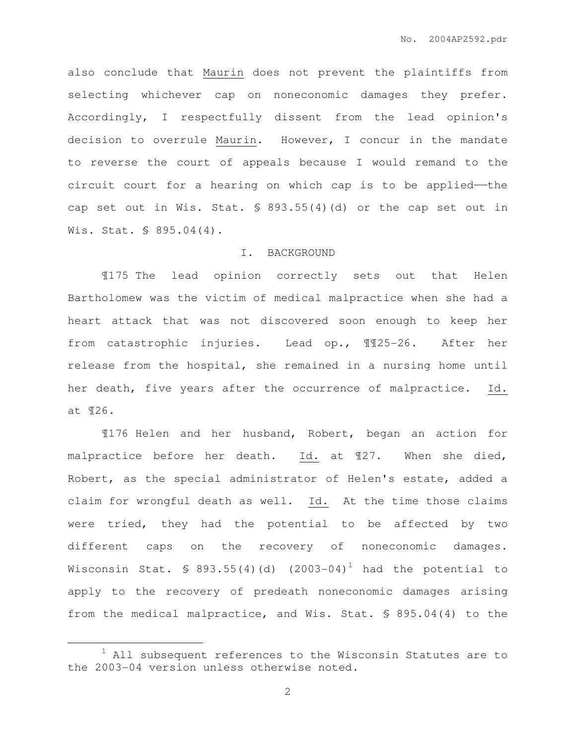also conclude that Maurin does not prevent the plaintiffs from selecting whichever cap on noneconomic damages they prefer. Accordingly, I respectfully dissent from the lead opinion's decision to overrule Maurin. However, I concur in the mandate to reverse the court of appeals because I would remand to the circuit court for a hearing on which cap is to be applied——the cap set out in Wis. Stat. § 893.55(4)(d) or the cap set out in Wis. Stat. § 895.04(4).

## I. BACKGROUND

¶175 The lead opinion correctly sets out that Helen Bartholomew was the victim of medical malpractice when she had a heart attack that was not discovered soon enough to keep her from catastrophic injuries. Lead op., ¶¶25-26. After her release from the hospital, she remained in a nursing home until her death, five years after the occurrence of malpractice. Id. at ¶26.

¶176 Helen and her husband, Robert, began an action for malpractice before her death. Id. at ¶27. When she died, Robert, as the special administrator of Helen's estate, added a claim for wrongful death as well. Id. At the time those claims were tried, they had the potential to be affected by two different caps on the recovery of noneconomic damages. Wisconsin Stat. § 893.55(4)(d) (2003-04)[1] had the potential to apply to the recovery of predeath noneconomic damages arising from the medical malpractice, and Wis. Stat. § 895.04(4) to the

---

[1] All subsequent references to the Wisconsin Statutes are to the 2003-04 version unless otherwise noted.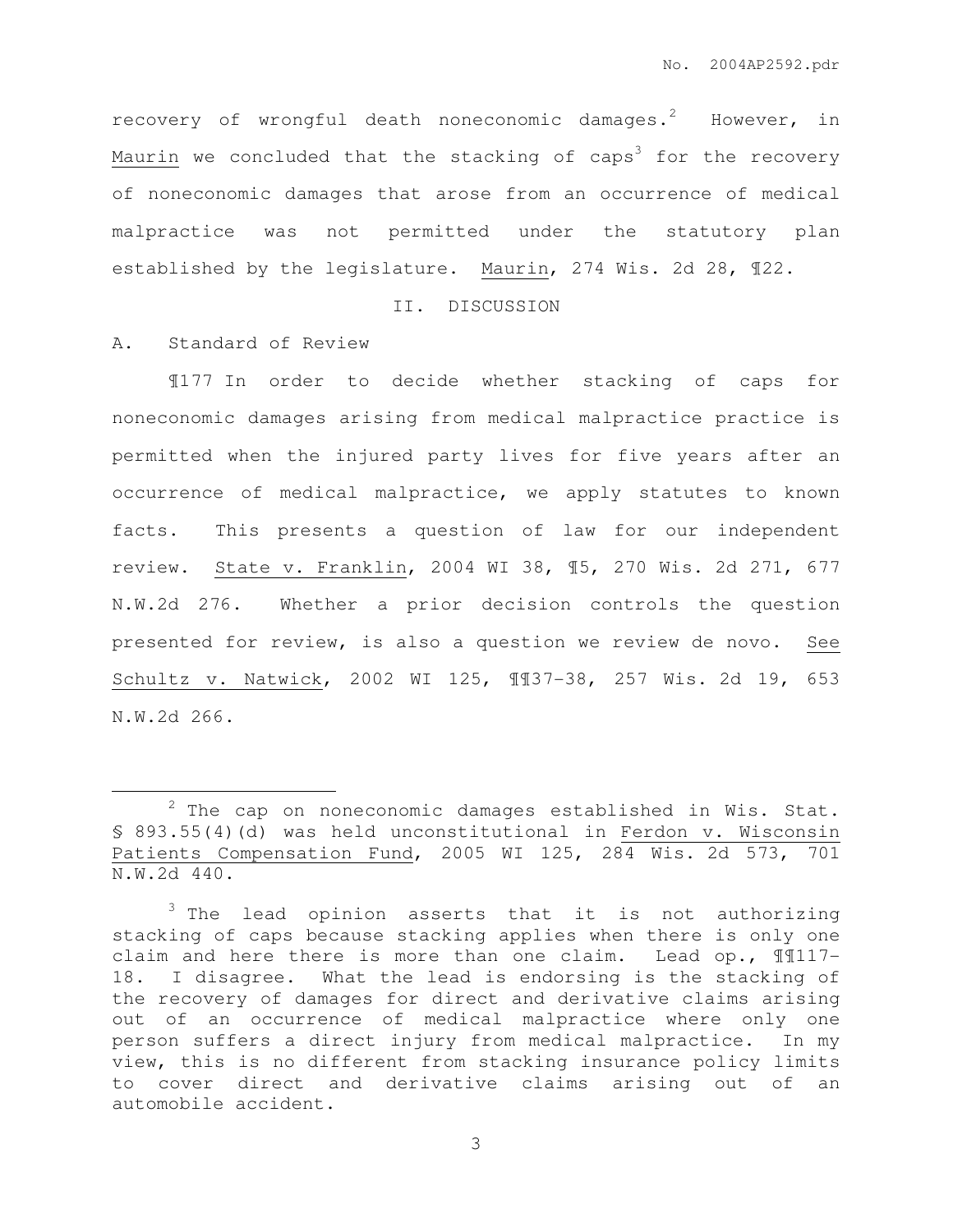recovery of wrongful death noneconomic damages.[2] However, in Maurin we concluded that the stacking of caps[3] for the recovery of noneconomic damages that arose from an occurrence of medical malpractice was not permitted under the statutory plan established by the legislature. Maurin, 274 Wis. 2d 28, ¶22.

## II. DISCUSSION

### A. Standard of Review

¶177 In order to decide whether stacking of caps for noneconomic damages arising from medical malpractice practice is permitted when the injured party lives for five years after an occurrence of medical malpractice, we apply statutes to known facts. This presents a question of law for our independent review. State v. Franklin, 2004 WI 38, ¶5, 270 Wis. 2d 271, 677 N.W.2d 276. Whether a prior decision controls the question presented for review, is also a question we review de novo. See Schultz v. Natwick, 2002 WI 125, ¶¶37-38, 257 Wis. 2d 19, 653 N.W.2d 266.

---

[2] The cap on noneconomic damages established in Wis. Stat. § 893.55(4)(d) was held unconstitutional in Ferdon v. Wisconsin Patients Compensation Fund, 2005 WI 125, 284 Wis. 2d 573, 701 N.W.2d 440.

[3] The lead opinion asserts that it is not authorizing stacking of caps because stacking applies when there is only one claim and here there is more than one claim. Lead op., ¶¶117-18. I disagree. What the lead is endorsing is the stacking of the recovery of damages for direct and derivative claims arising out of an occurrence of medical malpractice where only one person suffers a direct injury from medical malpractice. In my view, this is no different from stacking insurance policy limits to cover direct and derivative claims arising out of an automobile accident.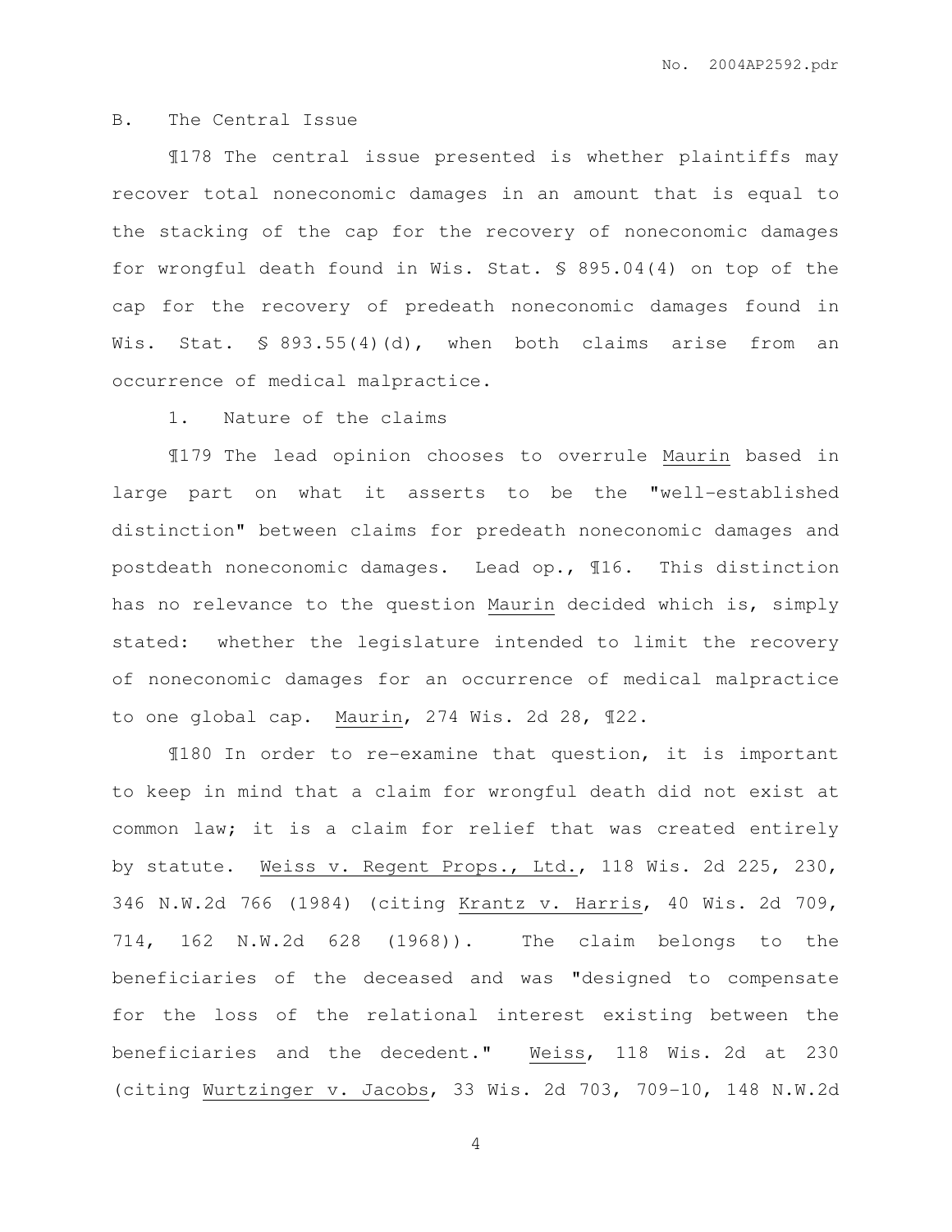B. The Central Issue

¶178 The central issue presented is whether plaintiffs may recover total noneconomic damages in an amount that is equal to the stacking of the cap for the recovery of noneconomic damages for wrongful death found in Wis. Stat. § 895.04(4) on top of the cap for the recovery of predeath noneconomic damages found in Wis. Stat. § 893.55(4)(d), when both claims arise from an occurrence of medical malpractice.

1. Nature of the claims

¶179 The lead opinion chooses to overrule Maurin based in large part on what it asserts to be the "well-established distinction" between claims for predeath noneconomic damages and postdeath noneconomic damages. Lead op., ¶16. This distinction has no relevance to the question Maurin decided which is, simply stated: whether the legislature intended to limit the recovery of noneconomic damages for an occurrence of medical malpractice to one global cap. Maurin, 274 Wis. 2d 28, ¶22.

¶180 In order to re-examine that question, it is important to keep in mind that a claim for wrongful death did not exist at common law; it is a claim for relief that was created entirely by statute. Weiss v. Regent Props., Ltd., 118 Wis. 2d 225, 230, 346 N.W.2d 766 (1984) (citing Krantz v. Harris, 40 Wis. 2d 709, 714, 162 N.W.2d 628 (1968)). The claim belongs to the beneficiaries of the deceased and was "designed to compensate for the loss of the relational interest existing between the beneficiaries and the decedent." Weiss, 118 Wis. 2d at 230 (citing Wurtzinger v. Jacobs, 33 Wis. 2d 703, 709-10, 148 N.W.2d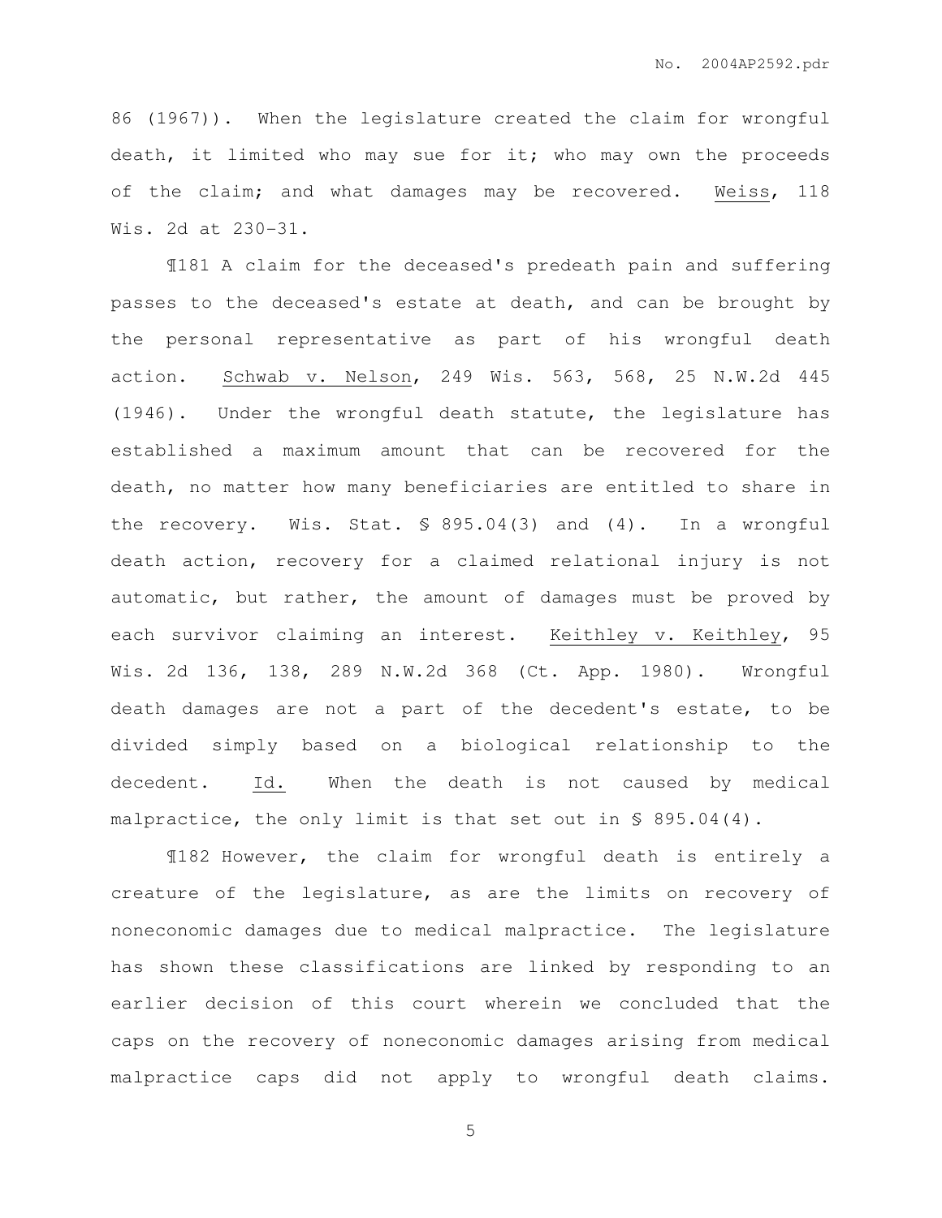86 (1967)). When the legislature created the claim for wrongful death, it limited who may sue for it; who may own the proceeds of the claim; and what damages may be recovered. Weiss, 118 Wis. 2d at 230-31.

¶181 A claim for the deceased's predeath pain and suffering passes to the deceased's estate at death, and can be brought by the personal representative as part of his wrongful death action. Schwab v. Nelson, 249 Wis. 563, 568, 25 N.W.2d 445 (1946). Under the wrongful death statute, the legislature has established a maximum amount that can be recovered for the death, no matter how many beneficiaries are entitled to share in the recovery. Wis. Stat. § 895.04(3) and (4). In a wrongful death action, recovery for a claimed relational injury is not automatic, but rather, the amount of damages must be proved by each survivor claiming an interest. Keithley v. Keithley, 95 Wis. 2d 136, 138, 289 N.W.2d 368 (Ct. App. 1980). Wrongful death damages are not a part of the decedent's estate, to be divided simply based on a biological relationship to the decedent. Id. When the death is not caused by medical malpractice, the only limit is that set out in § 895.04(4).

¶182 However, the claim for wrongful death is entirely a creature of the legislature, as are the limits on recovery of noneconomic damages due to medical malpractice. The legislature has shown these classifications are linked by responding to an earlier decision of this court wherein we concluded that the caps on the recovery of noneconomic damages arising from medical malpractice caps did not apply to wrongful death claims.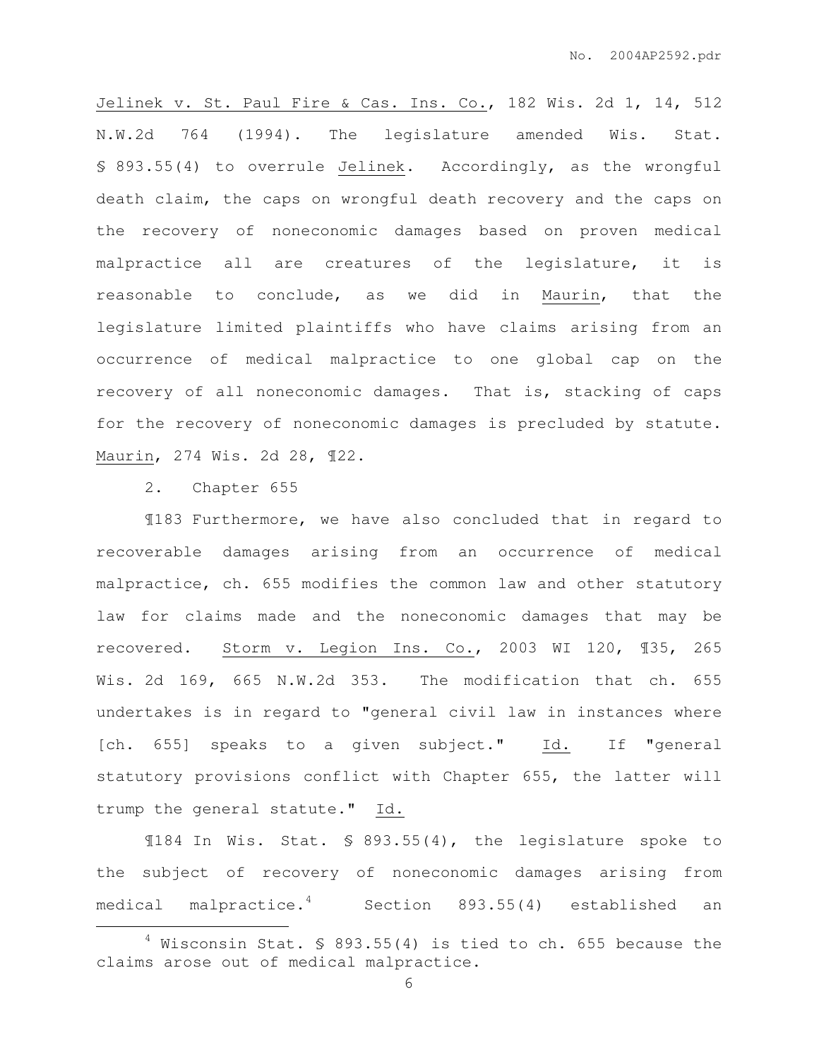Jelinek v. St. Paul Fire & Cas. Ins. Co., 182 Wis. 2d 1, 14, 512 N.W.2d 764 (1994). The legislature amended Wis. Stat. § 893.55(4) to overrule Jelinek. Accordingly, as the wrongful death claim, the caps on wrongful death recovery and the caps on the recovery of noneconomic damages based on proven medical malpractice all are creatures of the legislature, it is reasonable to conclude, as we did in Maurin, that the legislature limited plaintiffs who have claims arising from an occurrence of medical malpractice to one global cap on the recovery of all noneconomic damages. That is, stacking of caps for the recovery of noneconomic damages is precluded by statute. Maurin, 274 Wis. 2d 28, ¶22.

2. Chapter 655

¶183 Furthermore, we have also concluded that in regard to recoverable damages arising from an occurrence of medical malpractice, ch. 655 modifies the common law and other statutory law for claims made and the noneconomic damages that may be recovered. Storm v. Legion Ins. Co., 2003 WI 120, ¶35, 265 Wis. 2d 169, 665 N.W.2d 353. The modification that ch. 655 undertakes is in regard to "general civil law in instances where [ch. 655] speaks to a given subject." Id. If "general statutory provisions conflict with Chapter 655, the latter will trump the general statute." Id.

¶184 In Wis. Stat. § 893.55(4), the legislature spoke to the subject of recovery of noneconomic damages arising from medical malpractice.[4] Section 893.55(4) established an

[4] Wisconsin Stat. § 893.55(4) is tied to ch. 655 because the claims arose out of medical malpractice.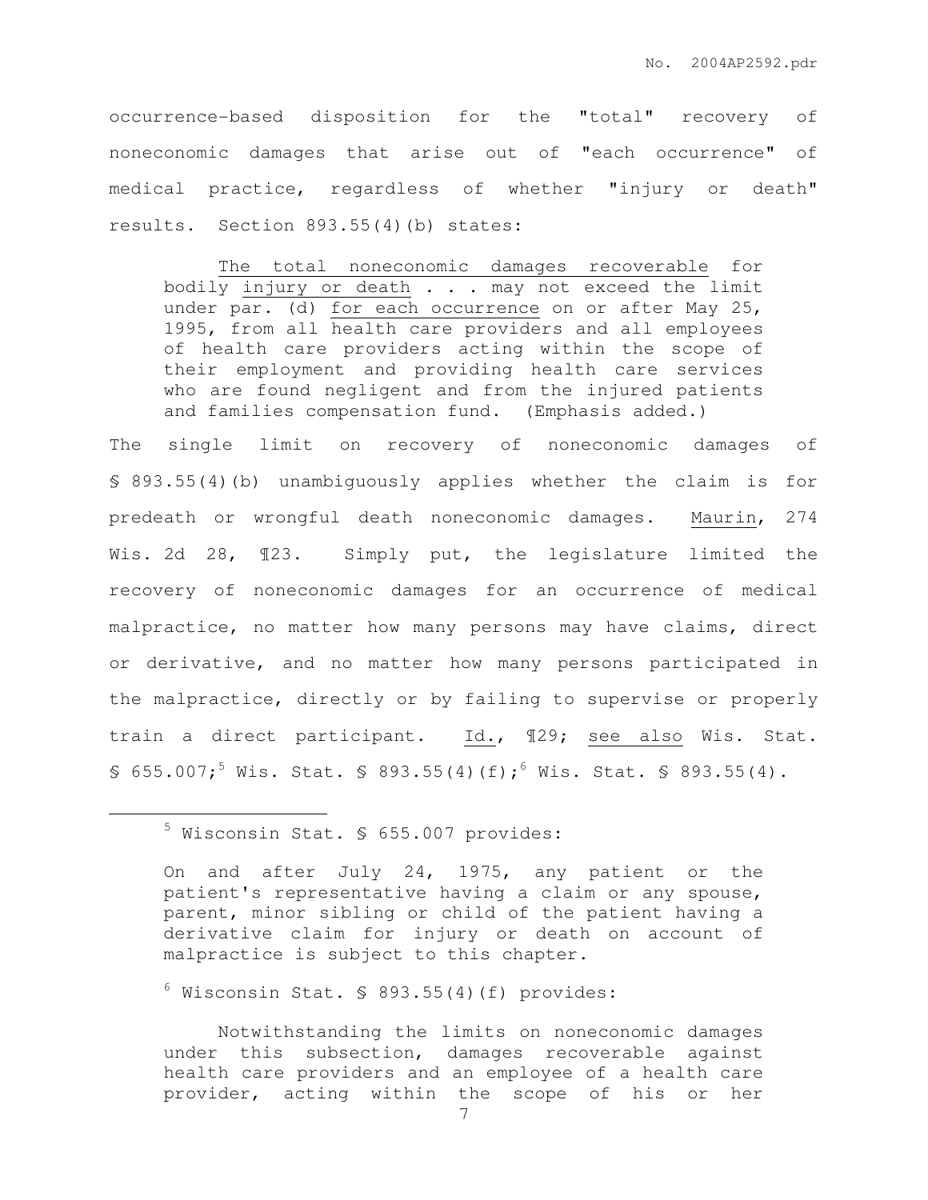occurrence-based disposition for the "total" recovery of noneconomic damages that arise out of "each occurrence" of medical practice, regardless of whether "injury or death" results. Section 893.55(4)(b) states:

> <u>The total noneconomic damages recoverable</u> for bodily <u>injury or death</u> . . . may not exceed the limit under par. (d) <u>for each occurrence</u> on or after May 25, 1995, from all health care providers and all employees of health care providers acting within the scope of their employment and providing health care services who are found negligent and from the injured patients and families compensation fund. (Emphasis added.)

The single limit on recovery of noneconomic damages of § 893.55(4)(b) unambiguously applies whether the claim is for predeath or wrongful death noneconomic damages. <u>Maurin</u>, 274 Wis. 2d 28, ¶23. Simply put, the legislature limited the recovery of noneconomic damages for an occurrence of medical malpractice, no matter how many persons may have claims, direct or derivative, and no matter how many persons participated in the malpractice, directly or by failing to supervise or properly train a direct participant. <u>Id.</u>, ¶29; <u>see also</u> Wis. Stat. § 655.007;[5] Wis. Stat. § 893.55(4)(f);[6] Wis. Stat. § 893.55(4).

---

[5] Wisconsin Stat. § 655.007 provides:

> On and after July 24, 1975, any patient or the patient's representative having a claim or any spouse, parent, minor sibling or child of the patient having a derivative claim for injury or death on account of malpractice is subject to this chapter.

[6] Wisconsin Stat. § 893.55(4)(f) provides:

> Notwithstanding the limits on noneconomic damages under this subsection, damages recoverable against health care providers and an employee of a health care provider, acting within the scope of his or her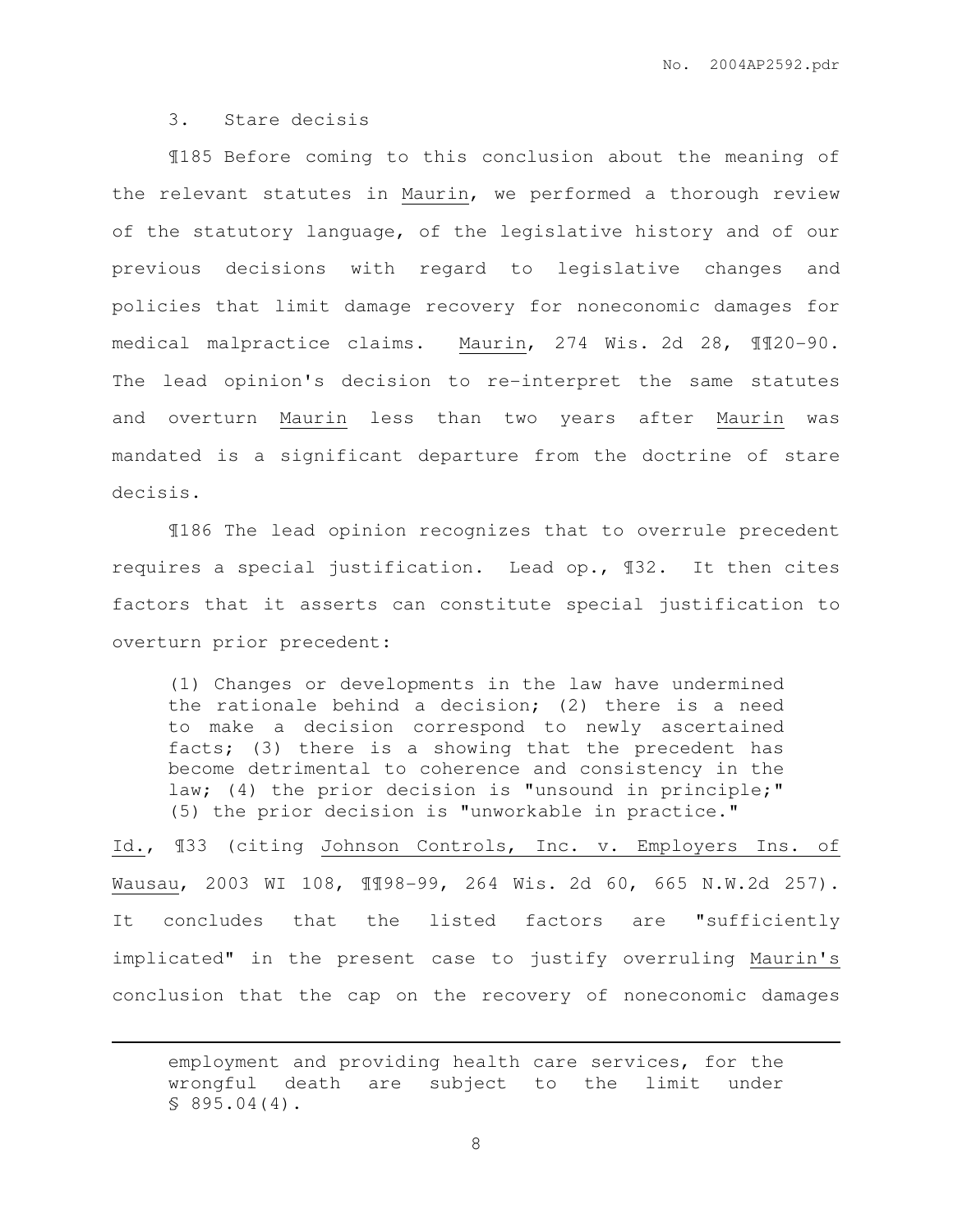3. Stare decisis

¶185 Before coming to this conclusion about the meaning of the relevant statutes in Maurin, we performed a thorough review of the statutory language, of the legislative history and of our previous decisions with regard to legislative changes and policies that limit damage recovery for noneconomic damages for medical malpractice claims. Maurin, 274 Wis. 2d 28, ¶¶20-90. The lead opinion's decision to re-interpret the same statutes and overturn Maurin less than two years after Maurin was mandated is a significant departure from the doctrine of stare decisis.

¶186 The lead opinion recognizes that to overrule precedent requires a special justification. Lead op., ¶32. It then cites factors that it asserts can constitute special justification to overturn prior precedent:

> (1) Changes or developments in the law have undermined the rationale behind a decision; (2) there is a need to make a decision correspond to newly ascertained facts; (3) there is a showing that the precedent has become detrimental to coherence and consistency in the law; (4) the prior decision is "unsound in principle;" (5) the prior decision is "unworkable in practice."

Id., ¶33 (citing Johnson Controls, Inc. v. Employers Ins. of Wausau, 2003 WI 108, ¶¶98-99, 264 Wis. 2d 60, 665 N.W.2d 257). It concludes that the listed factors are "sufficiently implicated" in the present case to justify overruling Maurin's conclusion that the cap on the recovery of noneconomic damages

---

> employment and providing health care services, for the wrongful death are subject to the limit under § 895.04(4).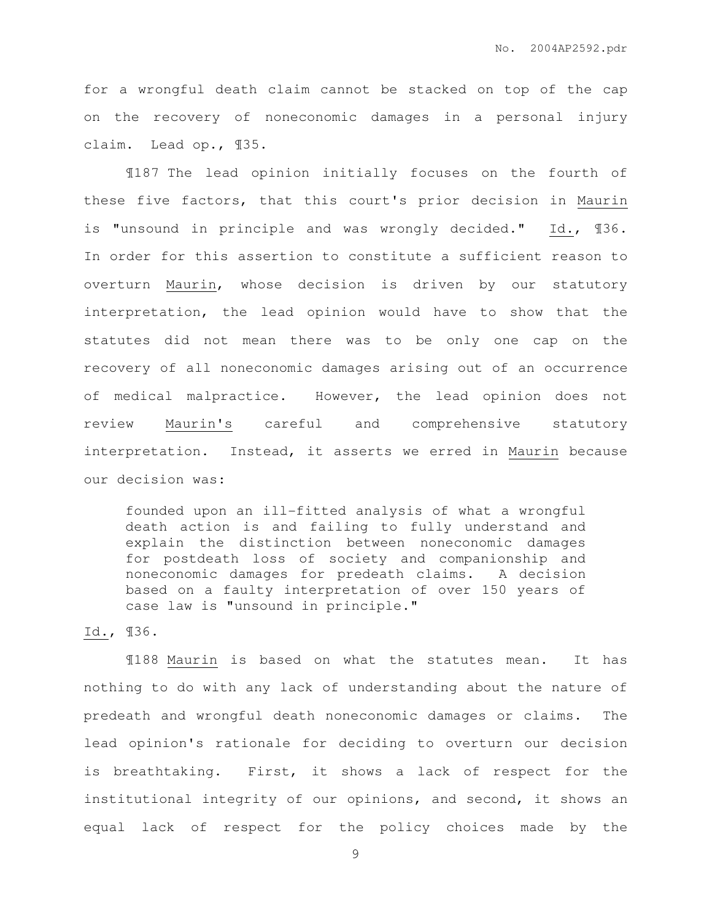for a wrongful death claim cannot be stacked on top of the cap on the recovery of noneconomic damages in a personal injury claim. Lead op., ¶35.

¶187 The lead opinion initially focuses on the fourth of these five factors, that this court's prior decision in Maurin is "unsound in principle and was wrongly decided." Id., ¶36. In order for this assertion to constitute a sufficient reason to overturn Maurin, whose decision is driven by our statutory interpretation, the lead opinion would have to show that the statutes did not mean there was to be only one cap on the recovery of all noneconomic damages arising out of an occurrence of medical malpractice. However, the lead opinion does not review Maurin's careful and comprehensive statutory interpretation. Instead, it asserts we erred in Maurin because our decision was:

> founded upon an ill-fitted analysis of what a wrongful death action is and failing to fully understand and explain the distinction between noneconomic damages for postdeath loss of society and companionship and noneconomic damages for predeath claims. A decision based on a faulty interpretation of over 150 years of case law is "unsound in principle."

Id., ¶36.

¶188 Maurin is based on what the statutes mean. It has nothing to do with any lack of understanding about the nature of predeath and wrongful death noneconomic damages or claims. The lead opinion's rationale for deciding to overturn our decision is breathtaking. First, it shows a lack of respect for the institutional integrity of our opinions, and second, it shows an equal lack of respect for the policy choices made by the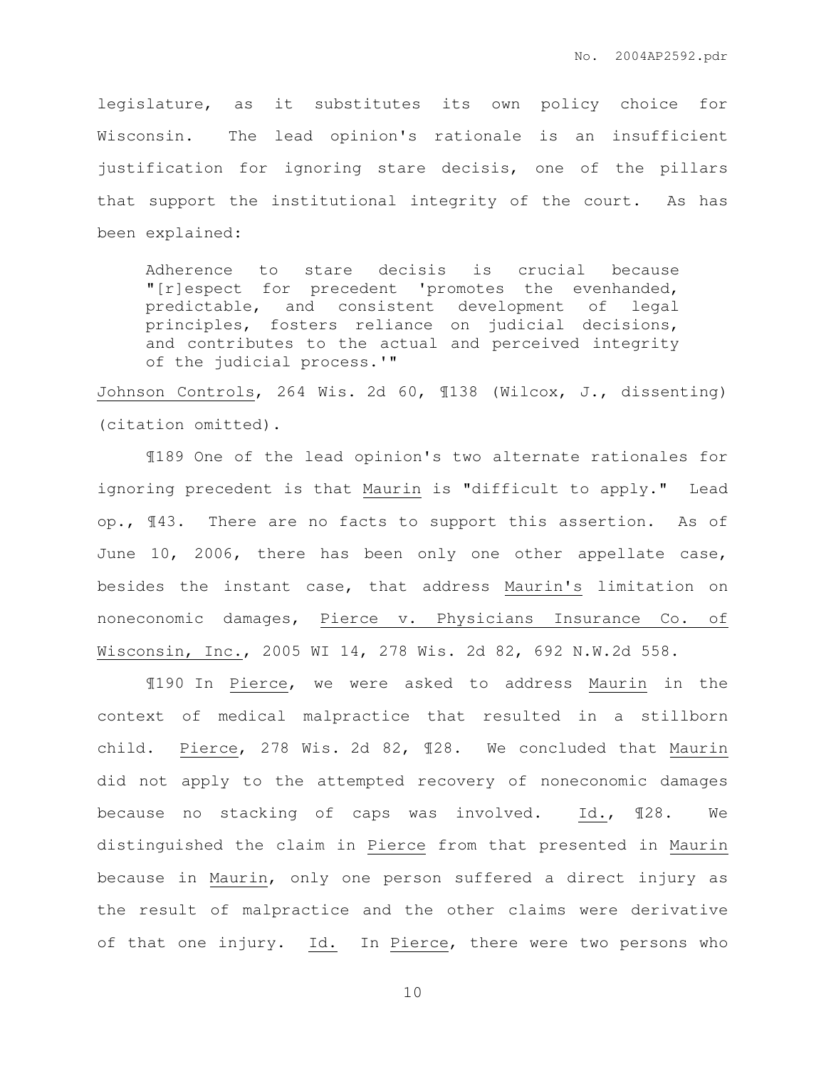legislature, as it substitutes its own policy choice for Wisconsin. The lead opinion's rationale is an insufficient justification for ignoring stare decisis, one of the pillars that support the institutional integrity of the court. As has been explained:

> Adherence to stare decisis is crucial because "[r]espect for precedent 'promotes the evenhanded, predictable, and consistent development of legal principles, fosters reliance on judicial decisions, and contributes to the actual and perceived integrity of the judicial process.'"

Johnson Controls, 264 Wis. 2d 60, ¶138 (Wilcox, J., dissenting) (citation omitted).

¶189 One of the lead opinion's two alternate rationales for ignoring precedent is that Maurin is "difficult to apply." Lead op., ¶43. There are no facts to support this assertion. As of June 10, 2006, there has been only one other appellate case, besides the instant case, that address Maurin's limitation on noneconomic damages, Pierce v. Physicians Insurance Co. of Wisconsin, Inc., 2005 WI 14, 278 Wis. 2d 82, 692 N.W.2d 558.

¶190 In Pierce, we were asked to address Maurin in the context of medical malpractice that resulted in a stillborn child. Pierce, 278 Wis. 2d 82, ¶28. We concluded that Maurin did not apply to the attempted recovery of noneconomic damages because no stacking of caps was involved. Id., ¶28. We distinguished the claim in Pierce from that presented in Maurin because in Maurin, only one person suffered a direct injury as the result of malpractice and the other claims were derivative of that one injury. Id. In Pierce, there were two persons who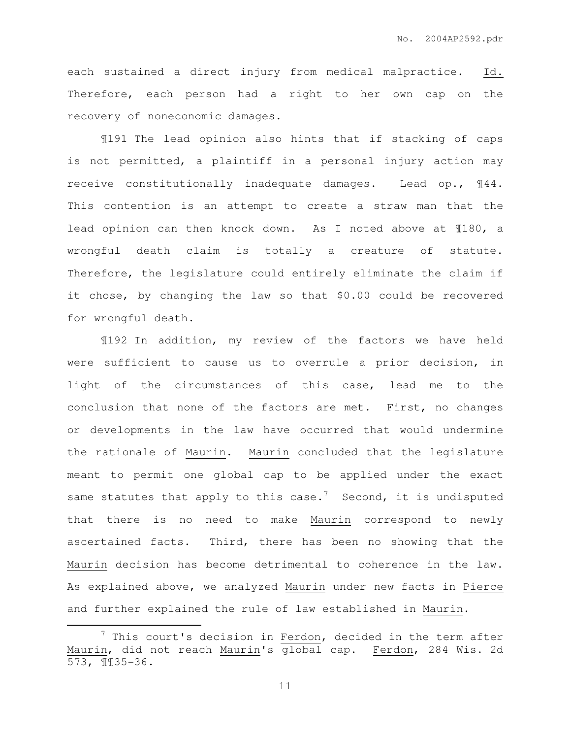each sustained a direct injury from medical malpractice. Id. Therefore, each person had a right to her own cap on the recovery of noneconomic damages.

¶191 The lead opinion also hints that if stacking of caps is not permitted, a plaintiff in a personal injury action may receive constitutionally inadequate damages. Lead op., ¶44. This contention is an attempt to create a straw man that the lead opinion can then knock down. As I noted above at ¶180, a wrongful death claim is totally a creature of statute. Therefore, the legislature could entirely eliminate the claim if it chose, by changing the law so that $0.00 could be recovered for wrongful death.

¶192 In addition, my review of the factors we have held were sufficient to cause us to overrule a prior decision, in light of the circumstances of this case, lead me to the conclusion that none of the factors are met. First, no changes or developments in the law have occurred that would undermine the rationale of Maurin. Maurin concluded that the legislature meant to permit one global cap to be applied under the exact same statutes that apply to this case.[7] Second, it is undisputed that there is no need to make Maurin correspond to newly ascertained facts. Third, there has been no showing that the Maurin decision has become detrimental to coherence in the law. As explained above, we analyzed Maurin under new facts in Pierce and further explained the rule of law established in Maurin.

[7] This court's decision in Ferdon, decided in the term after Maurin, did not reach Maurin's global cap. Ferdon, 284 Wis. 2d 573, ¶¶35-36.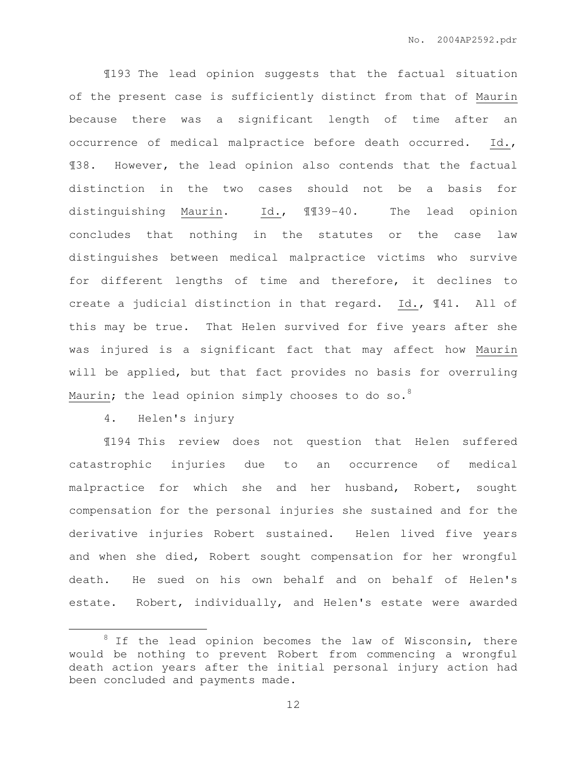¶193 The lead opinion suggests that the factual situation of the present case is sufficiently distinct from that of Maurin because there was a significant length of time after an occurrence of medical malpractice before death occurred. Id., ¶38. However, the lead opinion also contends that the factual distinction in the two cases should not be a basis for distinguishing Maurin. Id., ¶¶39-40. The lead opinion concludes that nothing in the statutes or the case law distinguishes between medical malpractice victims who survive for different lengths of time and therefore, it declines to create a judicial distinction in that regard. Id., ¶41. All of this may be true. That Helen survived for five years after she was injured is a significant fact that may affect how Maurin will be applied, but that fact provides no basis for overruling Maurin; the lead opinion simply chooses to do so.[8]

4. Helen's injury

¶194 This review does not question that Helen suffered catastrophic injuries due to an occurrence of medical malpractice for which she and her husband, Robert, sought compensation for the personal injuries she sustained and for the derivative injuries Robert sustained. Helen lived five years and when she died, Robert sought compensation for her wrongful death. He sued on his own behalf and on behalf of Helen's estate. Robert, individually, and Helen's estate were awarded

[8] If the lead opinion becomes the law of Wisconsin, there would be nothing to prevent Robert from commencing a wrongful death action years after the initial personal injury action had been concluded and payments made.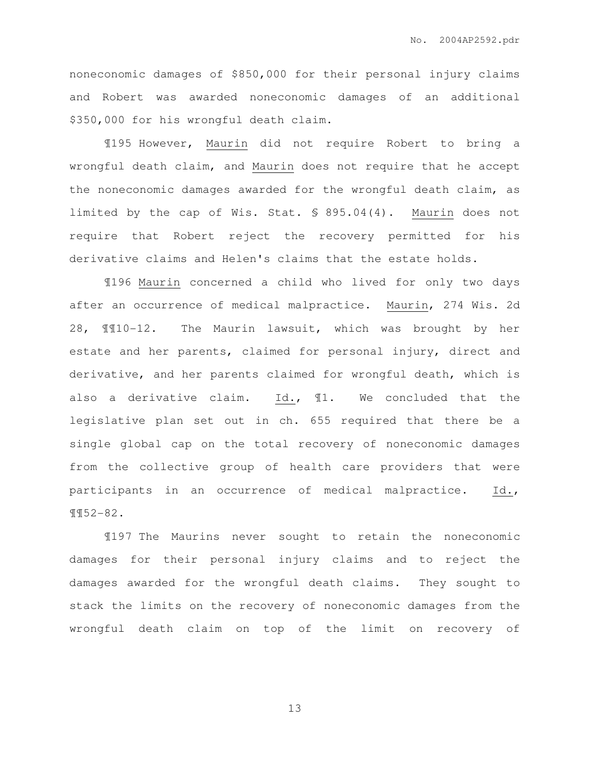noneconomic damages of $850,000 for their personal injury claims and Robert was awarded noneconomic damages of an additional $350,000 for his wrongful death claim.

¶195 However, Maurin did not require Robert to bring a wrongful death claim, and Maurin does not require that he accept the noneconomic damages awarded for the wrongful death claim, as limited by the cap of Wis. Stat. § 895.04(4). Maurin does not require that Robert reject the recovery permitted for his derivative claims and Helen's claims that the estate holds.

¶196 Maurin concerned a child who lived for only two days after an occurrence of medical malpractice. Maurin, 274 Wis. 2d 28, ¶¶10-12. The Maurin lawsuit, which was brought by her estate and her parents, claimed for personal injury, direct and derivative, and her parents claimed for wrongful death, which is also a derivative claim. Id., ¶1. We concluded that the legislative plan set out in ch. 655 required that there be a single global cap on the total recovery of noneconomic damages from the collective group of health care providers that were participants in an occurrence of medical malpractice. Id., ¶¶52-82.

¶197 The Maurins never sought to retain the noneconomic damages for their personal injury claims and to reject the damages awarded for the wrongful death claims. They sought to stack the limits on the recovery of noneconomic damages from the wrongful death claim on top of the limit on recovery of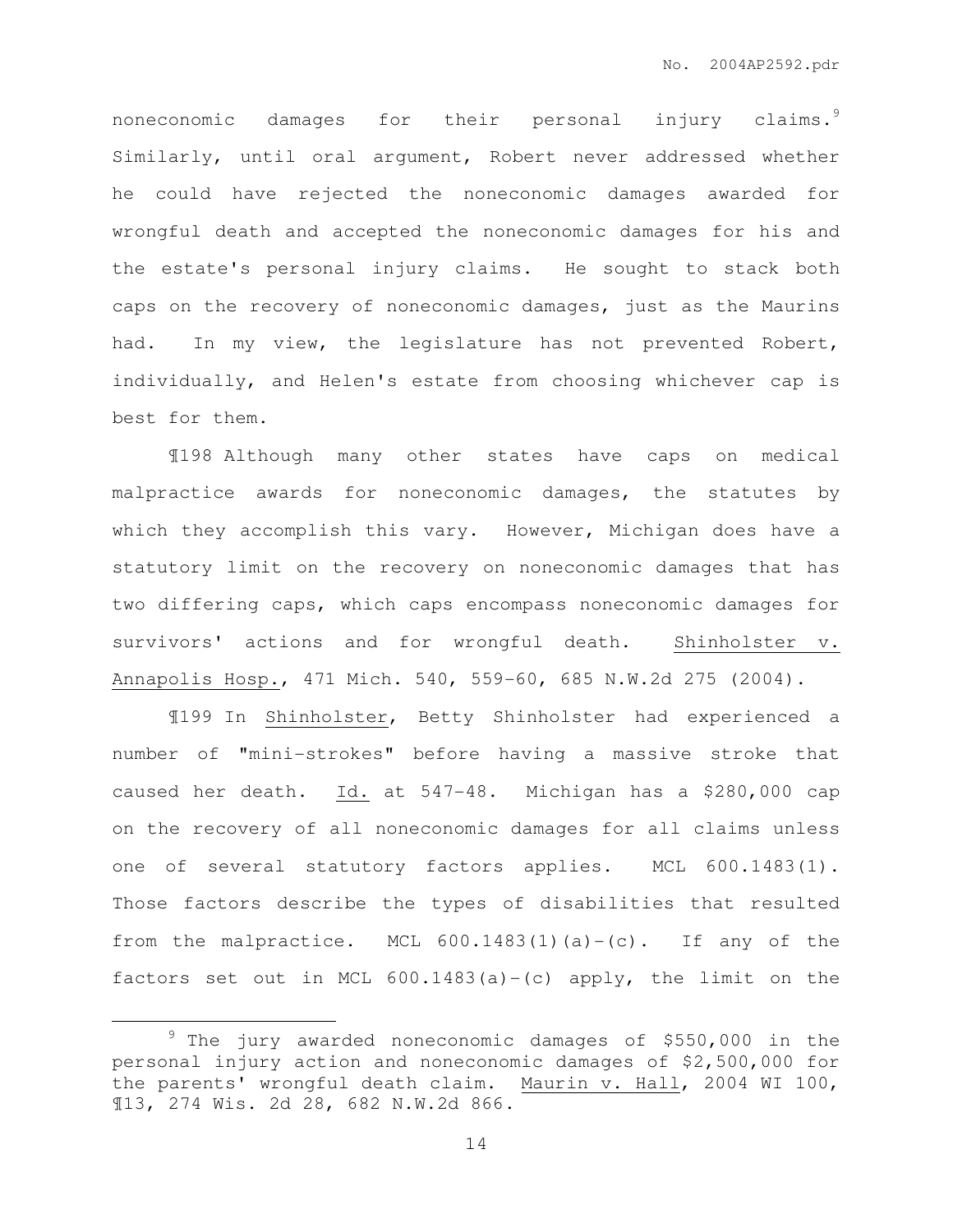noneconomic damages for their personal injury claims.[9] Similarly, until oral argument, Robert never addressed whether he could have rejected the noneconomic damages awarded for wrongful death and accepted the noneconomic damages for his and the estate's personal injury claims. He sought to stack both caps on the recovery of noneconomic damages, just as the Maurins had. In my view, the legislature has not prevented Robert, individually, and Helen's estate from choosing whichever cap is best for them.

¶198 Although many other states have caps on medical malpractice awards for noneconomic damages, the statutes by which they accomplish this vary. However, Michigan does have a statutory limit on the recovery on noneconomic damages that has two differing caps, which caps encompass noneconomic damages for survivors' actions and for wrongful death. Shinholster v. Annapolis Hosp., 471 Mich. 540, 559-60, 685 N.W.2d 275 (2004).

¶199 In Shinholster, Betty Shinholster had experienced a number of "mini-strokes" before having a massive stroke that caused her death. Id. at 547-48. Michigan has a $280,000 cap on the recovery of all noneconomic damages for all claims unless one of several statutory factors applies. MCL 600.1483(1). Those factors describe the types of disabilities that resulted from the malpractice. MCL 600.1483(1)(a)-(c). If any of the factors set out in MCL 600.1483(a)-(c) apply, the limit on the

---

[9] The jury awarded noneconomic damages of $550,000 in the personal injury action and noneconomic damages of $2,500,000 for the parents' wrongful death claim. Maurin v. Hall, 2004 WI 100, ¶13, 274 Wis. 2d 28, 682 N.W.2d 866.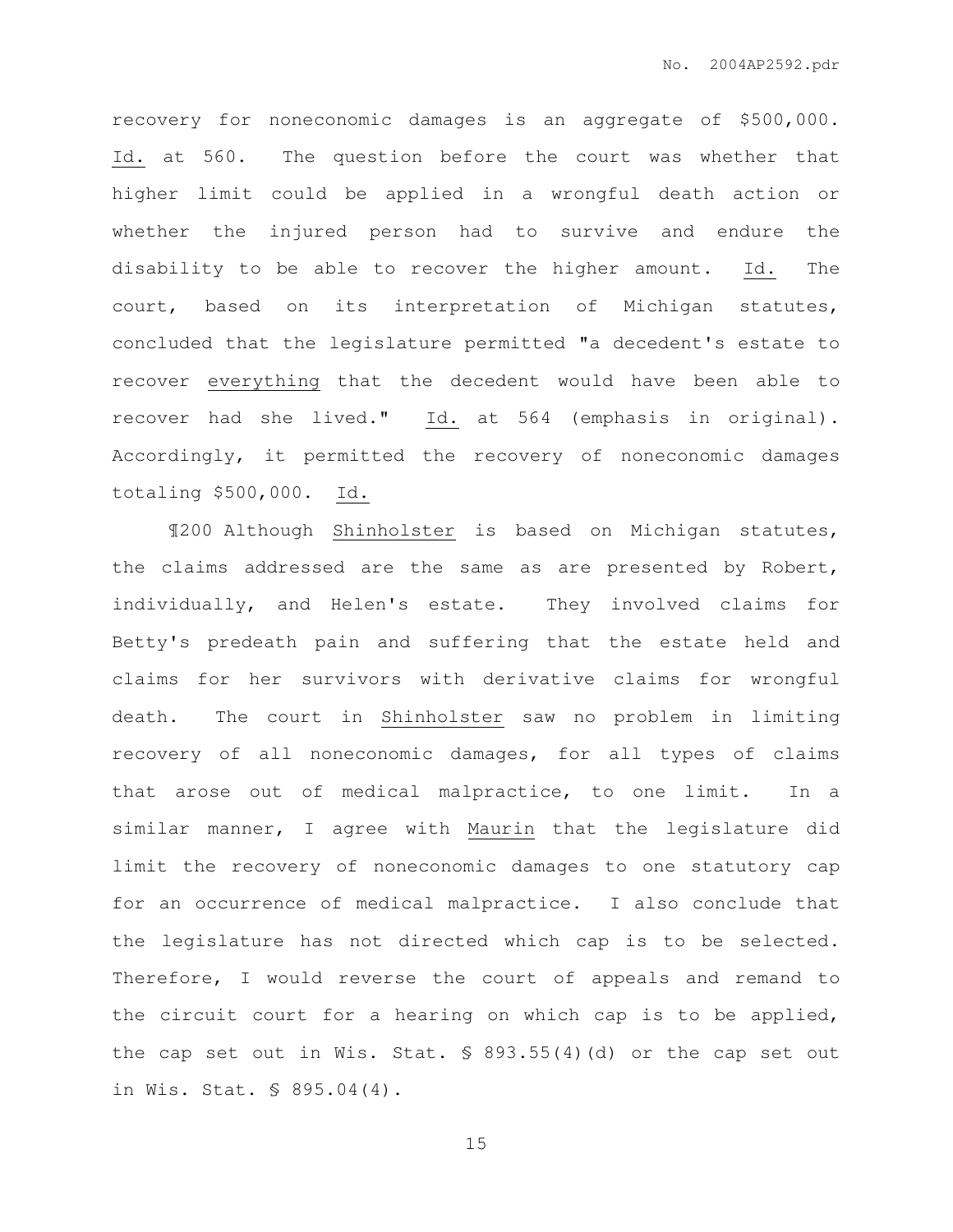recovery for noneconomic damages is an aggregate of $500,000. Id. at 560. The question before the court was whether that higher limit could be applied in a wrongful death action or whether the injured person had to survive and endure the disability to be able to recover the higher amount. Id. The court, based on its interpretation of Michigan statutes, concluded that the legislature permitted "a decedent's estate to recover everything that the decedent would have been able to recover had she lived." Id. at 564 (emphasis in original). Accordingly, it permitted the recovery of noneconomic damages totaling $500,000. Id.

¶200 Although Shinholster is based on Michigan statutes, the claims addressed are the same as are presented by Robert, individually, and Helen's estate. They involved claims for Betty's predeath pain and suffering that the estate held and claims for her survivors with derivative claims for wrongful death. The court in Shinholster saw no problem in limiting recovery of all noneconomic damages, for all types of claims that arose out of medical malpractice, to one limit. In a similar manner, I agree with Maurin that the legislature did limit the recovery of noneconomic damages to one statutory cap for an occurrence of medical malpractice. I also conclude that the legislature has not directed which cap is to be selected. Therefore, I would reverse the court of appeals and remand to the circuit court for a hearing on which cap is to be applied, the cap set out in Wis. Stat. § 893.55(4)(d) or the cap set out in Wis. Stat. § 895.04(4).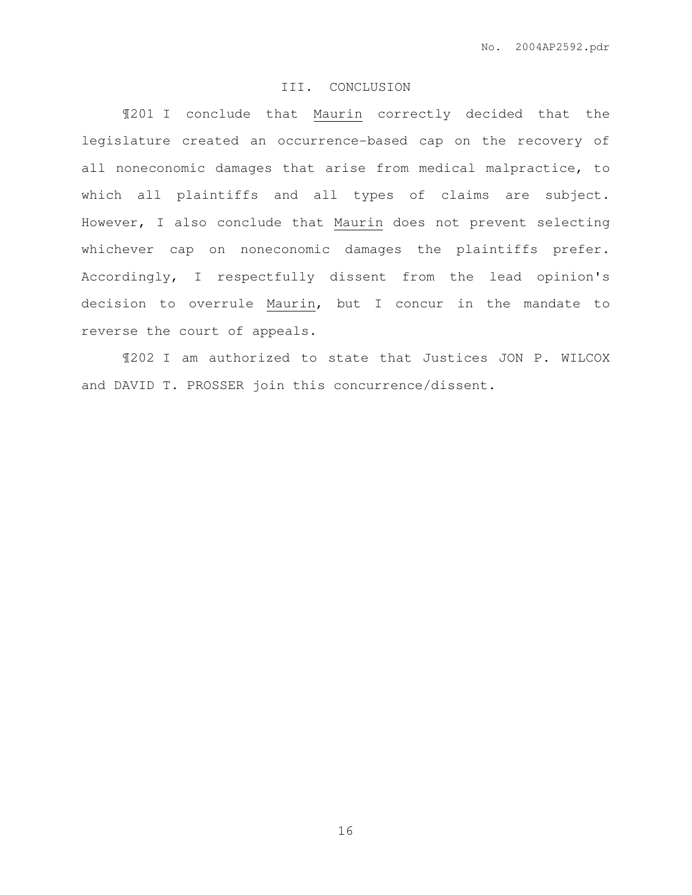## III. CONCLUSION

¶201 I conclude that Maurin correctly decided that the legislature created an occurrence-based cap on the recovery of all noneconomic damages that arise from medical malpractice, to which all plaintiffs and all types of claims are subject. However, I also conclude that Maurin does not prevent selecting whichever cap on noneconomic damages the plaintiffs prefer. Accordingly, I respectfully dissent from the lead opinion's decision to overrule Maurin, but I concur in the mandate to reverse the court of appeals.

¶202 I am authorized to state that Justices JON P. WILCOX and DAVID T. PROSSER join this concurrence/dissent.